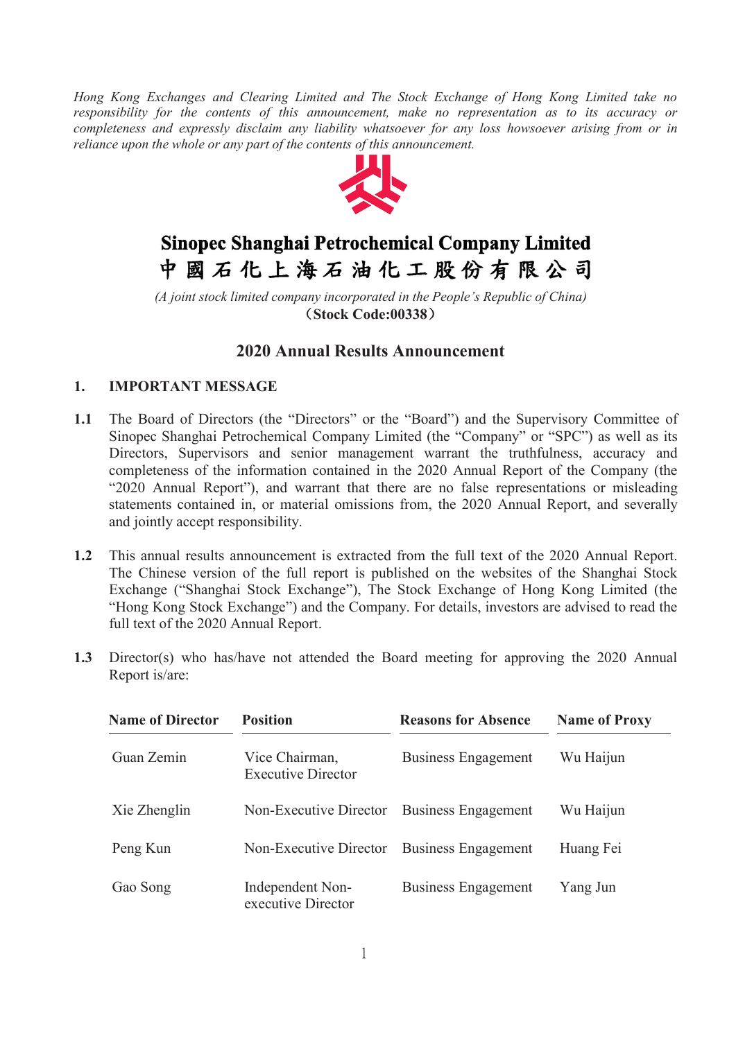*Hong Kong Exchanges and Clearing Limited and The Stock Exchange of Hong Kong Limited take no responsibility for the contents of this announcement, make no representation as to its accuracy or completeness and expressly disclaim any liability whatsoever for any loss howsoever arising from or in reliance upon the whole or any part of the contents of this announcement.*

# Sinopec Shanghai Petrochemical Company Limited
# 中國石化上海石油化工股份有限公司

*(A joint stock limited company incorporated in the People's Republic of China)*

**（Stock Code:00338）**

## 2020 Annual Results Announcement

### 1. IMPORTANT MESSAGE

**1.1** The Board of Directors (the "Directors" or the "Board") and the Supervisory Committee of Sinopec Shanghai Petrochemical Company Limited (the "Company" or "SPC") as well as its Directors, Supervisors and senior management warrant the truthfulness, accuracy and completeness of the information contained in the 2020 Annual Report of the Company (the "2020 Annual Report"), and warrant that there are no false representations or misleading statements contained in, or material omissions from, the 2020 Annual Report, and severally and jointly accept responsibility.

**1.2** This annual results announcement is extracted from the full text of the 2020 Annual Report. The Chinese version of the full report is published on the websites of the Shanghai Stock Exchange ("Shanghai Stock Exchange"), The Stock Exchange of Hong Kong Limited (the "Hong Kong Stock Exchange") and the Company. For details, investors are advised to read the full text of the 2020 Annual Report.

**1.3** Director(s) who has/have not attended the Board meeting for approving the 2020 Annual Report is/are:

| Name of Director | Position | Reasons for Absence | Name of Proxy |
|---|---|---|---|
| Guan Zemin | Vice Chairman, Executive Director | Business Engagement | Wu Haijun |
| Xie Zhenglin | Non-Executive Director | Business Engagement | Wu Haijun |
| Peng Kun | Non-Executive Director | Business Engagement | Huang Fei |
| Gao Song | Independent Non-executive Director | Business Engagement | Yang Jun |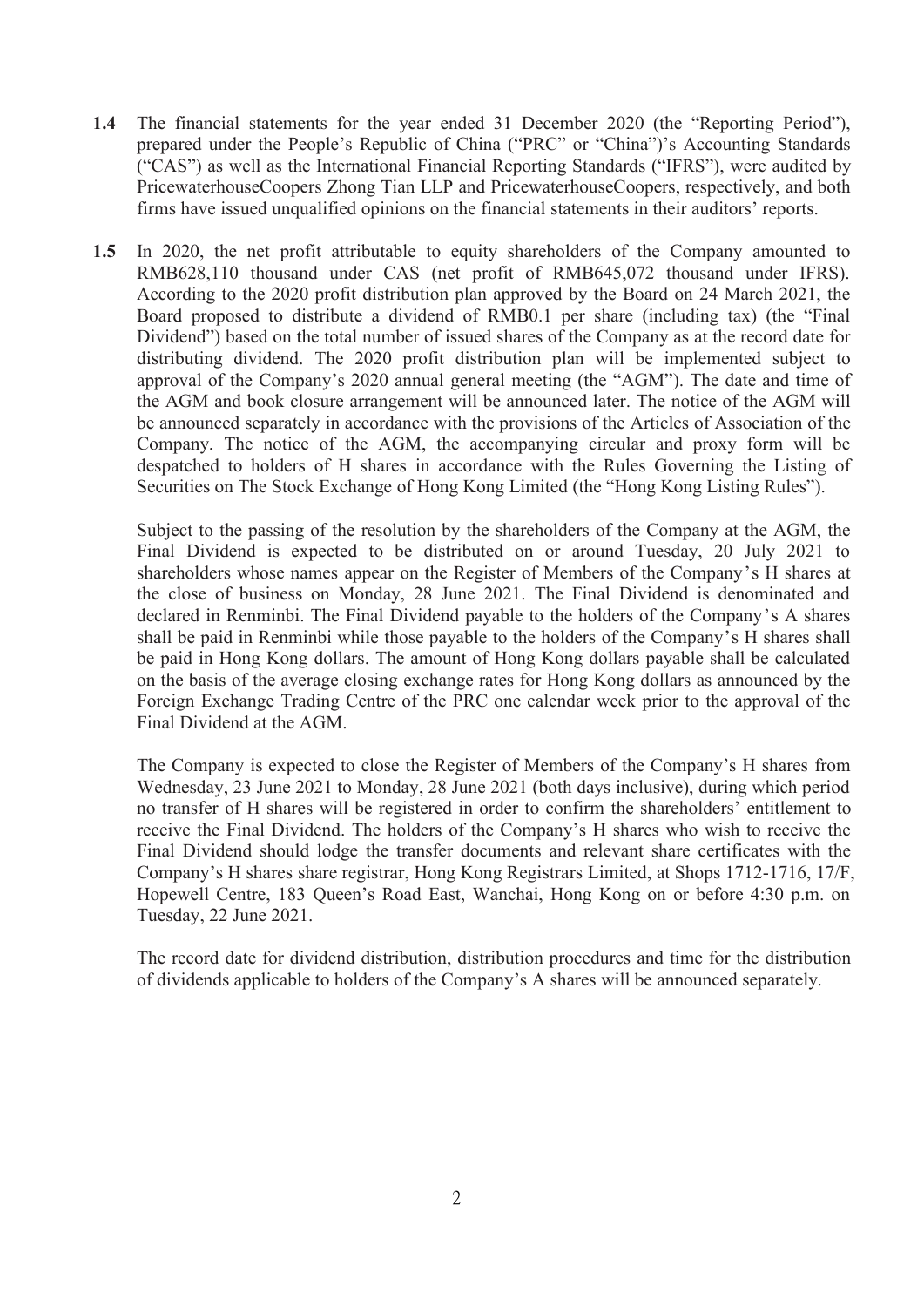**1.4** The financial statements for the year ended 31 December 2020 (the "Reporting Period"), prepared under the People's Republic of China ("PRC" or "China")'s Accounting Standards ("CAS") as well as the International Financial Reporting Standards ("IFRS"), were audited by PricewaterhouseCoopers Zhong Tian LLP and PricewaterhouseCoopers, respectively, and both firms have issued unqualified opinions on the financial statements in their auditors' reports.

**1.5** In 2020, the net profit attributable to equity shareholders of the Company amounted to RMB628,110 thousand under CAS (net profit of RMB645,072 thousand under IFRS). According to the 2020 profit distribution plan approved by the Board on 24 March 2021, the Board proposed to distribute a dividend of RMB0.1 per share (including tax) (the "Final Dividend") based on the total number of issued shares of the Company as at the record date for distributing dividend. The 2020 profit distribution plan will be implemented subject to approval of the Company's 2020 annual general meeting (the "AGM"). The date and time of the AGM and book closure arrangement will be announced later. The notice of the AGM will be announced separately in accordance with the provisions of the Articles of Association of the Company. The notice of the AGM, the accompanying circular and proxy form will be despatched to holders of H shares in accordance with the Rules Governing the Listing of Securities on The Stock Exchange of Hong Kong Limited (the "Hong Kong Listing Rules").

Subject to the passing of the resolution by the shareholders of the Company at the AGM, the Final Dividend is expected to be distributed on or around Tuesday, 20 July 2021 to shareholders whose names appear on the Register of Members of the Company's H shares at the close of business on Monday, 28 June 2021. The Final Dividend is denominated and declared in Renminbi. The Final Dividend payable to the holders of the Company's A shares shall be paid in Renminbi while those payable to the holders of the Company's H shares shall be paid in Hong Kong dollars. The amount of Hong Kong dollars payable shall be calculated on the basis of the average closing exchange rates for Hong Kong dollars as announced by the Foreign Exchange Trading Centre of the PRC one calendar week prior to the approval of the Final Dividend at the AGM.

The Company is expected to close the Register of Members of the Company's H shares from Wednesday, 23 June 2021 to Monday, 28 June 2021 (both days inclusive), during which period no transfer of H shares will be registered in order to confirm the shareholders' entitlement to receive the Final Dividend. The holders of the Company's H shares who wish to receive the Final Dividend should lodge the transfer documents and relevant share certificates with the Company's H shares share registrar, Hong Kong Registrars Limited, at Shops 1712-1716, 17/F, Hopewell Centre, 183 Queen's Road East, Wanchai, Hong Kong on or before 4:30 p.m. on Tuesday, 22 June 2021.

The record date for dividend distribution, distribution procedures and time for the distribution of dividends applicable to holders of the Company's A shares will be announced separately.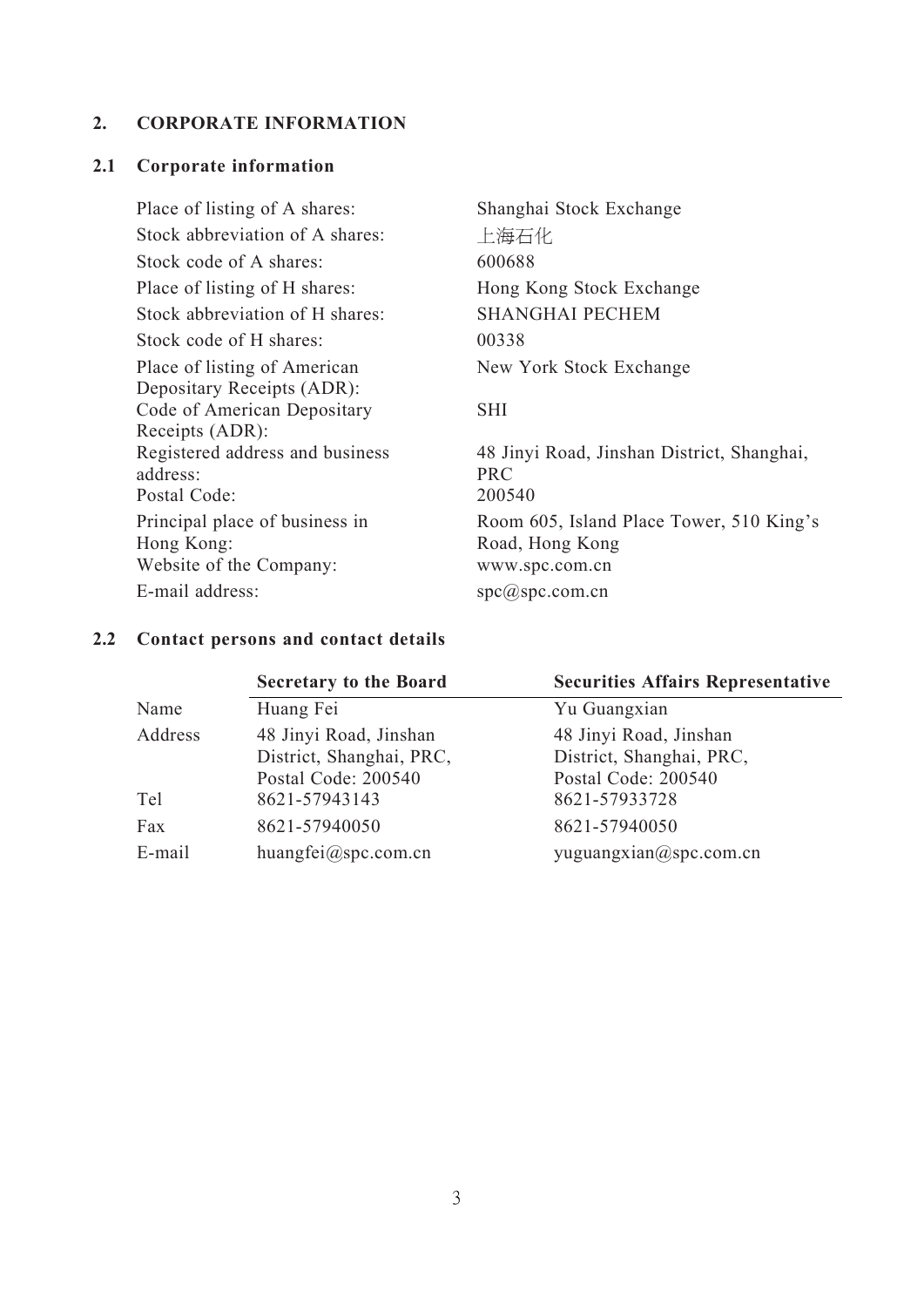## 2. CORPORATE INFORMATION

### 2.1 Corporate information

| | |
|---|---|
| Place of listing of A shares: | Shanghai Stock Exchange |
| Stock abbreviation of A shares: | 上海石化 |
| Stock code of A shares: | 600688 |
| Place of listing of H shares: | Hong Kong Stock Exchange |
| Stock abbreviation of H shares: | SHANGHAI PECHEM |
| Stock code of H shares: | 00338 |
| Place of listing of American Depositary Receipts (ADR): | New York Stock Exchange |
| Code of American Depositary Receipts (ADR): | SHI |
| Registered address and business address: | 48 Jinyi Road, Jinshan District, Shanghai, PRC |
| Postal Code: | 200540 |
| Principal place of business in Hong Kong: | Room 605, Island Place Tower, 510 King's Road, Hong Kong |
| Website of the Company: | www.spc.com.cn |
| E-mail address: | spc@spc.com.cn |

### 2.2 Contact persons and contact details

| | Secretary to the Board | Securities Affairs Representative |
|---|---|---|
| Name | Huang Fei | Yu Guangxian |
| Address | 48 Jinyi Road, Jinshan District, Shanghai, PRC, Postal Code: 200540 | 48 Jinyi Road, Jinshan District, Shanghai, PRC, Postal Code: 200540 |
| Tel | 8621-57943143 | 8621-57933728 |
| Fax | 8621-57940050 | 8621-57940050 |
| E-mail | huangfei@spc.com.cn | yuguangxian@spc.com.cn |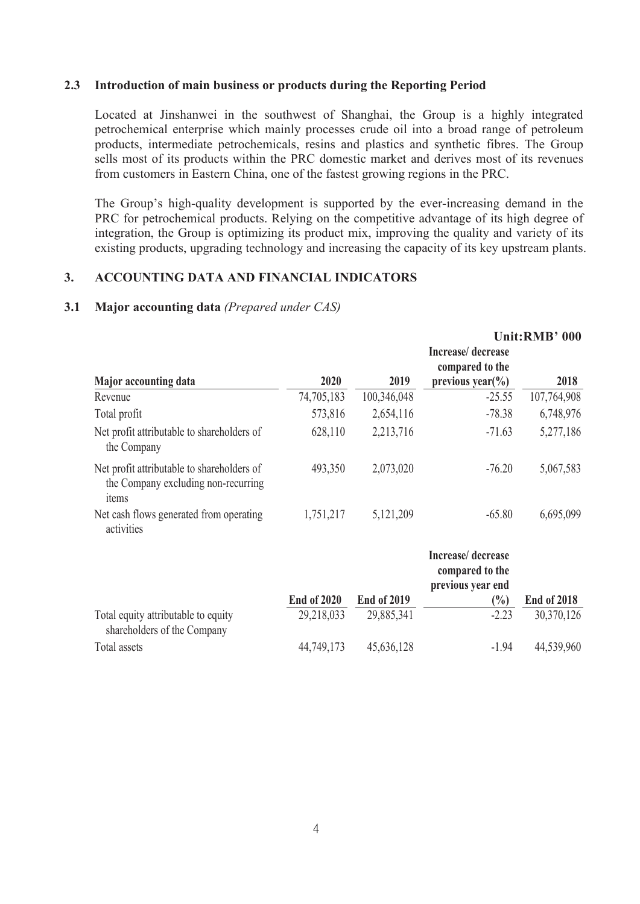### 2.3 Introduction of main business or products during the Reporting Period

Located at Jinshanwei in the southwest of Shanghai, the Group is a highly integrated petrochemical enterprise which mainly processes crude oil into a broad range of petroleum products, intermediate petrochemicals, resins and plastics and synthetic fibres. The Group sells most of its products within the PRC domestic market and derives most of its revenues from customers in Eastern China, one of the fastest growing regions in the PRC.

The Group's high-quality development is supported by the ever-increasing demand in the PRC for petrochemical products. Relying on the competitive advantage of its high degree of integration, the Group is optimizing its product mix, improving the quality and variety of its existing products, upgrading technology and increasing the capacity of its key upstream plants.

## 3. ACCOUNTING DATA AND FINANCIAL INDICATORS

### 3.1 Major accounting data *(Prepared under CAS)*

**Unit:RMB' 000**

| Major accounting data | 2020 | 2019 | Increase/ decrease compared to the previous year(%) | 2018 |
|---|---|---|---|---|
| Revenue | 74,705,183 | 100,346,048 | -25.55 | 107,764,908 |
| Total profit | 573,816 | 2,654,116 | -78.38 | 6,748,976 |
| Net profit attributable to shareholders of the Company | 628,110 | 2,213,716 | -71.63 | 5,277,186 |
| Net profit attributable to shareholders of the Company excluding non-recurring items | 493,350 | 2,073,020 | -76.20 | 5,067,583 |
| Net cash flows generated from operating activities | 1,751,217 | 5,121,209 | -65.80 | 6,695,099 |

| | End of 2020 | End of 2019 | Increase/ decrease compared to the previous year end (%) | End of 2018 |
|---|---|---|---|---|
| Total equity attributable to equity shareholders of the Company | 29,218,033 | 29,885,341 | -2.23 | 30,370,126 |
| Total assets | 44,749,173 | 45,636,128 | -1.94 | 44,539,960 |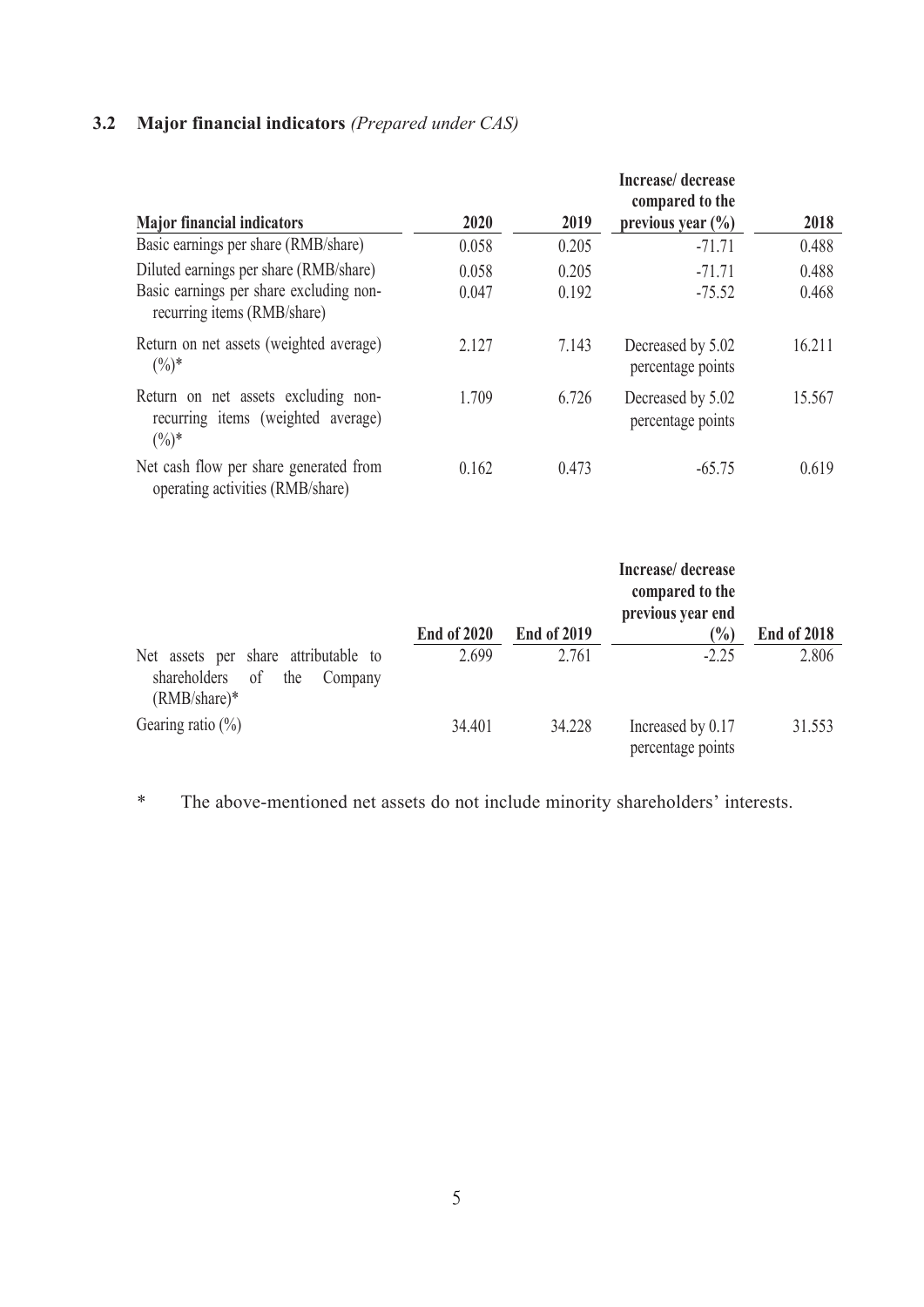## 3.2 Major financial indicators *(Prepared under CAS)*

| Major financial indicators | 2020 | 2019 | Increase/ decrease compared to the previous year (%) | 2018 |
|---|---|---|---|---|
| Basic earnings per share (RMB/share) | 0.058 | 0.205 | -71.71 | 0.488 |
| Diluted earnings per share (RMB/share) | 0.058 | 0.205 | -71.71 | 0.488 |
| Basic earnings per share excluding non-recurring items (RMB/share) | 0.047 | 0.192 | -75.52 | 0.468 |
| Return on net assets (weighted average) (%)* | 2.127 | 7.143 | Decreased by 5.02 percentage points | 16.211 |
| Return on net assets excluding non-recurring items (weighted average) (%)* | 1.709 | 6.726 | Decreased by 5.02 percentage points | 15.567 |
| Net cash flow per share generated from operating activities (RMB/share) | 0.162 | 0.473 | -65.75 | 0.619 |

| | End of 2020 | End of 2019 | Increase/ decrease compared to the previous year end (%) | End of 2018 |
|---|---|---|---|---|
| Net assets per share attributable to shareholders of the Company (RMB/share)* | 2.699 | 2.761 | -2.25 | 2.806 |
| Gearing ratio (%) | 34.401 | 34.228 | Increased by 0.17 percentage points | 31.553 |

\* The above-mentioned net assets do not include minority shareholders' interests.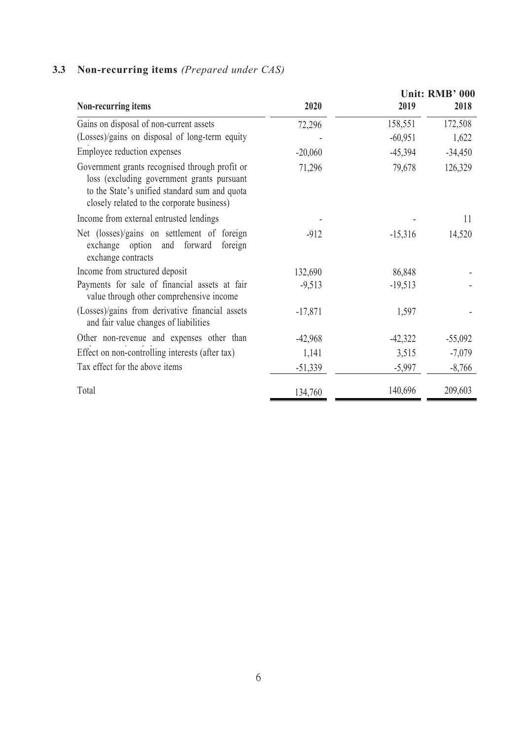### 3.3 Non-recurring items *(Prepared under CAS)*

Unit: RMB' 000

| Non-recurring items | 2020 | 2019 | 2018 |
|---|---|---|---|
| Gains on disposal of non-current assets | 72,296 | 158,551 | 172,508 |
| (Losses)/gains on disposal of long-term equity | - | -60,951 | 1,622 |
| Employee reduction expenses | -20,060 | -45,394 | -34,450 |
| Government grants recognised through profit or loss (excluding government grants pursuant to the State's unified standard sum and quota closely related to the corporate business) | 71,296 | 79,678 | 126,329 |
| Income from external entrusted lendings | - | - | 11 |
| Net (losses)/gains on settlement of foreign exchange option and forward foreign exchange contracts | -912 | -15,316 | 14,520 |
| Income from structured deposit | 132,690 | 86,848 | - |
| Payments for sale of financial assets at fair value through other comprehensive income | -9,513 | -19,513 | - |
| (Losses)/gains from derivative financial assets and fair value changes of liabilities | -17,871 | 1,597 | - |
| Other non-revenue and expenses other than | -42,968 | -42,322 | -55,092 |
| Effect on non-controlling interests (after tax) | 1,141 | 3,515 | -7,079 |
| Tax effect for the above items | -51,339 | -5,997 | -8,766 |
| Total | 134,760 | 140,696 | 209,603 |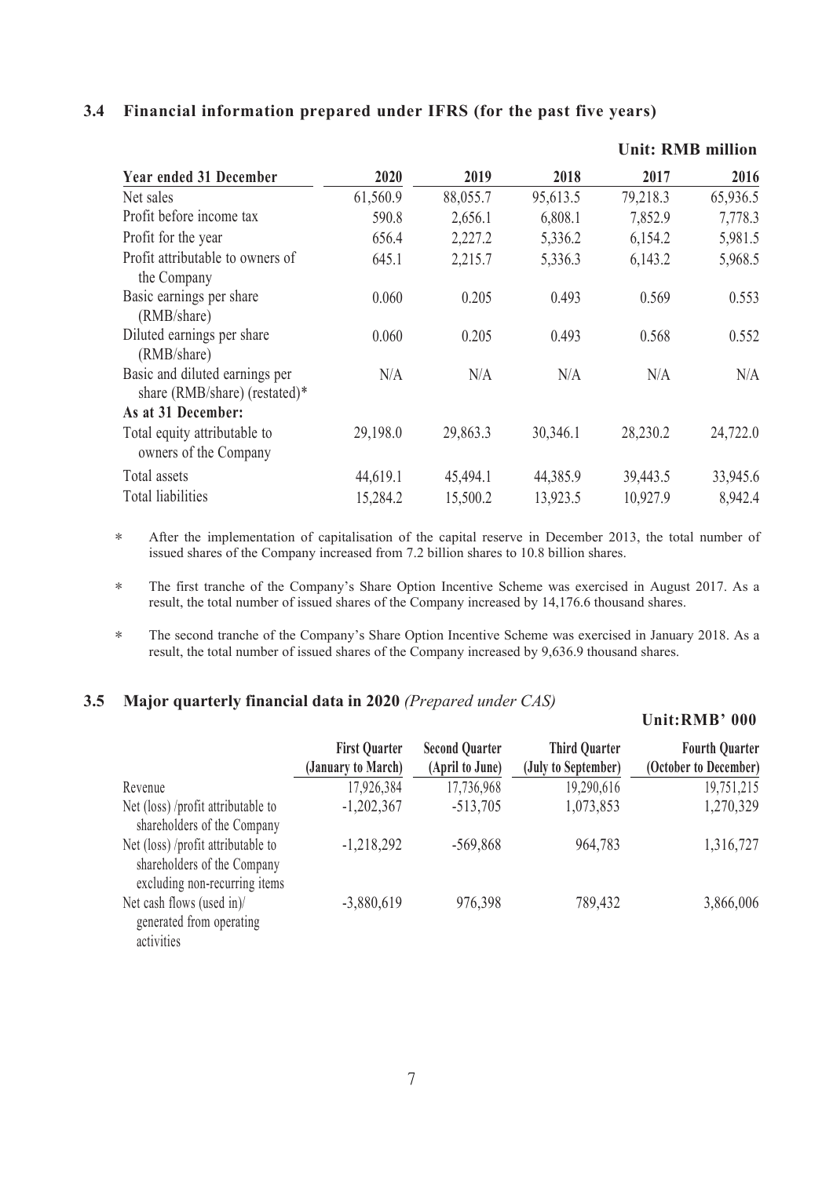### 3.4 Financial information prepared under IFRS (for the past five years)

**Unit: RMB million**

| Year ended 31 December | 2020 | 2019 | 2018 | 2017 | 2016 |
|---|---|---|---|---|---|
| Net sales | 61,560.9 | 88,055.7 | 95,613.5 | 79,218.3 | 65,936.5 |
| Profit before income tax | 590.8 | 2,656.1 | 6,808.1 | 7,852.9 | 7,778.3 |
| Profit for the year | 656.4 | 2,227.2 | 5,336.2 | 6,154.2 | 5,981.5 |
| Profit attributable to owners of the Company | 645.1 | 2,215.7 | 5,336.3 | 6,143.2 | 5,968.5 |
| Basic earnings per share (RMB/share) | 0.060 | 0.205 | 0.493 | 0.569 | 0.553 |
| Diluted earnings per share (RMB/share) | 0.060 | 0.205 | 0.493 | 0.568 | 0.552 |
| Basic and diluted earnings per share (RMB/share) (restated)* | N/A | N/A | N/A | N/A | N/A |
| **As at 31 December:** | | | | | |
| Total equity attributable to owners of the Company | 29,198.0 | 29,863.3 | 30,346.1 | 28,230.2 | 24,722.0 |
| Total assets | 44,619.1 | 45,494.1 | 44,385.9 | 39,443.5 | 33,945.6 |
| Total liabilities | 15,284.2 | 15,500.2 | 13,923.5 | 10,927.9 | 8,942.4 |

\* After the implementation of capitalisation of the capital reserve in December 2013, the total number of issued shares of the Company increased from 7.2 billion shares to 10.8 billion shares.

\* The first tranche of the Company's Share Option Incentive Scheme was exercised in August 2017. As a result, the total number of issued shares of the Company increased by 14,176.6 thousand shares.

\* The second tranche of the Company's Share Option Incentive Scheme was exercised in January 2018. As a result, the total number of issued shares of the Company increased by 9,636.9 thousand shares.

### 3.5 Major quarterly financial data in 2020 *(Prepared under CAS)*

**Unit:RMB' 000**

| | First Quarter (January to March) | Second Quarter (April to June) | Third Quarter (July to September) | Fourth Quarter (October to December) |
|---|---|---|---|---|
| Revenue | 17,926,384 | 17,736,968 | 19,290,616 | 19,751,215 |
| Net (loss) /profit attributable to shareholders of the Company | -1,202,367 | -513,705 | 1,073,853 | 1,270,329 |
| Net (loss) /profit attributable to shareholders of the Company excluding non-recurring items | -1,218,292 | -569,868 | 964,783 | 1,316,727 |
| Net cash flows (used in)/ generated from operating activities | -3,880,619 | 976,398 | 789,432 | 3,866,006 |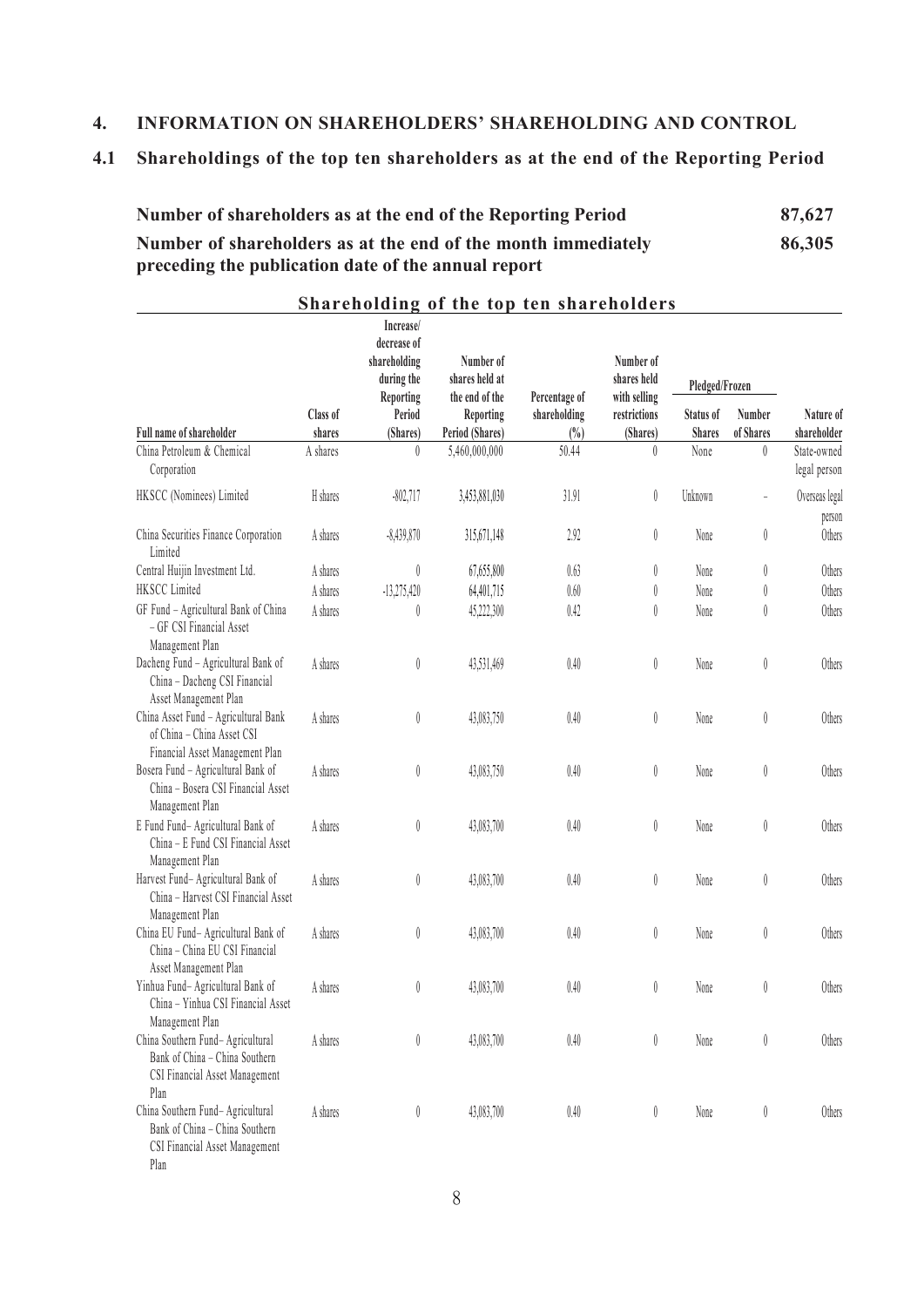## 4. INFORMATION ON SHAREHOLDERS' SHAREHOLDING AND CONTROL

### 4.1 Shareholdings of the top ten shareholders as at the end of the Reporting Period

| | |
|---|---|
| **Number of shareholders as at the end of the Reporting Period** | **87,627** |
| **Number of shareholders as at the end of the month immediately preceding the publication date of the annual report** | **86,305** |

**Shareholding of the top ten shareholders**

| Full name of shareholder | Class of shares | Increase/ decrease of shareholding during the Reporting Period (Shares) | Number of shares held at the end of the Reporting Period (Shares) | Percentage of shareholding (%) | Number of shares held with selling restrictions (Shares) | Pledged/Frozen | | Nature of shareholder |
|---|---|---|---|---|---|---|---|---|
| | | | | | | Status of Shares | Number of Shares | |
| China Petroleum & Chemical Corporation | A shares | 0 | 5,460,000,000 | 50.44 | 0 | None | 0 | State-owned legal person |
| HKSCC (Nominees) Limited | H shares | -802,717 | 3,453,881,030 | 31.91 | 0 | Unknown | – | Overseas legal person |
| China Securities Finance Corporation Limited | A shares | -8,439,870 | 315,671,148 | 2.92 | 0 | None | 0 | Others |
| Central Huijin Investment Ltd. | A shares | 0 | 67,655,800 | 0.63 | 0 | None | 0 | Others |
| HKSCC Limited | A shares | -13,275,420 | 64,401,715 | 0.60 | 0 | None | 0 | Others |
| GF Fund – Agricultural Bank of China – GF CSI Financial Asset Management Plan | A shares | 0 | 45,222,300 | 0.42 | 0 | None | 0 | Others |
| Dacheng Fund – Agricultural Bank of China – Dacheng CSI Financial Asset Management Plan | A shares | 0 | 43,531,469 | 0.40 | 0 | None | 0 | Others |
| China Asset Fund – Agricultural Bank of China – China Asset CSI Financial Asset Management Plan | A shares | 0 | 43,083,750 | 0.40 | 0 | None | 0 | Others |
| Bosera Fund – Agricultural Bank of China – Bosera CSI Financial Asset Management Plan | A shares | 0 | 43,083,750 | 0.40 | 0 | None | 0 | Others |
| E Fund Fund– Agricultural Bank of China – E Fund CSI Financial Asset Management Plan | A shares | 0 | 43,083,700 | 0.40 | 0 | None | 0 | Others |
| Harvest Fund– Agricultural Bank of China – Harvest CSI Financial Asset Management Plan | A shares | 0 | 43,083,700 | 0.40 | 0 | None | 0 | Others |
| China EU Fund– Agricultural Bank of China – China EU CSI Financial Asset Management Plan | A shares | 0 | 43,083,700 | 0.40 | 0 | None | 0 | Others |
| Yinhua Fund– Agricultural Bank of China – Yinhua CSI Financial Asset Management Plan | A shares | 0 | 43,083,700 | 0.40 | 0 | None | 0 | Others |
| China Southern Fund– Agricultural Bank of China – China Southern CSI Financial Asset Management Plan | A shares | 0 | 43,083,700 | 0.40 | 0 | None | 0 | Others |
| China Southern Fund– Agricultural Bank of China – China Southern CSI Financial Asset Management Plan | A shares | 0 | 43,083,700 | 0.40 | 0 | None | 0 | Others |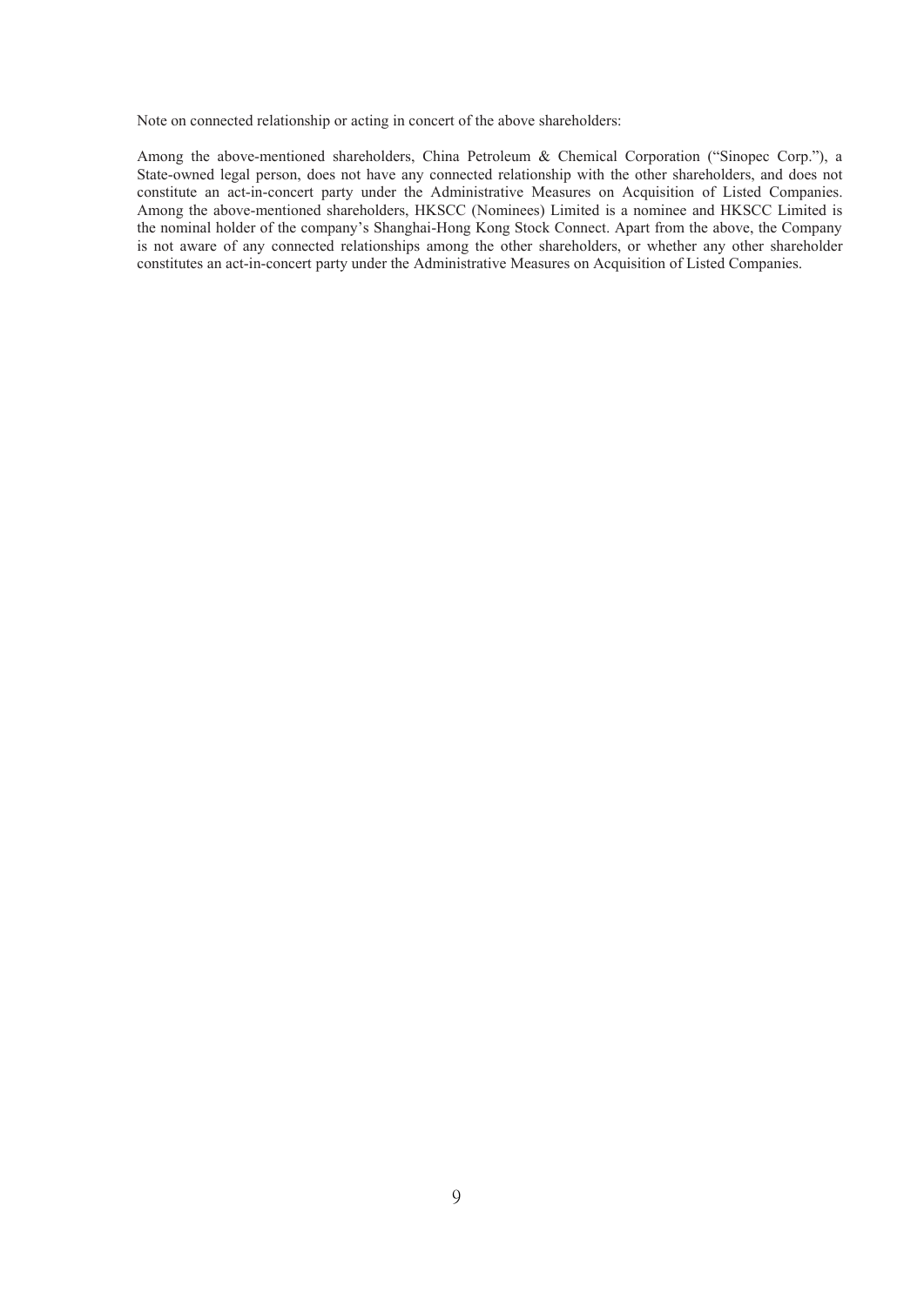Note on connected relationship or acting in concert of the above shareholders:

Among the above-mentioned shareholders, China Petroleum & Chemical Corporation ("Sinopec Corp."), a State-owned legal person, does not have any connected relationship with the other shareholders, and does not constitute an act-in-concert party under the Administrative Measures on Acquisition of Listed Companies. Among the above-mentioned shareholders, HKSCC (Nominees) Limited is a nominee and HKSCC Limited is the nominal holder of the company's Shanghai-Hong Kong Stock Connect. Apart from the above, the Company is not aware of any connected relationships among the other shareholders, or whether any other shareholder constitutes an act-in-concert party under the Administrative Measures on Acquisition of Listed Companies.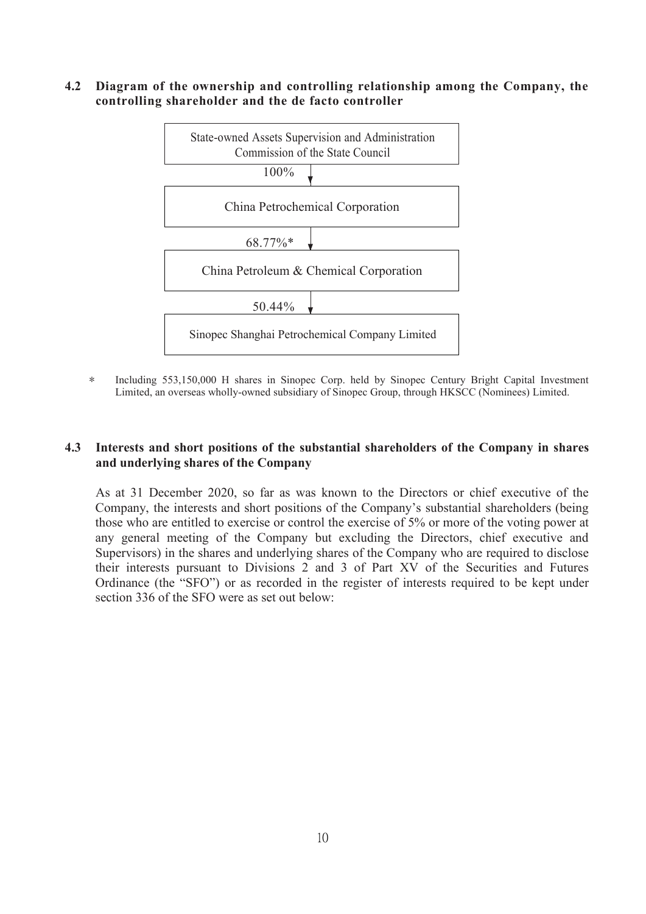## 4.2 Diagram of the ownership and controlling relationship among the Company, the controlling shareholder and the de facto controller

State-owned Assets Supervision and Administration Commission of the State Council

↓ 100%

China Petrochemical Corporation

↓ 68.77%*

China Petroleum & Chemical Corporation

↓ 50.44%

Sinopec Shanghai Petrochemical Company Limited

\* Including 553,150,000 H shares in Sinopec Corp. held by Sinopec Century Bright Capital Investment Limited, an overseas wholly-owned subsidiary of Sinopec Group, through HKSCC (Nominees) Limited.

## 4.3 Interests and short positions of the substantial shareholders of the Company in shares and underlying shares of the Company

As at 31 December 2020, so far as was known to the Directors or chief executive of the Company, the interests and short positions of the Company's substantial shareholders (being those who are entitled to exercise or control the exercise of 5% or more of the voting power at any general meeting of the Company but excluding the Directors, chief executive and Supervisors) in the shares and underlying shares of the Company who are required to disclose their interests pursuant to Divisions 2 and 3 of Part XV of the Securities and Futures Ordinance (the "SFO") or as recorded in the register of interests required to be kept under section 336 of the SFO were as set out below: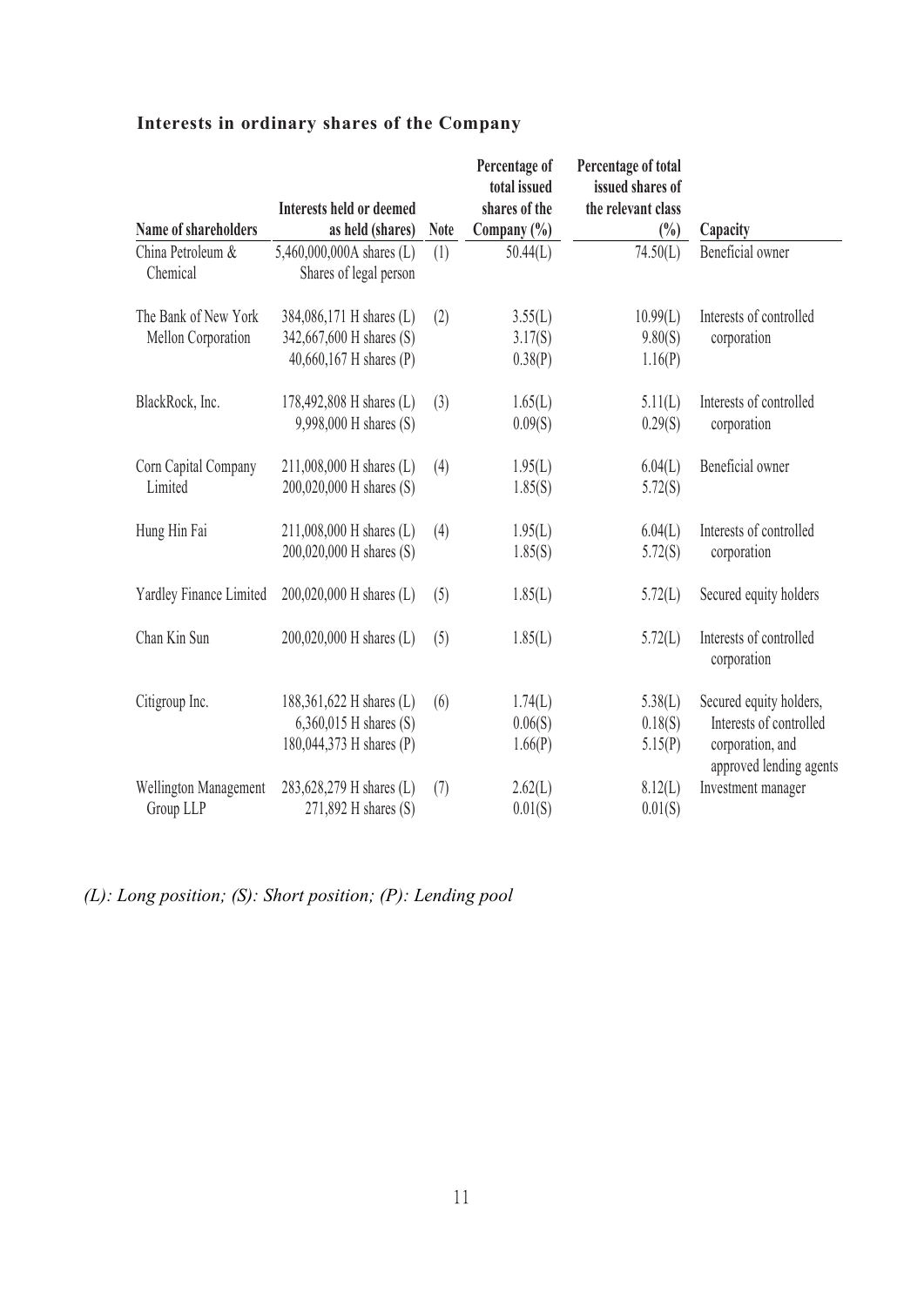## Interests in ordinary shares of the Company

| Name of shareholders | Interests held or deemed as held (shares) | Note | Percentage of total issued shares of the Company (%) | Percentage of total issued shares of the relevant class (%) | Capacity |
|---|---|---|---|---|---|
| China Petroleum & Chemical | 5,460,000,000A shares (L) Shares of legal person | (1) | 50.44(L) | 74.50(L) | Beneficial owner |
| The Bank of New York Mellon Corporation | 384,086,171 H shares (L)<br>342,667,600 H shares (S)<br>40,660,167 H shares (P) | (2) | 3.55(L)<br>3.17(S)<br>0.38(P) | 10.99(L)<br>9.80(S)<br>1.16(P) | Interests of controlled corporation |
| BlackRock, Inc. | 178,492,808 H shares (L)<br>9,998,000 H shares (S) | (3) | 1.65(L)<br>0.09(S) | 5.11(L)<br>0.29(S) | Interests of controlled corporation |
| Corn Capital Company Limited | 211,008,000 H shares (L)<br>200,020,000 H shares (S) | (4) | 1.95(L)<br>1.85(S) | 6.04(L)<br>5.72(S) | Beneficial owner |
| Hung Hin Fai | 211,008,000 H shares (L)<br>200,020,000 H shares (S) | (4) | 1.95(L)<br>1.85(S) | 6.04(L)<br>5.72(S) | Interests of controlled corporation |
| Yardley Finance Limited | 200,020,000 H shares (L) | (5) | 1.85(L) | 5.72(L) | Secured equity holders |
| Chan Kin Sun | 200,020,000 H shares (L) | (5) | 1.85(L) | 5.72(L) | Interests of controlled corporation |
| Citigroup Inc. | 188,361,622 H shares (L)<br>6,360,015 H shares (S)<br>180,044,373 H shares (P) | (6) | 1.74(L)<br>0.06(S)<br>1.66(P) | 5.38(L)<br>0.18(S)<br>5.15(P) | Secured equity holders, Interests of controlled corporation, and approved lending agents |
| Wellington Management Group LLP | 283,628,279 H shares (L)<br>271,892 H shares (S) | (7) | 2.62(L)<br>0.01(S) | 8.12(L)<br>0.01(S) | Investment manager |

*(L): Long position; (S): Short position; (P): Lending pool*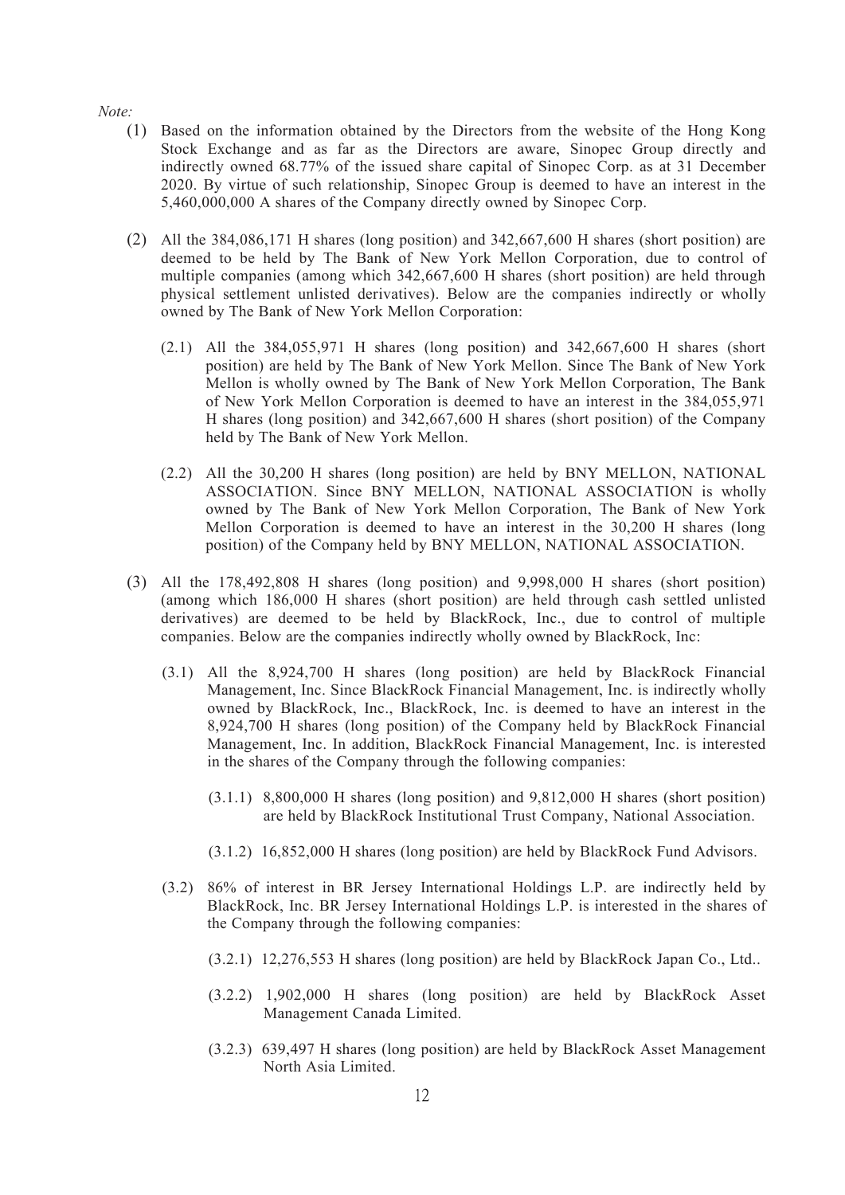*Note:*

(1) Based on the information obtained by the Directors from the website of the Hong Kong Stock Exchange and as far as the Directors are aware, Sinopec Group directly and indirectly owned 68.77% of the issued share capital of Sinopec Corp. as at 31 December 2020. By virtue of such relationship, Sinopec Group is deemed to have an interest in the 5,460,000,000 A shares of the Company directly owned by Sinopec Corp.

(2) All the 384,086,171 H shares (long position) and 342,667,600 H shares (short position) are deemed to be held by The Bank of New York Mellon Corporation, due to control of multiple companies (among which 342,667,600 H shares (short position) are held through physical settlement unlisted derivatives). Below are the companies indirectly or wholly owned by The Bank of New York Mellon Corporation:

(2.1) All the 384,055,971 H shares (long position) and 342,667,600 H shares (short position) are held by The Bank of New York Mellon. Since The Bank of New York Mellon is wholly owned by The Bank of New York Mellon Corporation, The Bank of New York Mellon Corporation is deemed to have an interest in the 384,055,971 H shares (long position) and 342,667,600 H shares (short position) of the Company held by The Bank of New York Mellon.

(2.2) All the 30,200 H shares (long position) are held by BNY MELLON, NATIONAL ASSOCIATION. Since BNY MELLON, NATIONAL ASSOCIATION is wholly owned by The Bank of New York Mellon Corporation, The Bank of New York Mellon Corporation is deemed to have an interest in the 30,200 H shares (long position) of the Company held by BNY MELLON, NATIONAL ASSOCIATION.

(3) All the 178,492,808 H shares (long position) and 9,998,000 H shares (short position) (among which 186,000 H shares (short position) are held through cash settled unlisted derivatives) are deemed to be held by BlackRock, Inc., due to control of multiple companies. Below are the companies indirectly wholly owned by BlackRock, Inc:

(3.1) All the 8,924,700 H shares (long position) are held by BlackRock Financial Management, Inc. Since BlackRock Financial Management, Inc. is indirectly wholly owned by BlackRock, Inc., BlackRock, Inc. is deemed to have an interest in the 8,924,700 H shares (long position) of the Company held by BlackRock Financial Management, Inc. In addition, BlackRock Financial Management, Inc. is interested in the shares of the Company through the following companies:

(3.1.1) 8,800,000 H shares (long position) and 9,812,000 H shares (short position) are held by BlackRock Institutional Trust Company, National Association.

(3.1.2) 16,852,000 H shares (long position) are held by BlackRock Fund Advisors.

(3.2) 86% of interest in BR Jersey International Holdings L.P. are indirectly held by BlackRock, Inc. BR Jersey International Holdings L.P. is interested in the shares of the Company through the following companies:

(3.2.1) 12,276,553 H shares (long position) are held by BlackRock Japan Co., Ltd..

(3.2.2) 1,902,000 H shares (long position) are held by BlackRock Asset Management Canada Limited.

(3.2.3) 639,497 H shares (long position) are held by BlackRock Asset Management North Asia Limited.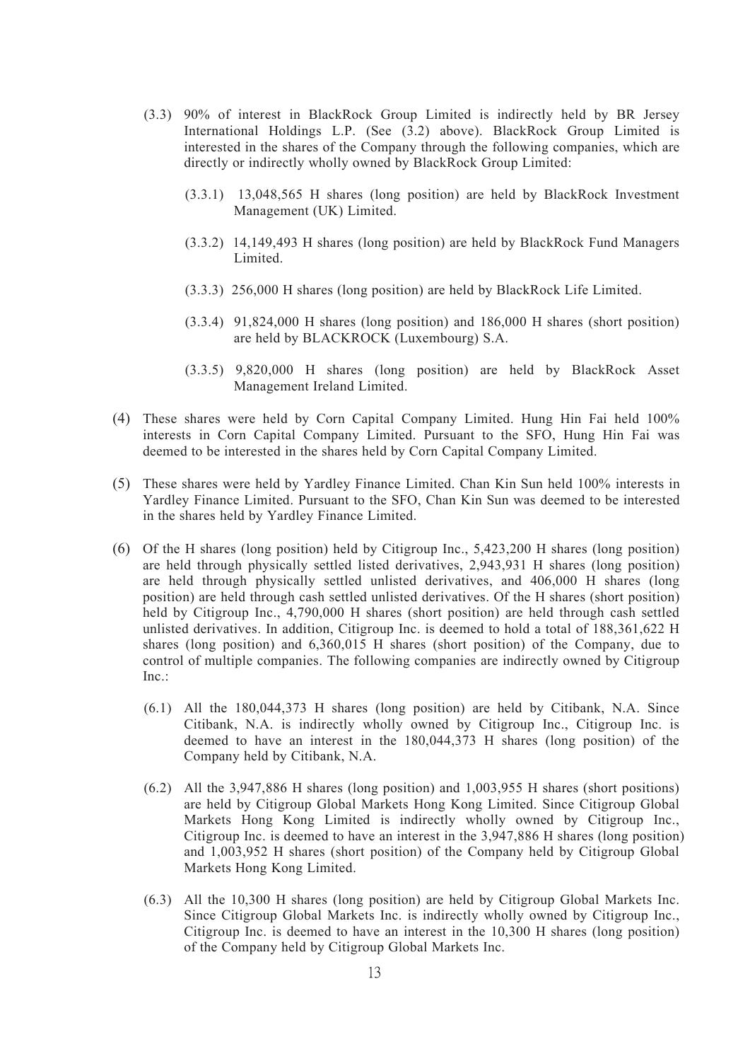(3.3) 90% of interest in BlackRock Group Limited is indirectly held by BR Jersey International Holdings L.P. (See (3.2) above). BlackRock Group Limited is interested in the shares of the Company through the following companies, which are directly or indirectly wholly owned by BlackRock Group Limited:

(3.3.1) 13,048,565 H shares (long position) are held by BlackRock Investment Management (UK) Limited.

(3.3.2) 14,149,493 H shares (long position) are held by BlackRock Fund Managers Limited.

(3.3.3) 256,000 H shares (long position) are held by BlackRock Life Limited.

(3.3.4) 91,824,000 H shares (long position) and 186,000 H shares (short position) are held by BLACKROCK (Luxembourg) S.A.

(3.3.5) 9,820,000 H shares (long position) are held by BlackRock Asset Management Ireland Limited.

(4) These shares were held by Corn Capital Company Limited. Hung Hin Fai held 100% interests in Corn Capital Company Limited. Pursuant to the SFO, Hung Hin Fai was deemed to be interested in the shares held by Corn Capital Company Limited.

(5) These shares were held by Yardley Finance Limited. Chan Kin Sun held 100% interests in Yardley Finance Limited. Pursuant to the SFO, Chan Kin Sun was deemed to be interested in the shares held by Yardley Finance Limited.

(6) Of the H shares (long position) held by Citigroup Inc., 5,423,200 H shares (long position) are held through physically settled listed derivatives, 2,943,931 H shares (long position) are held through physically settled unlisted derivatives, and 406,000 H shares (long position) are held through cash settled unlisted derivatives. Of the H shares (short position) held by Citigroup Inc., 4,790,000 H shares (short position) are held through cash settled unlisted derivatives. In addition, Citigroup Inc. is deemed to hold a total of 188,361,622 H shares (long position) and 6,360,015 H shares (short position) of the Company, due to control of multiple companies. The following companies are indirectly owned by Citigroup Inc.:

(6.1) All the 180,044,373 H shares (long position) are held by Citibank, N.A. Since Citibank, N.A. is indirectly wholly owned by Citigroup Inc., Citigroup Inc. is deemed to have an interest in the 180,044,373 H shares (long position) of the Company held by Citibank, N.A.

(6.2) All the 3,947,886 H shares (long position) and 1,003,955 H shares (short positions) are held by Citigroup Global Markets Hong Kong Limited. Since Citigroup Global Markets Hong Kong Limited is indirectly wholly owned by Citigroup Inc., Citigroup Inc. is deemed to have an interest in the 3,947,886 H shares (long position) and 1,003,952 H shares (short position) of the Company held by Citigroup Global Markets Hong Kong Limited.

(6.3) All the 10,300 H shares (long position) are held by Citigroup Global Markets Inc. Since Citigroup Global Markets Inc. is indirectly wholly owned by Citigroup Inc., Citigroup Inc. is deemed to have an interest in the 10,300 H shares (long position) of the Company held by Citigroup Global Markets Inc.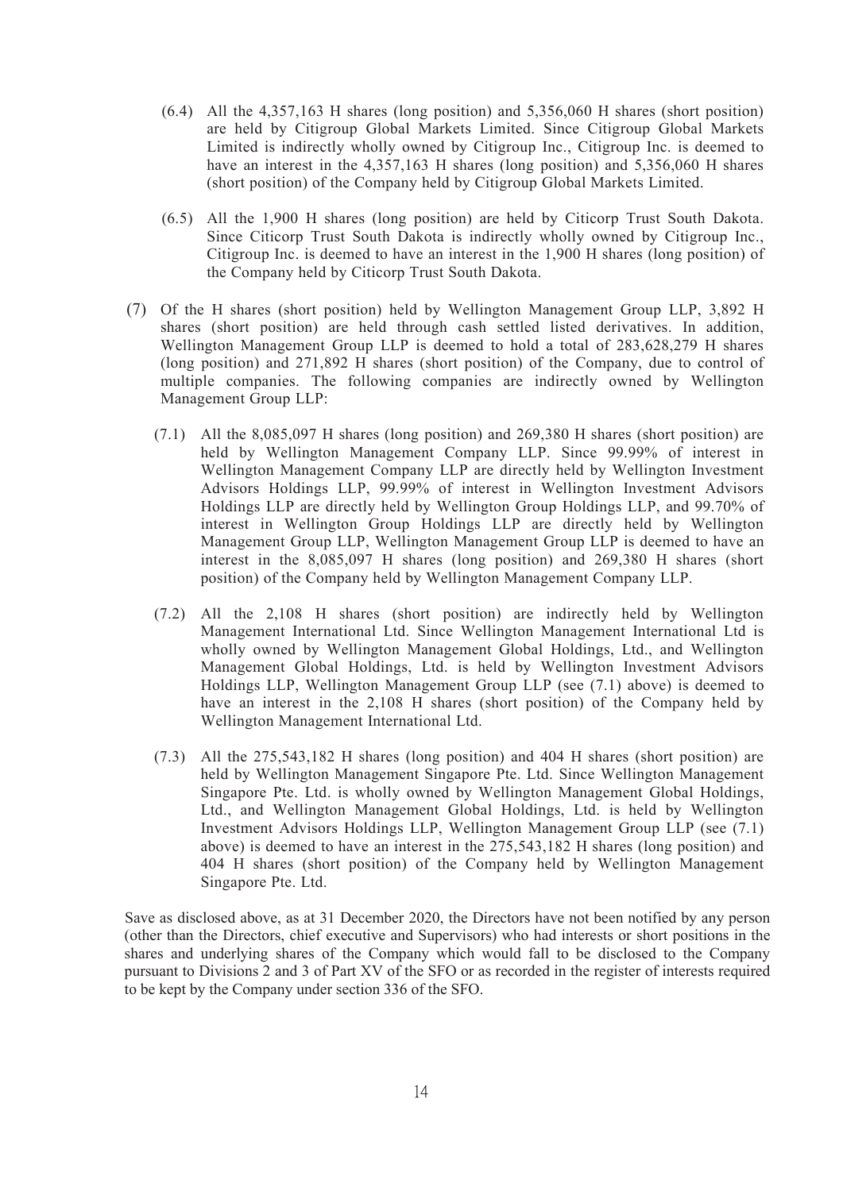(6.4) All the 4,357,163 H shares (long position) and 5,356,060 H shares (short position) are held by Citigroup Global Markets Limited. Since Citigroup Global Markets Limited is indirectly wholly owned by Citigroup Inc., Citigroup Inc. is deemed to have an interest in the 4,357,163 H shares (long position) and 5,356,060 H shares (short position) of the Company held by Citigroup Global Markets Limited.

(6.5) All the 1,900 H shares (long position) are held by Citicorp Trust South Dakota. Since Citicorp Trust South Dakota is indirectly wholly owned by Citigroup Inc., Citigroup Inc. is deemed to have an interest in the 1,900 H shares (long position) of the Company held by Citicorp Trust South Dakota.

(7) Of the H shares (short position) held by Wellington Management Group LLP, 3,892 H shares (short position) are held through cash settled listed derivatives. In addition, Wellington Management Group LLP is deemed to hold a total of 283,628,279 H shares (long position) and 271,892 H shares (short position) of the Company, due to control of multiple companies. The following companies are indirectly owned by Wellington Management Group LLP:

(7.1) All the 8,085,097 H shares (long position) and 269,380 H shares (short position) are held by Wellington Management Company LLP. Since 99.99% of interest in Wellington Management Company LLP are directly held by Wellington Investment Advisors Holdings LLP, 99.99% of interest in Wellington Investment Advisors Holdings LLP are directly held by Wellington Group Holdings LLP, and 99.70% of interest in Wellington Group Holdings LLP are directly held by Wellington Management Group LLP, Wellington Management Group LLP is deemed to have an interest in the 8,085,097 H shares (long position) and 269,380 H shares (short position) of the Company held by Wellington Management Company LLP.

(7.2) All the 2,108 H shares (short position) are indirectly held by Wellington Management International Ltd. Since Wellington Management International Ltd is wholly owned by Wellington Management Global Holdings, Ltd., and Wellington Management Global Holdings, Ltd. is held by Wellington Investment Advisors Holdings LLP, Wellington Management Group LLP (see (7.1) above) is deemed to have an interest in the 2,108 H shares (short position) of the Company held by Wellington Management International Ltd.

(7.3) All the 275,543,182 H shares (long position) and 404 H shares (short position) are held by Wellington Management Singapore Pte. Ltd. Since Wellington Management Singapore Pte. Ltd. is wholly owned by Wellington Management Global Holdings, Ltd., and Wellington Management Global Holdings, Ltd. is held by Wellington Investment Advisors Holdings LLP, Wellington Management Group LLP (see (7.1) above) is deemed to have an interest in the 275,543,182 H shares (long position) and 404 H shares (short position) of the Company held by Wellington Management Singapore Pte. Ltd.

Save as disclosed above, as at 31 December 2020, the Directors have not been notified by any person (other than the Directors, chief executive and Supervisors) who had interests or short positions in the shares and underlying shares of the Company which would fall to be disclosed to the Company pursuant to Divisions 2 and 3 of Part XV of the SFO or as recorded in the register of interests required to be kept by the Company under section 336 of the SFO.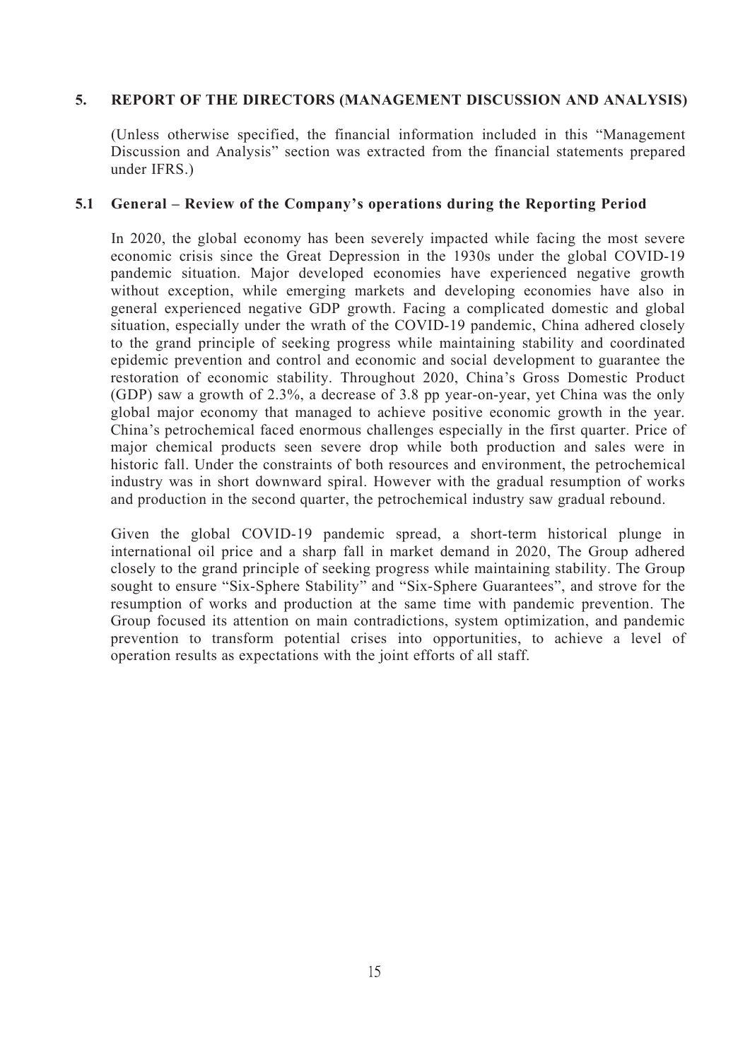## 5. REPORT OF THE DIRECTORS (MANAGEMENT DISCUSSION AND ANALYSIS)

(Unless otherwise specified, the financial information included in this "Management Discussion and Analysis" section was extracted from the financial statements prepared under IFRS.)

### 5.1 General – Review of the Company's operations during the Reporting Period

In 2020, the global economy has been severely impacted while facing the most severe economic crisis since the Great Depression in the 1930s under the global COVID-19 pandemic situation. Major developed economies have experienced negative growth without exception, while emerging markets and developing economies have also in general experienced negative GDP growth. Facing a complicated domestic and global situation, especially under the wrath of the COVID-19 pandemic, China adhered closely to the grand principle of seeking progress while maintaining stability and coordinated epidemic prevention and control and economic and social development to guarantee the restoration of economic stability. Throughout 2020, China's Gross Domestic Product (GDP) saw a growth of 2.3%, a decrease of 3.8 pp year-on-year, yet China was the only global major economy that managed to achieve positive economic growth in the year. China's petrochemical faced enormous challenges especially in the first quarter. Price of major chemical products seen severe drop while both production and sales were in historic fall. Under the constraints of both resources and environment, the petrochemical industry was in short downward spiral. However with the gradual resumption of works and production in the second quarter, the petrochemical industry saw gradual rebound.

Given the global COVID-19 pandemic spread, a short-term historical plunge in international oil price and a sharp fall in market demand in 2020, The Group adhered closely to the grand principle of seeking progress while maintaining stability. The Group sought to ensure "Six-Sphere Stability" and "Six-Sphere Guarantees", and strove for the resumption of works and production at the same time with pandemic prevention. The Group focused its attention on main contradictions, system optimization, and pandemic prevention to transform potential crises into opportunities, to achieve a level of operation results as expectations with the joint efforts of all staff.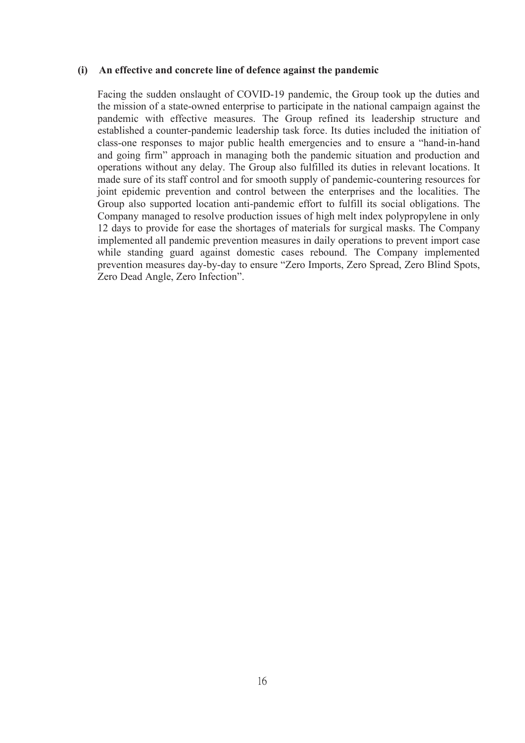**(i) An effective and concrete line of defence against the pandemic**

Facing the sudden onslaught of COVID-19 pandemic, the Group took up the duties and the mission of a state-owned enterprise to participate in the national campaign against the pandemic with effective measures. The Group refined its leadership structure and established a counter-pandemic leadership task force. Its duties included the initiation of class-one responses to major public health emergencies and to ensure a "hand-in-hand and going firm" approach in managing both the pandemic situation and production and operations without any delay. The Group also fulfilled its duties in relevant locations. It made sure of its staff control and for smooth supply of pandemic-countering resources for joint epidemic prevention and control between the enterprises and the localities. The Group also supported location anti-pandemic effort to fulfill its social obligations. The Company managed to resolve production issues of high melt index polypropylene in only 12 days to provide for ease the shortages of materials for surgical masks. The Company implemented all pandemic prevention measures in daily operations to prevent import case while standing guard against domestic cases rebound. The Company implemented prevention measures day-by-day to ensure "Zero Imports, Zero Spread, Zero Blind Spots, Zero Dead Angle, Zero Infection".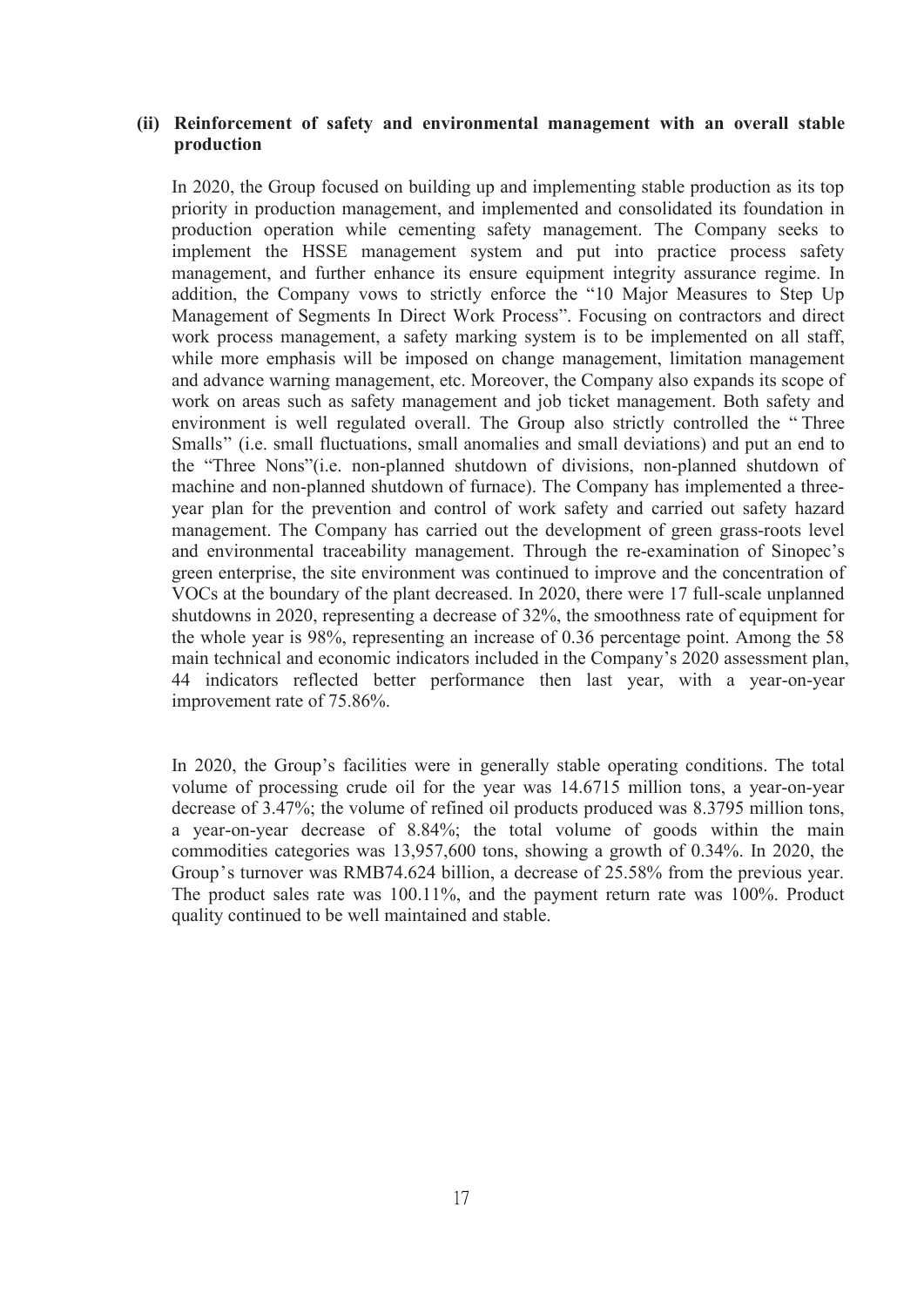### (ii) Reinforcement of safety and environmental management with an overall stable production

In 2020, the Group focused on building up and implementing stable production as its top priority in production management, and implemented and consolidated its foundation in production operation while cementing safety management. The Company seeks to implement the HSSE management system and put into practice process safety management, and further enhance its ensure equipment integrity assurance regime. In addition, the Company vows to strictly enforce the "10 Major Measures to Step Up Management of Segments In Direct Work Process". Focusing on contractors and direct work process management, a safety marking system is to be implemented on all staff, while more emphasis will be imposed on change management, limitation management and advance warning management, etc. Moreover, the Company also expands its scope of work on areas such as safety management and job ticket management. Both safety and environment is well regulated overall. The Group also strictly controlled the " Three Smalls" (i.e. small fluctuations, small anomalies and small deviations) and put an end to the "Three Nons"(i.e. non-planned shutdown of divisions, non-planned shutdown of machine and non-planned shutdown of furnace). The Company has implemented a three-year plan for the prevention and control of work safety and carried out safety hazard management. The Company has carried out the development of green grass-roots level and environmental traceability management. Through the re-examination of Sinopec's green enterprise, the site environment was continued to improve and the concentration of VOCs at the boundary of the plant decreased. In 2020, there were 17 full-scale unplanned shutdowns in 2020, representing a decrease of 32%, the smoothness rate of equipment for the whole year is 98%, representing an increase of 0.36 percentage point. Among the 58 main technical and economic indicators included in the Company's 2020 assessment plan, 44 indicators reflected better performance then last year, with a year-on-year improvement rate of 75.86%.

In 2020, the Group's facilities were in generally stable operating conditions. The total volume of processing crude oil for the year was 14.6715 million tons, a year-on-year decrease of 3.47%; the volume of refined oil products produced was 8.3795 million tons, a year-on-year decrease of 8.84%; the total volume of goods within the main commodities categories was 13,957,600 tons, showing a growth of 0.34%. In 2020, the Group's turnover was RMB74.624 billion, a decrease of 25.58% from the previous year. The product sales rate was 100.11%, and the payment return rate was 100%. Product quality continued to be well maintained and stable.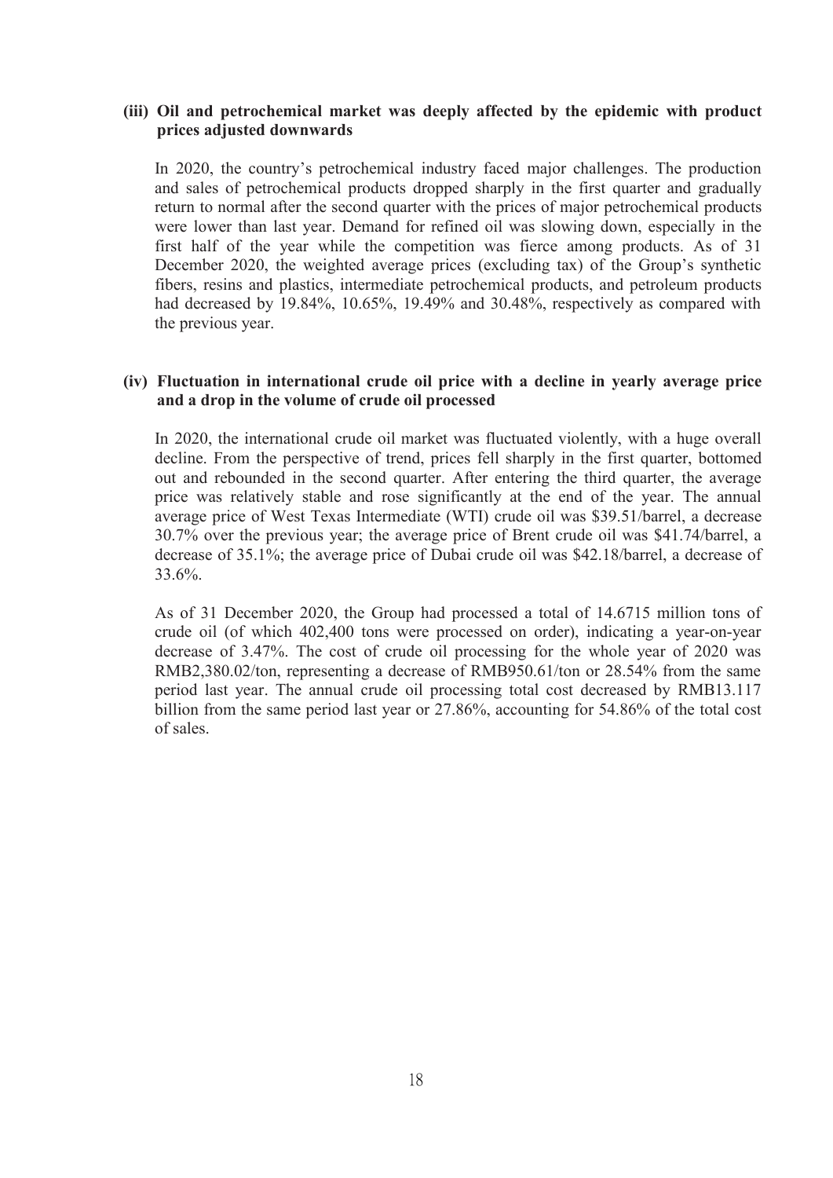**(iii) Oil and petrochemical market was deeply affected by the epidemic with product prices adjusted downwards**

In 2020, the country's petrochemical industry faced major challenges. The production and sales of petrochemical products dropped sharply in the first quarter and gradually return to normal after the second quarter with the prices of major petrochemical products were lower than last year. Demand for refined oil was slowing down, especially in the first half of the year while the competition was fierce among products. As of 31 December 2020, the weighted average prices (excluding tax) of the Group's synthetic fibers, resins and plastics, intermediate petrochemical products, and petroleum products had decreased by 19.84%, 10.65%, 19.49% and 30.48%, respectively as compared with the previous year.

**(iv) Fluctuation in international crude oil price with a decline in yearly average price and a drop in the volume of crude oil processed**

In 2020, the international crude oil market was fluctuated violently, with a huge overall decline. From the perspective of trend, prices fell sharply in the first quarter, bottomed out and rebounded in the second quarter. After entering the third quarter, the average price was relatively stable and rose significantly at the end of the year. The annual average price of West Texas Intermediate (WTI) crude oil was $39.51/barrel, a decrease 30.7% over the previous year; the average price of Brent crude oil was $41.74/barrel, a decrease of 35.1%; the average price of Dubai crude oil was $42.18/barrel, a decrease of 33.6%.

As of 31 December 2020, the Group had processed a total of 14.6715 million tons of crude oil (of which 402,400 tons were processed on order), indicating a year-on-year decrease of 3.47%. The cost of crude oil processing for the whole year of 2020 was RMB2,380.02/ton, representing a decrease of RMB950.61/ton or 28.54% from the same period last year. The annual crude oil processing total cost decreased by RMB13.117 billion from the same period last year or 27.86%, accounting for 54.86% of the total cost of sales.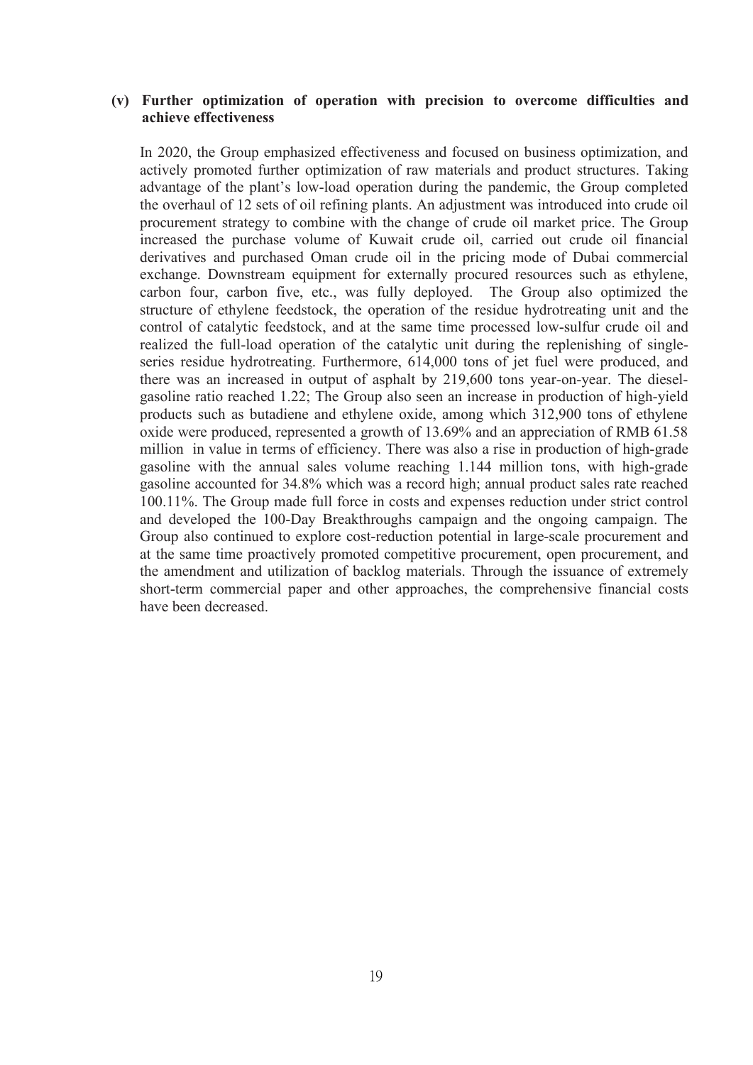### (v) Further optimization of operation with precision to overcome difficulties and achieve effectiveness

In 2020, the Group emphasized effectiveness and focused on business optimization, and actively promoted further optimization of raw materials and product structures. Taking advantage of the plant's low-load operation during the pandemic, the Group completed the overhaul of 12 sets of oil refining plants. An adjustment was introduced into crude oil procurement strategy to combine with the change of crude oil market price. The Group increased the purchase volume of Kuwait crude oil, carried out crude oil financial derivatives and purchased Oman crude oil in the pricing mode of Dubai commercial exchange. Downstream equipment for externally procured resources such as ethylene, carbon four, carbon five, etc., was fully deployed. The Group also optimized the structure of ethylene feedstock, the operation of the residue hydrotreating unit and the control of catalytic feedstock, and at the same time processed low-sulfur crude oil and realized the full-load operation of the catalytic unit during the replenishing of single-series residue hydrotreating. Furthermore, 614,000 tons of jet fuel were produced, and there was an increased in output of asphalt by 219,600 tons year-on-year. The diesel-gasoline ratio reached 1.22; The Group also seen an increase in production of high-yield products such as butadiene and ethylene oxide, among which 312,900 tons of ethylene oxide were produced, represented a growth of 13.69% and an appreciation of RMB 61.58 million in value in terms of efficiency. There was also a rise in production of high-grade gasoline with the annual sales volume reaching 1.144 million tons, with high-grade gasoline accounted for 34.8% which was a record high; annual product sales rate reached 100.11%. The Group made full force in costs and expenses reduction under strict control and developed the 100-Day Breakthroughs campaign and the ongoing campaign. The Group also continued to explore cost-reduction potential in large-scale procurement and at the same time proactively promoted competitive procurement, open procurement, and the amendment and utilization of backlog materials. Through the issuance of extremely short-term commercial paper and other approaches, the comprehensive financial costs have been decreased.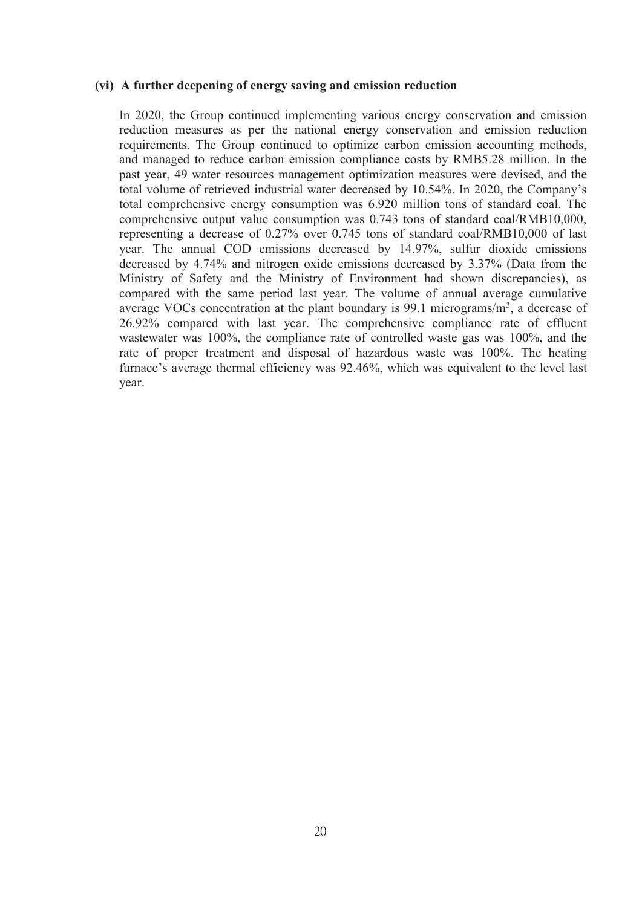### (vi) A further deepening of energy saving and emission reduction

In 2020, the Group continued implementing various energy conservation and emission reduction measures as per the national energy conservation and emission reduction requirements. The Group continued to optimize carbon emission accounting methods, and managed to reduce carbon emission compliance costs by RMB5.28 million. In the past year, 49 water resources management optimization measures were devised, and the total volume of retrieved industrial water decreased by 10.54%. In 2020, the Company's total comprehensive energy consumption was 6.920 million tons of standard coal. The comprehensive output value consumption was 0.743 tons of standard coal/RMB10,000, representing a decrease of 0.27% over 0.745 tons of standard coal/RMB10,000 of last year. The annual COD emissions decreased by 14.97%, sulfur dioxide emissions decreased by 4.74% and nitrogen oxide emissions decreased by 3.37% (Data from the Ministry of Safety and the Ministry of Environment had shown discrepancies), as compared with the same period last year. The volume of annual average cumulative average VOCs concentration at the plant boundary is 99.1 micrograms/$m^3$, a decrease of 26.92% compared with last year. The comprehensive compliance rate of effluent wastewater was 100%, the compliance rate of controlled waste gas was 100%, and the rate of proper treatment and disposal of hazardous waste was 100%. The heating furnace's average thermal efficiency was 92.46%, which was equivalent to the level last year.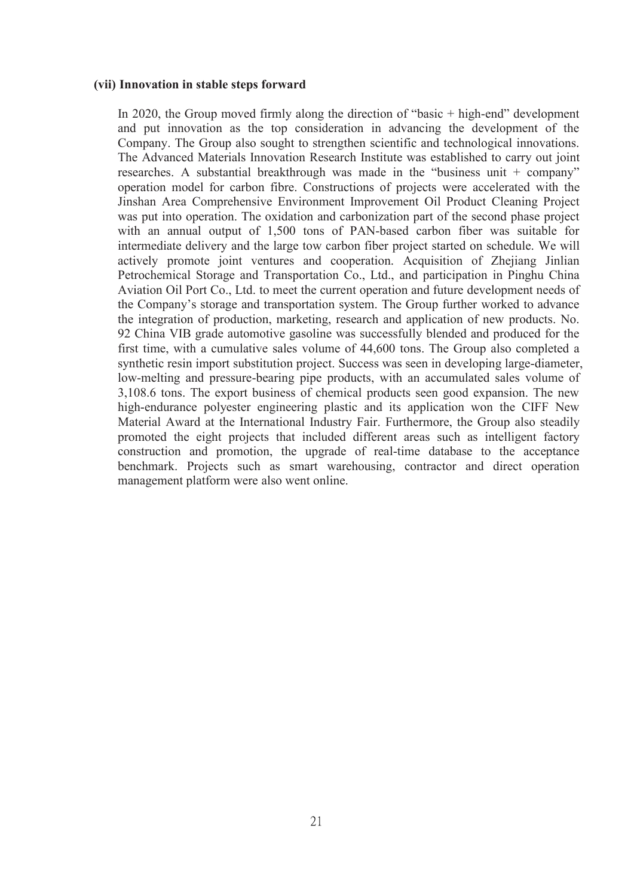**(vii) Innovation in stable steps forward**

In 2020, the Group moved firmly along the direction of "basic + high-end" development and put innovation as the top consideration in advancing the development of the Company. The Group also sought to strengthen scientific and technological innovations. The Advanced Materials Innovation Research Institute was established to carry out joint researches. A substantial breakthrough was made in the "business unit + company" operation model for carbon fibre. Constructions of projects were accelerated with the Jinshan Area Comprehensive Environment Improvement Oil Product Cleaning Project was put into operation. The oxidation and carbonization part of the second phase project with an annual output of 1,500 tons of PAN-based carbon fiber was suitable for intermediate delivery and the large tow carbon fiber project started on schedule. We will actively promote joint ventures and cooperation. Acquisition of Zhejiang Jinlian Petrochemical Storage and Transportation Co., Ltd., and participation in Pinghu China Aviation Oil Port Co., Ltd. to meet the current operation and future development needs of the Company's storage and transportation system. The Group further worked to advance the integration of production, marketing, research and application of new products. No. 92 China VIB grade automotive gasoline was successfully blended and produced for the first time, with a cumulative sales volume of 44,600 tons. The Group also completed a synthetic resin import substitution project. Success was seen in developing large-diameter, low-melting and pressure-bearing pipe products, with an accumulated sales volume of 3,108.6 tons. The export business of chemical products seen good expansion. The new high-endurance polyester engineering plastic and its application won the CIFF New Material Award at the International Industry Fair. Furthermore, the Group also steadily promoted the eight projects that included different areas such as intelligent factory construction and promotion, the upgrade of real-time database to the acceptance benchmark. Projects such as smart warehousing, contractor and direct operation management platform were also went online.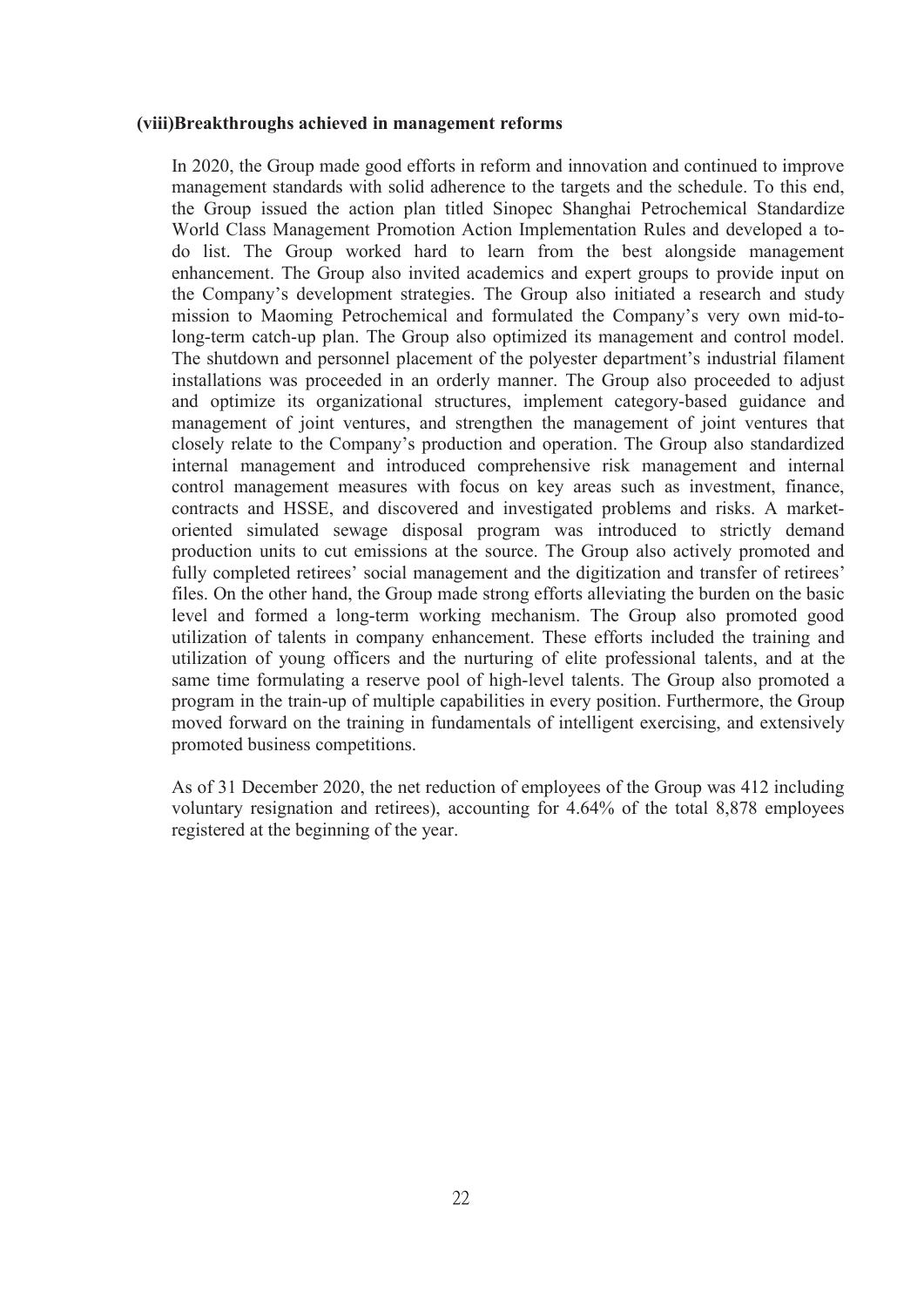**(viii)Breakthroughs achieved in management reforms**

In 2020, the Group made good efforts in reform and innovation and continued to improve management standards with solid adherence to the targets and the schedule. To this end, the Group issued the action plan titled Sinopec Shanghai Petrochemical Standardize World Class Management Promotion Action Implementation Rules and developed a to-do list. The Group worked hard to learn from the best alongside management enhancement. The Group also invited academics and expert groups to provide input on the Company's development strategies. The Group also initiated a research and study mission to Maoming Petrochemical and formulated the Company's very own mid-to-long-term catch-up plan. The Group also optimized its management and control model. The shutdown and personnel placement of the polyester department's industrial filament installations was proceeded in an orderly manner. The Group also proceeded to adjust and optimize its organizational structures, implement category-based guidance and management of joint ventures, and strengthen the management of joint ventures that closely relate to the Company's production and operation. The Group also standardized internal management and introduced comprehensive risk management and internal control management measures with focus on key areas such as investment, finance, contracts and HSSE, and discovered and investigated problems and risks. A market-oriented simulated sewage disposal program was introduced to strictly demand production units to cut emissions at the source. The Group also actively promoted and fully completed retirees' social management and the digitization and transfer of retirees' files. On the other hand, the Group made strong efforts alleviating the burden on the basic level and formed a long-term working mechanism. The Group also promoted good utilization of talents in company enhancement. These efforts included the training and utilization of young officers and the nurturing of elite professional talents, and at the same time formulating a reserve pool of high-level talents. The Group also promoted a program in the train-up of multiple capabilities in every position. Furthermore, the Group moved forward on the training in fundamentals of intelligent exercising, and extensively promoted business competitions.

As of 31 December 2020, the net reduction of employees of the Group was 412 including voluntary resignation and retirees), accounting for 4.64% of the total 8,878 employees registered at the beginning of the year.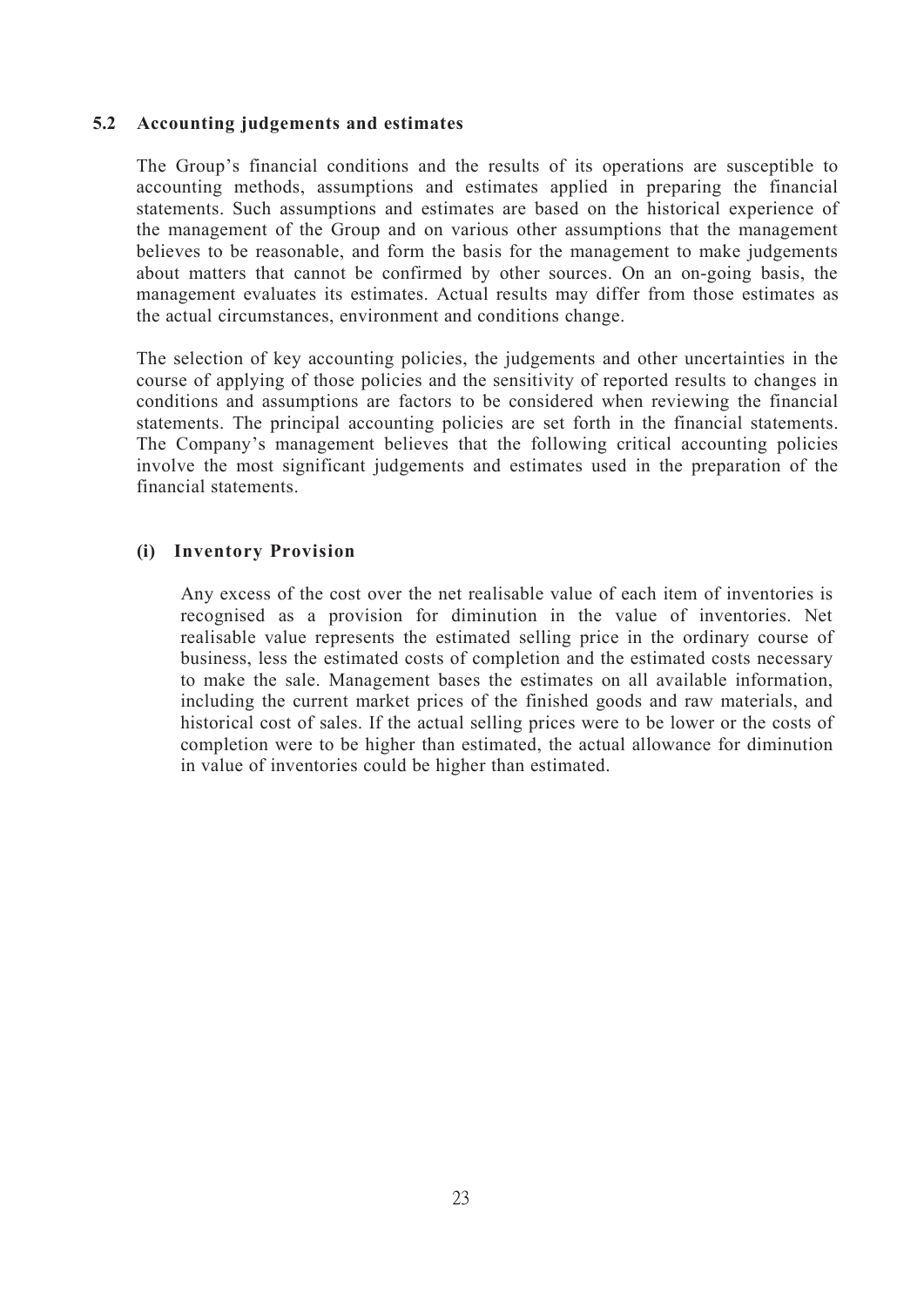### 5.2 Accounting judgements and estimates

The Group's financial conditions and the results of its operations are susceptible to accounting methods, assumptions and estimates applied in preparing the financial statements. Such assumptions and estimates are based on the historical experience of the management of the Group and on various other assumptions that the management believes to be reasonable, and form the basis for the management to make judgements about matters that cannot be confirmed by other sources. On an on-going basis, the management evaluates its estimates. Actual results may differ from those estimates as the actual circumstances, environment and conditions change.

The selection of key accounting policies, the judgements and other uncertainties in the course of applying of those policies and the sensitivity of reported results to changes in conditions and assumptions are factors to be considered when reviewing the financial statements. The principal accounting policies are set forth in the financial statements. The Company's management believes that the following critical accounting policies involve the most significant judgements and estimates used in the preparation of the financial statements.

#### (i) Inventory Provision

Any excess of the cost over the net realisable value of each item of inventories is recognised as a provision for diminution in the value of inventories. Net realisable value represents the estimated selling price in the ordinary course of business, less the estimated costs of completion and the estimated costs necessary to make the sale. Management bases the estimates on all available information, including the current market prices of the finished goods and raw materials, and historical cost of sales. If the actual selling prices were to be lower or the costs of completion were to be higher than estimated, the actual allowance for diminution in value of inventories could be higher than estimated.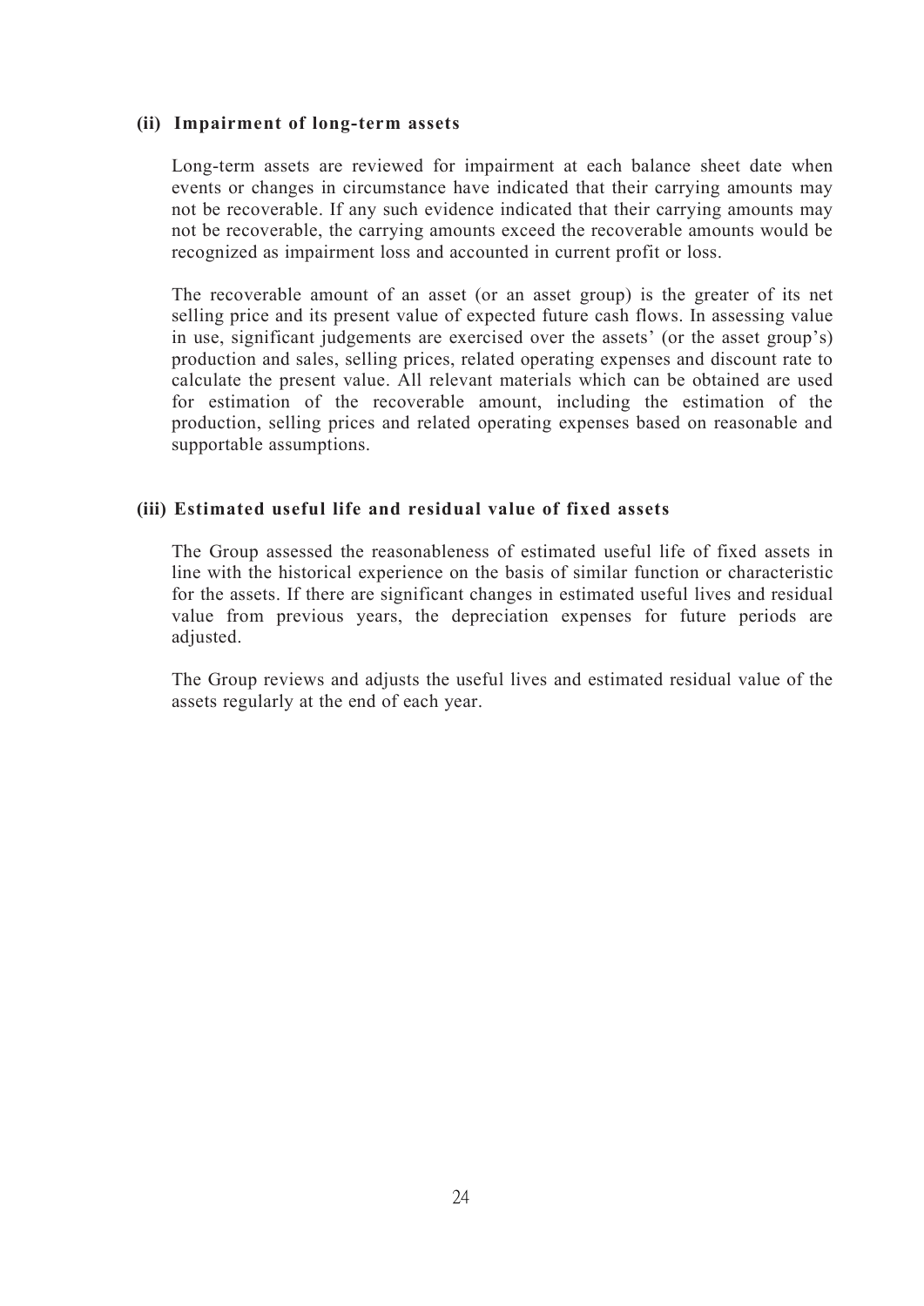### (ii) Impairment of long-term assets

Long-term assets are reviewed for impairment at each balance sheet date when events or changes in circumstance have indicated that their carrying amounts may not be recoverable. If any such evidence indicated that their carrying amounts may not be recoverable, the carrying amounts exceed the recoverable amounts would be recognized as impairment loss and accounted in current profit or loss.

The recoverable amount of an asset (or an asset group) is the greater of its net selling price and its present value of expected future cash flows. In assessing value in use, significant judgements are exercised over the assets' (or the asset group's) production and sales, selling prices, related operating expenses and discount rate to calculate the present value. All relevant materials which can be obtained are used for estimation of the recoverable amount, including the estimation of the production, selling prices and related operating expenses based on reasonable and supportable assumptions.

### (iii) Estimated useful life and residual value of fixed assets

The Group assessed the reasonableness of estimated useful life of fixed assets in line with the historical experience on the basis of similar function or characteristic for the assets. If there are significant changes in estimated useful lives and residual value from previous years, the depreciation expenses for future periods are adjusted.

The Group reviews and adjusts the useful lives and estimated residual value of the assets regularly at the end of each year.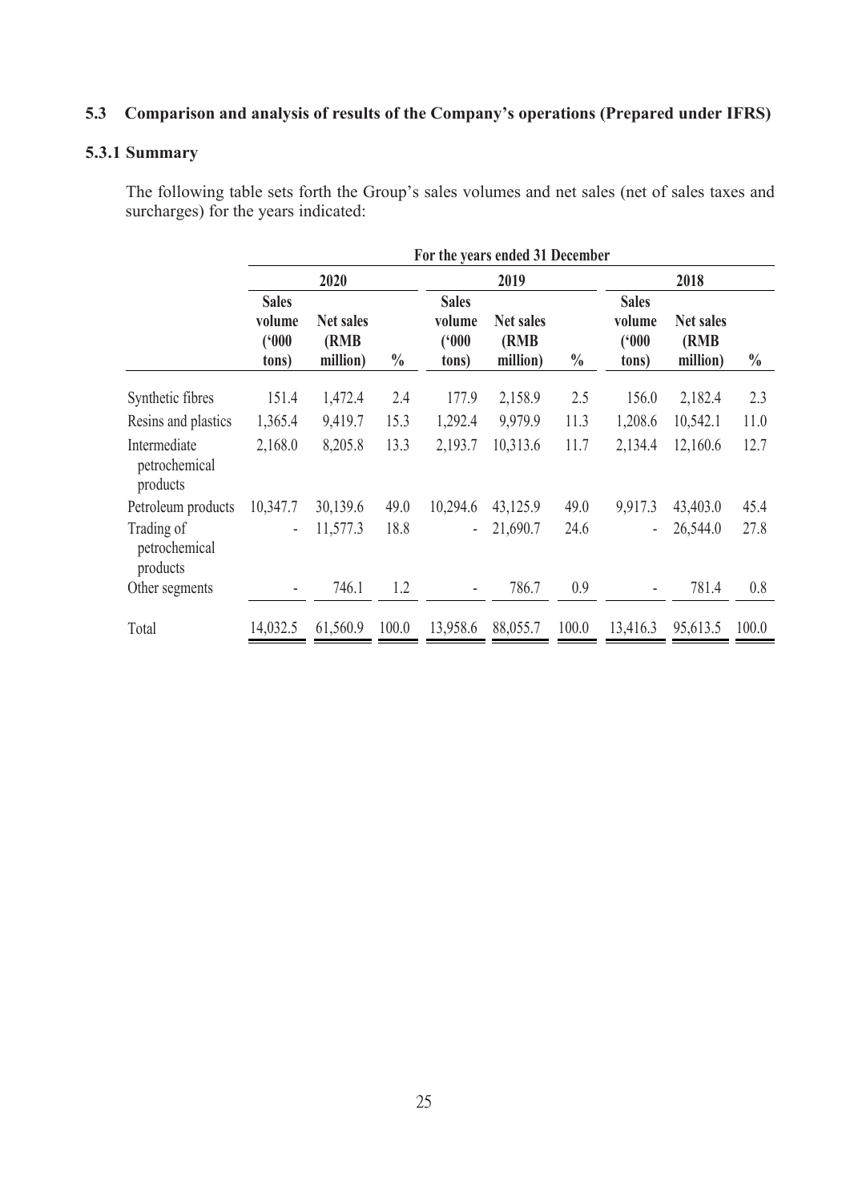## 5.3 Comparison and analysis of results of the Company's operations (Prepared under IFRS)

### 5.3.1 Summary

The following table sets forth the Group's sales volumes and net sales (net of sales taxes and surcharges) for the years indicated:

| | For the years ended 31 December | | | | | | | | |
|---|---|---|---|---|---|---|---|---|---|
| | 2020 | | | 2019 | | | 2018 | | |
| | Sales volume ('000 tons) | Net sales (RMB million) | % | Sales volume ('000 tons) | Net sales (RMB million) | % | Sales volume ('000 tons) | Net sales (RMB million) | % |
| Synthetic fibres | 151.4 | 1,472.4 | 2.4 | 177.9 | 2,158.9 | 2.5 | 156.0 | 2,182.4 | 2.3 |
| Resins and plastics | 1,365.4 | 9,419.7 | 15.3 | 1,292.4 | 9,979.9 | 11.3 | 1,208.6 | 10,542.1 | 11.0 |
| Intermediate petrochemical products | 2,168.0 | 8,205.8 | 13.3 | 2,193.7 | 10,313.6 | 11.7 | 2,134.4 | 12,160.6 | 12.7 |
| Petroleum products | 10,347.7 | 30,139.6 | 49.0 | 10,294.6 | 43,125.9 | 49.0 | 9,917.3 | 43,403.0 | 45.4 |
| Trading of petrochemical products | - | 11,577.3 | 18.8 | - | 21,690.7 | 24.6 | - | 26,544.0 | 27.8 |
| Other segments | - | 746.1 | 1.2 | - | 786.7 | 0.9 | - | 781.4 | 0.8 |
| Total | 14,032.5 | 61,560.9 | 100.0 | 13,958.6 | 88,055.7 | 100.0 | 13,416.3 | 95,613.5 | 100.0 |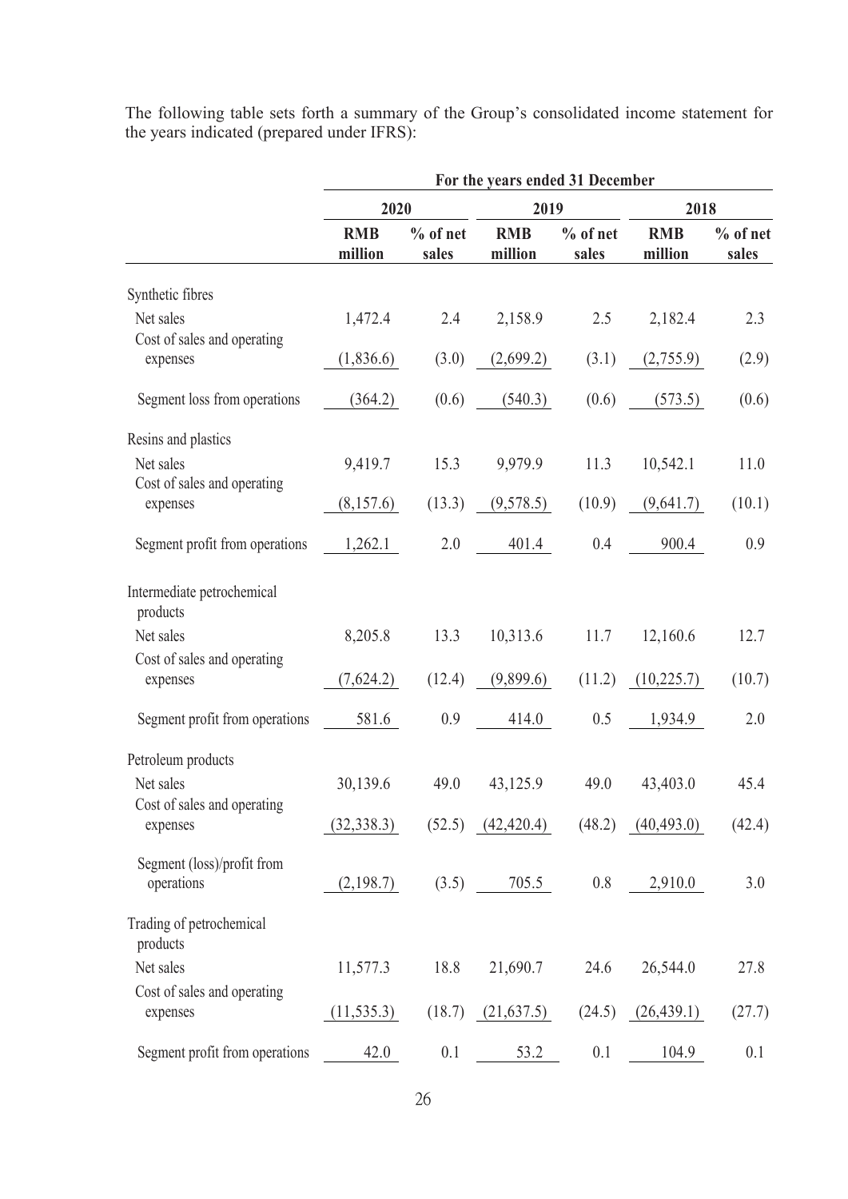The following table sets forth a summary of the Group's consolidated income statement for the years indicated (prepared under IFRS):

| | For the years ended 31 December | | | | | |
|---|---|---|---|---|---|---|
| | 2020 | | 2019 | | 2018 | |
| | RMB million | % of net sales | RMB million | % of net sales | RMB million | % of net sales |
| Synthetic fibres | | | | | | |
| Net sales | 1,472.4 | 2.4 | 2,158.9 | 2.5 | 2,182.4 | 2.3 |
| Cost of sales and operating expenses | (1,836.6) | (3.0) | (2,699.2) | (3.1) | (2,755.9) | (2.9) |
| Segment loss from operations | (364.2) | (0.6) | (540.3) | (0.6) | (573.5) | (0.6) |
| Resins and plastics | | | | | | |
| Net sales | 9,419.7 | 15.3 | 9,979.9 | 11.3 | 10,542.1 | 11.0 |
| Cost of sales and operating expenses | (8,157.6) | (13.3) | (9,578.5) | (10.9) | (9,641.7) | (10.1) |
| Segment profit from operations | 1,262.1 | 2.0 | 401.4 | 0.4 | 900.4 | 0.9 |
| Intermediate petrochemical products | | | | | | |
| Net sales | 8,205.8 | 13.3 | 10,313.6 | 11.7 | 12,160.6 | 12.7 |
| Cost of sales and operating expenses | (7,624.2) | (12.4) | (9,899.6) | (11.2) | (10,225.7) | (10.7) |
| Segment profit from operations | 581.6 | 0.9 | 414.0 | 0.5 | 1,934.9 | 2.0 |
| Petroleum products | | | | | | |
| Net sales | 30,139.6 | 49.0 | 43,125.9 | 49.0 | 43,403.0 | 45.4 |
| Cost of sales and operating expenses | (32,338.3) | (52.5) | (42,420.4) | (48.2) | (40,493.0) | (42.4) |
| Segment (loss)/profit from operations | (2,198.7) | (3.5) | 705.5 | 0.8 | 2,910.0 | 3.0 |
| Trading of petrochemical products | | | | | | |
| Net sales | 11,577.3 | 18.8 | 21,690.7 | 24.6 | 26,544.0 | 27.8 |
| Cost of sales and operating expenses | (11,535.3) | (18.7) | (21,637.5) | (24.5) | (26,439.1) | (27.7) |
| Segment profit from operations | 42.0 | 0.1 | 53.2 | 0.1 | 104.9 | 0.1 |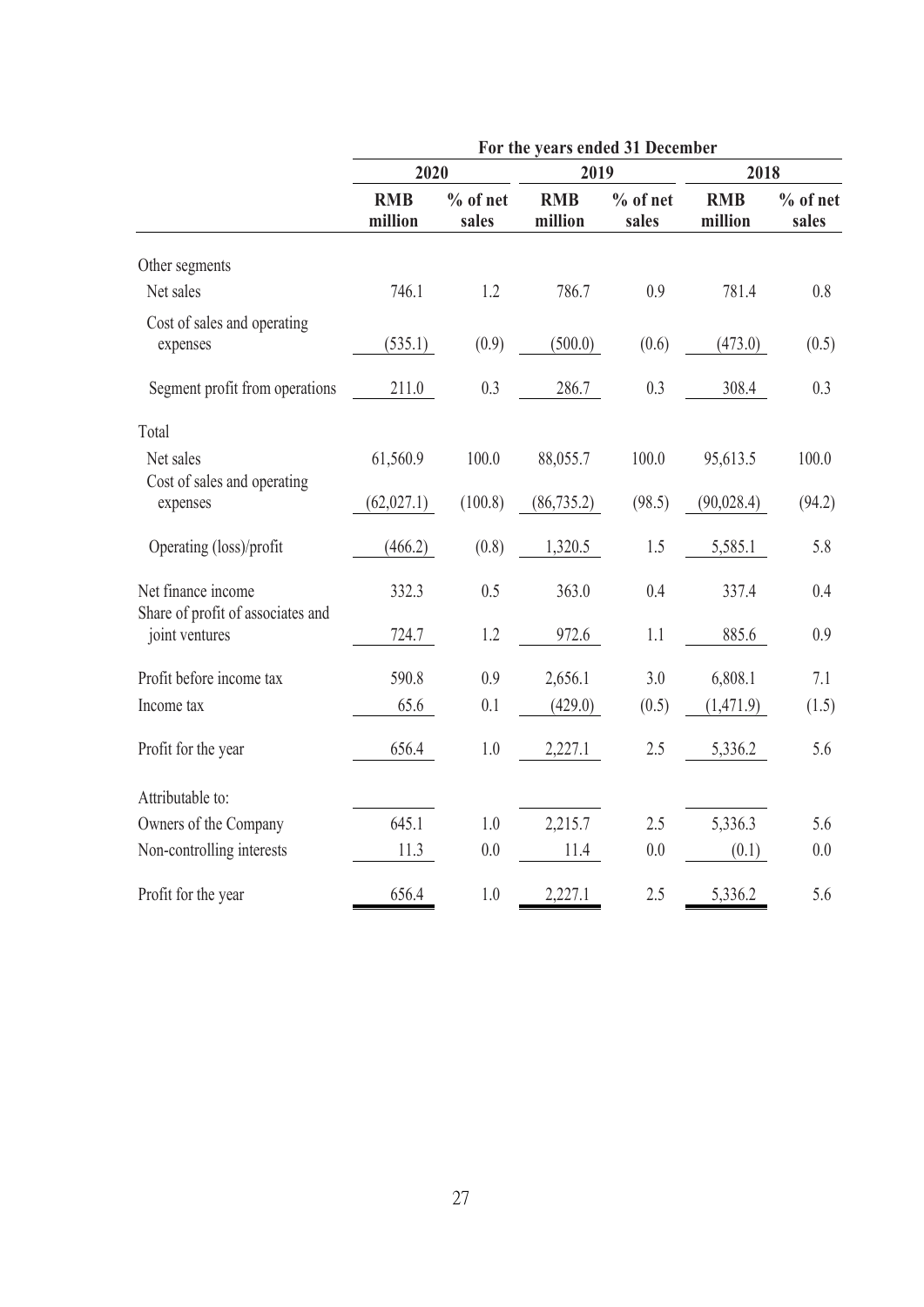| | For the years ended 31 December | | | | | |
|---|---|---|---|---|---|---|
| | 2020 | | 2019 | | 2018 | |
| | RMB million | % of net sales | RMB million | % of net sales | RMB million | % of net sales |
| Other segments | | | | | | |
| Net sales | 746.1 | 1.2 | 786.7 | 0.9 | 781.4 | 0.8 |
| Cost of sales and operating expenses | (535.1) | (0.9) | (500.0) | (0.6) | (473.0) | (0.5) |
| Segment profit from operations | 211.0 | 0.3 | 286.7 | 0.3 | 308.4 | 0.3 |
| Total | | | | | | |
| Net sales | 61,560.9 | 100.0 | 88,055.7 | 100.0 | 95,613.5 | 100.0 |
| Cost of sales and operating expenses | (62,027.1) | (100.8) | (86,735.2) | (98.5) | (90,028.4) | (94.2) |
| Operating (loss)/profit | (466.2) | (0.8) | 1,320.5 | 1.5 | 5,585.1 | 5.8 |
| Net finance income | 332.3 | 0.5 | 363.0 | 0.4 | 337.4 | 0.4 |
| Share of profit of associates and joint ventures | 724.7 | 1.2 | 972.6 | 1.1 | 885.6 | 0.9 |
| Profit before income tax | 590.8 | 0.9 | 2,656.1 | 3.0 | 6,808.1 | 7.1 |
| Income tax | 65.6 | 0.1 | (429.0) | (0.5) | (1,471.9) | (1.5) |
| Profit for the year | 656.4 | 1.0 | 2,227.1 | 2.5 | 5,336.2 | 5.6 |
| Attributable to: | | | | | | |
| Owners of the Company | 645.1 | 1.0 | 2,215.7 | 2.5 | 5,336.3 | 5.6 |
| Non-controlling interests | 11.3 | 0.0 | 11.4 | 0.0 | (0.1) | 0.0 |
| Profit for the year | 656.4 | 1.0 | 2,227.1 | 2.5 | 5,336.2 | 5.6 |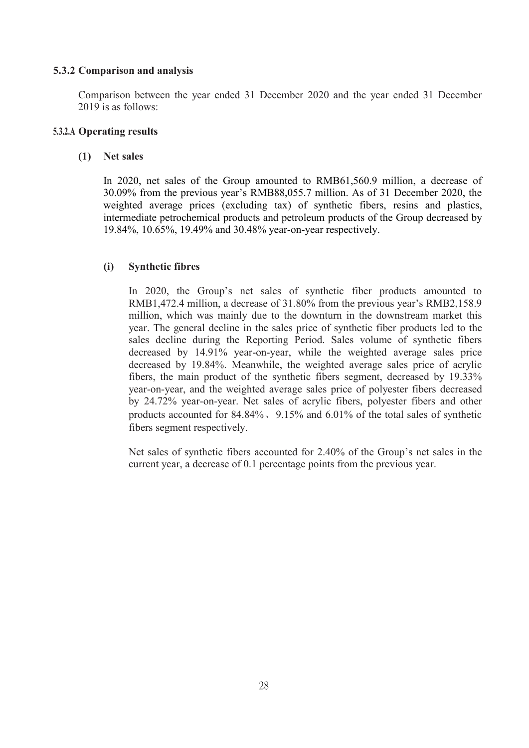#### 5.3.2 Comparison and analysis

Comparison between the year ended 31 December 2020 and the year ended 31 December 2019 is as follows:

##### 5.3.2.A Operating results

**(1) Net sales**

In 2020, net sales of the Group amounted to RMB61,560.9 million, a decrease of 30.09% from the previous year's RMB88,055.7 million. As of 31 December 2020, the weighted average prices (excluding tax) of synthetic fibers, resins and plastics, intermediate petrochemical products and petroleum products of the Group decreased by 19.84%, 10.65%, 19.49% and 30.48% year-on-year respectively.

**(i) Synthetic fibres**

In 2020, the Group's net sales of synthetic fiber products amounted to RMB1,472.4 million, a decrease of 31.80% from the previous year's RMB2,158.9 million, which was mainly due to the downturn in the downstream market this year. The general decline in the sales price of synthetic fiber products led to the sales decline during the Reporting Period. Sales volume of synthetic fibers decreased by 14.91% year-on-year, while the weighted average sales price decreased by 19.84%. Meanwhile, the weighted average sales price of acrylic fibers, the main product of the synthetic fibers segment, decreased by 19.33% year-on-year, and the weighted average sales price of polyester fibers decreased by 24.72% year-on-year. Net sales of acrylic fibers, polyester fibers and other products accounted for 84.84%、9.15% and 6.01% of the total sales of synthetic fibers segment respectively.

Net sales of synthetic fibers accounted for 2.40% of the Group's net sales in the current year, a decrease of 0.1 percentage points from the previous year.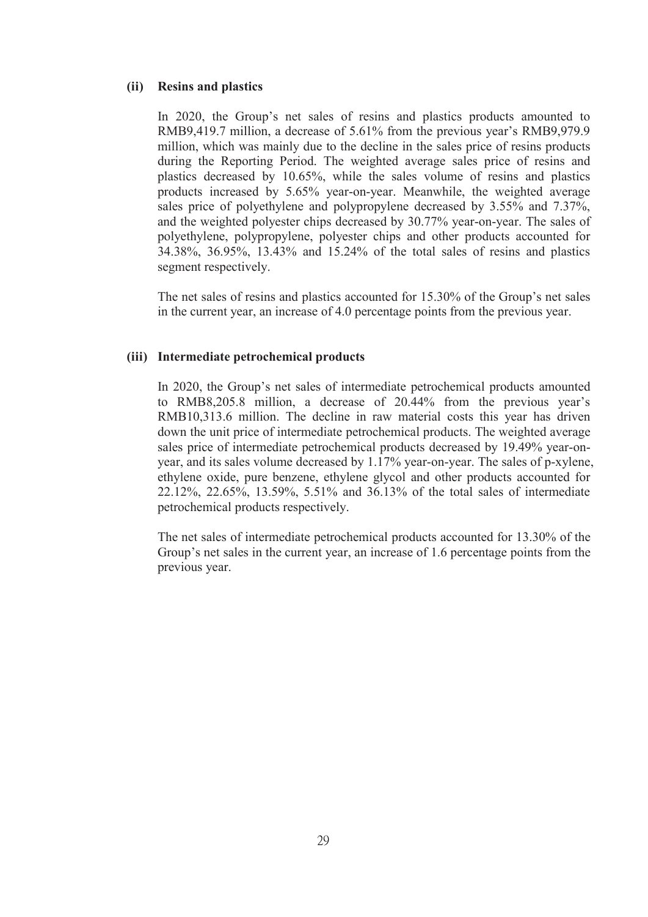### (ii) Resins and plastics

In 2020, the Group's net sales of resins and plastics products amounted to RMB9,419.7 million, a decrease of 5.61% from the previous year's RMB9,979.9 million, which was mainly due to the decline in the sales price of resins products during the Reporting Period. The weighted average sales price of resins and plastics decreased by 10.65%, while the sales volume of resins and plastics products increased by 5.65% year-on-year. Meanwhile, the weighted average sales price of polyethylene and polypropylene decreased by 3.55% and 7.37%, and the weighted polyester chips decreased by 30.77% year-on-year. The sales of polyethylene, polypropylene, polyester chips and other products accounted for 34.38%, 36.95%, 13.43% and 15.24% of the total sales of resins and plastics segment respectively.

The net sales of resins and plastics accounted for 15.30% of the Group's net sales in the current year, an increase of 4.0 percentage points from the previous year.

### (iii) Intermediate petrochemical products

In 2020, the Group's net sales of intermediate petrochemical products amounted to RMB8,205.8 million, a decrease of 20.44% from the previous year's RMB10,313.6 million. The decline in raw material costs this year has driven down the unit price of intermediate petrochemical products. The weighted average sales price of intermediate petrochemical products decreased by 19.49% year-on-year, and its sales volume decreased by 1.17% year-on-year. The sales of p-xylene, ethylene oxide, pure benzene, ethylene glycol and other products accounted for 22.12%, 22.65%, 13.59%, 5.51% and 36.13% of the total sales of intermediate petrochemical products respectively.

The net sales of intermediate petrochemical products accounted for 13.30% of the Group's net sales in the current year, an increase of 1.6 percentage points from the previous year.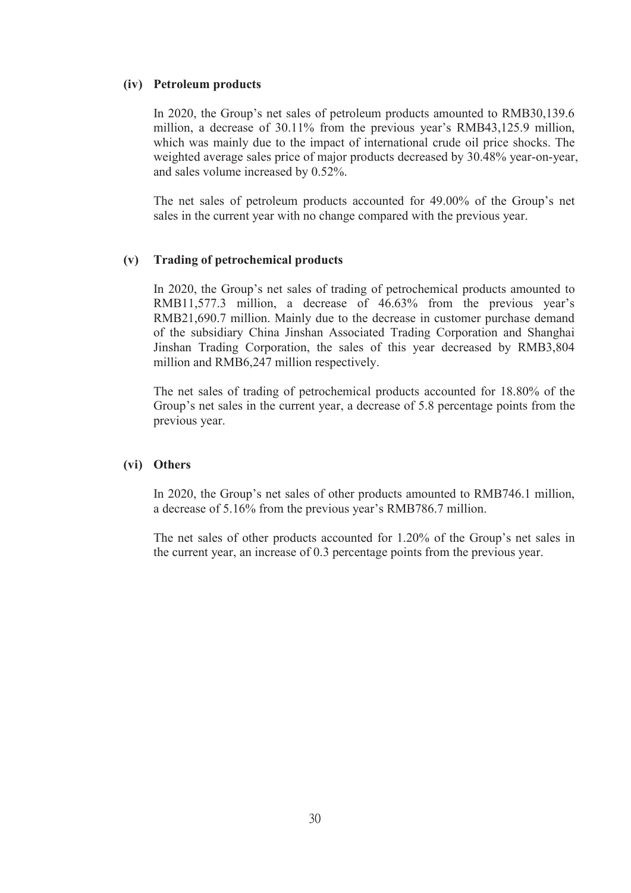#### (iv) Petroleum products

In 2020, the Group's net sales of petroleum products amounted to RMB30,139.6 million, a decrease of 30.11% from the previous year's RMB43,125.9 million, which was mainly due to the impact of international crude oil price shocks. The weighted average sales price of major products decreased by 30.48% year-on-year, and sales volume increased by 0.52%.

The net sales of petroleum products accounted for 49.00% of the Group's net sales in the current year with no change compared with the previous year.

#### (v) Trading of petrochemical products

In 2020, the Group's net sales of trading of petrochemical products amounted to RMB11,577.3 million, a decrease of 46.63% from the previous year's RMB21,690.7 million. Mainly due to the decrease in customer purchase demand of the subsidiary China Jinshan Associated Trading Corporation and Shanghai Jinshan Trading Corporation, the sales of this year decreased by RMB3,804 million and RMB6,247 million respectively.

The net sales of trading of petrochemical products accounted for 18.80% of the Group's net sales in the current year, a decrease of 5.8 percentage points from the previous year.

#### (vi) Others

In 2020, the Group's net sales of other products amounted to RMB746.1 million, a decrease of 5.16% from the previous year's RMB786.7 million.

The net sales of other products accounted for 1.20% of the Group's net sales in the current year, an increase of 0.3 percentage points from the previous year.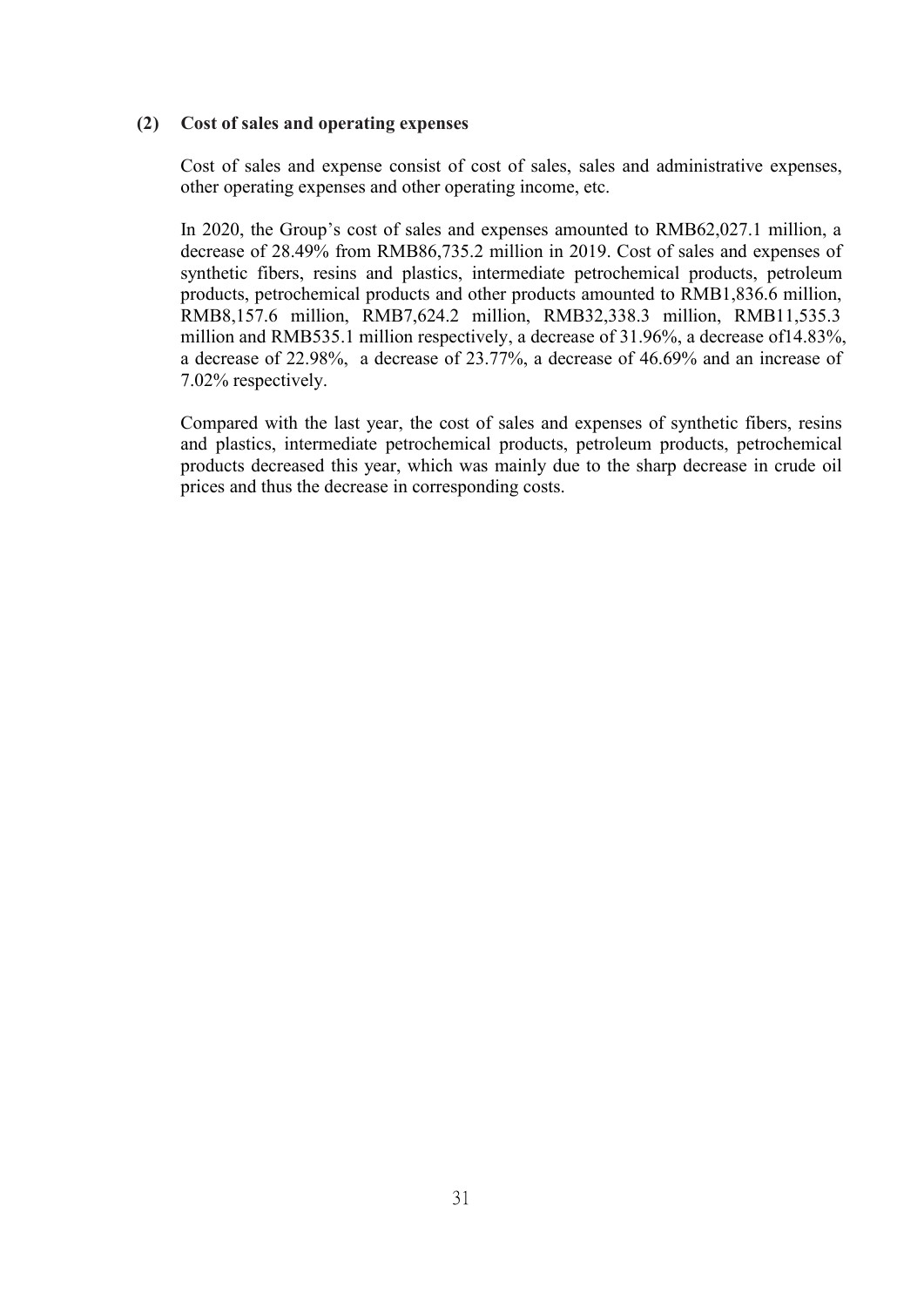### (2) Cost of sales and operating expenses

Cost of sales and expense consist of cost of sales, sales and administrative expenses, other operating expenses and other operating income, etc.

In 2020, the Group's cost of sales and expenses amounted to RMB62,027.1 million, a decrease of 28.49% from RMB86,735.2 million in 2019. Cost of sales and expenses of synthetic fibers, resins and plastics, intermediate petrochemical products, petroleum products, petrochemical products and other products amounted to RMB1,836.6 million, RMB8,157.6 million, RMB7,624.2 million, RMB32,338.3 million, RMB11,535.3 million and RMB535.1 million respectively, a decrease of 31.96%, a decrease of14.83%, a decrease of 22.98%, a decrease of 23.77%, a decrease of 46.69% and an increase of 7.02% respectively.

Compared with the last year, the cost of sales and expenses of synthetic fibers, resins and plastics, intermediate petrochemical products, petroleum products, petrochemical products decreased this year, which was mainly due to the sharp decrease in crude oil prices and thus the decrease in corresponding costs.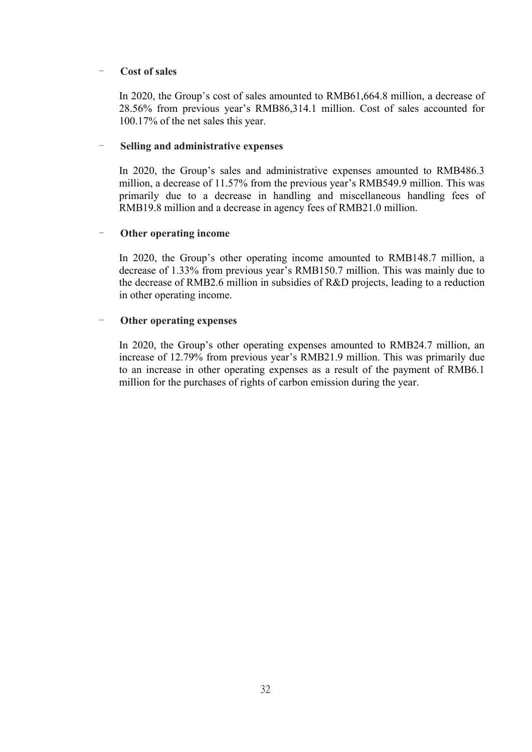- **Cost of sales**

  In 2020, the Group's cost of sales amounted to RMB61,664.8 million, a decrease of 28.56% from previous year's RMB86,314.1 million. Cost of sales accounted for 100.17% of the net sales this year.

- **Selling and administrative expenses**

  In 2020, the Group's sales and administrative expenses amounted to RMB486.3 million, a decrease of 11.57% from the previous year's RMB549.9 million. This was primarily due to a decrease in handling and miscellaneous handling fees of RMB19.8 million and a decrease in agency fees of RMB21.0 million.

- **Other operating income**

  In 2020, the Group's other operating income amounted to RMB148.7 million, a decrease of 1.33% from previous year's RMB150.7 million. This was mainly due to the decrease of RMB2.6 million in subsidies of R&D projects, leading to a reduction in other operating income.

- **Other operating expenses**

  In 2020, the Group's other operating expenses amounted to RMB24.7 million, an increase of 12.79% from previous year's RMB21.9 million. This was primarily due to an increase in other operating expenses as a result of the payment of RMB6.1 million for the purchases of rights of carbon emission during the year.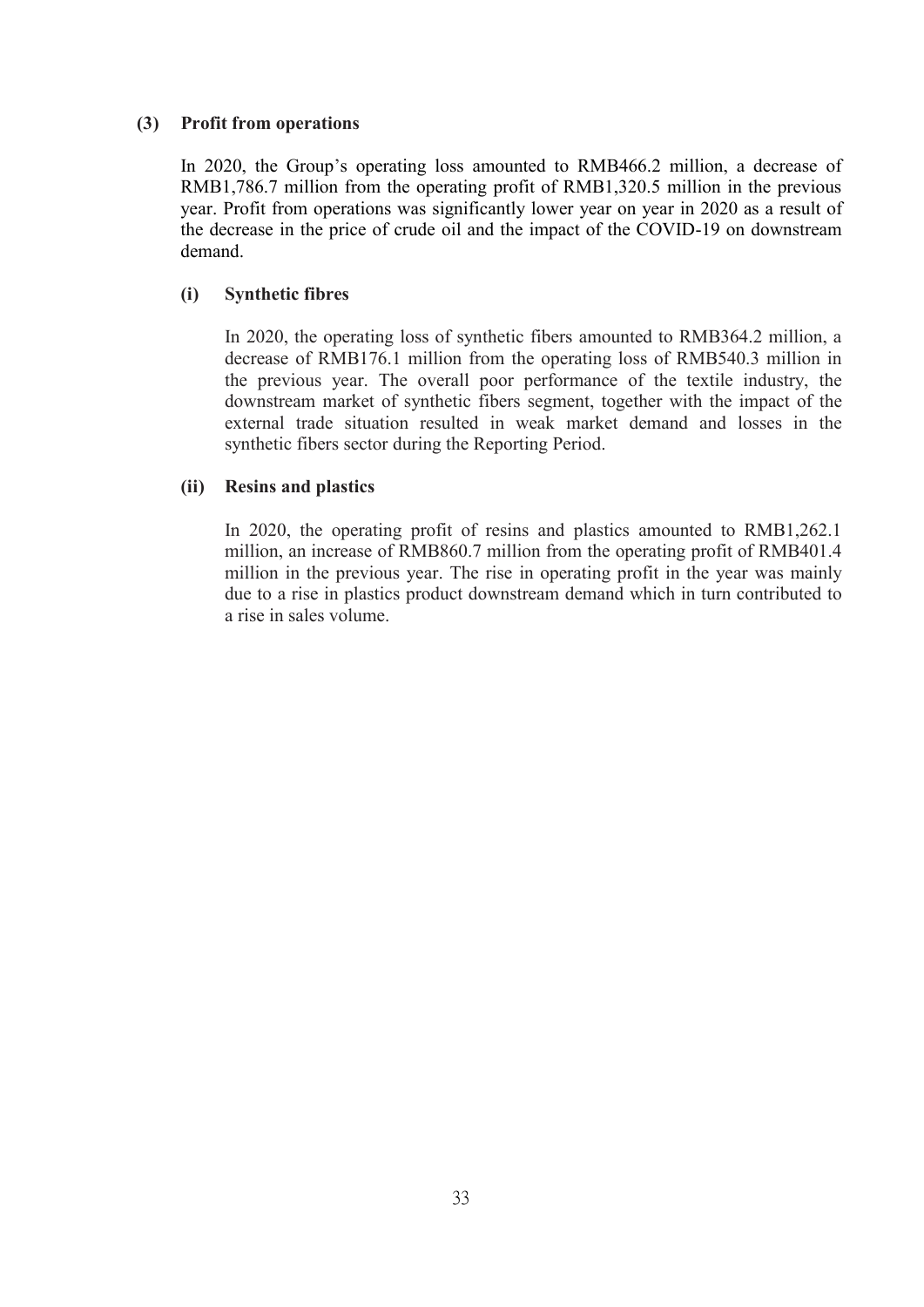### (3) Profit from operations

In 2020, the Group's operating loss amounted to RMB466.2 million, a decrease of RMB1,786.7 million from the operating profit of RMB1,320.5 million in the previous year. Profit from operations was significantly lower year on year in 2020 as a result of the decrease in the price of crude oil and the impact of the COVID-19 on downstream demand.

#### (i) Synthetic fibres

In 2020, the operating loss of synthetic fibers amounted to RMB364.2 million, a decrease of RMB176.1 million from the operating loss of RMB540.3 million in the previous year. The overall poor performance of the textile industry, the downstream market of synthetic fibers segment, together with the impact of the external trade situation resulted in weak market demand and losses in the synthetic fibers sector during the Reporting Period.

#### (ii) Resins and plastics

In 2020, the operating profit of resins and plastics amounted to RMB1,262.1 million, an increase of RMB860.7 million from the operating profit of RMB401.4 million in the previous year. The rise in operating profit in the year was mainly due to a rise in plastics product downstream demand which in turn contributed to a rise in sales volume.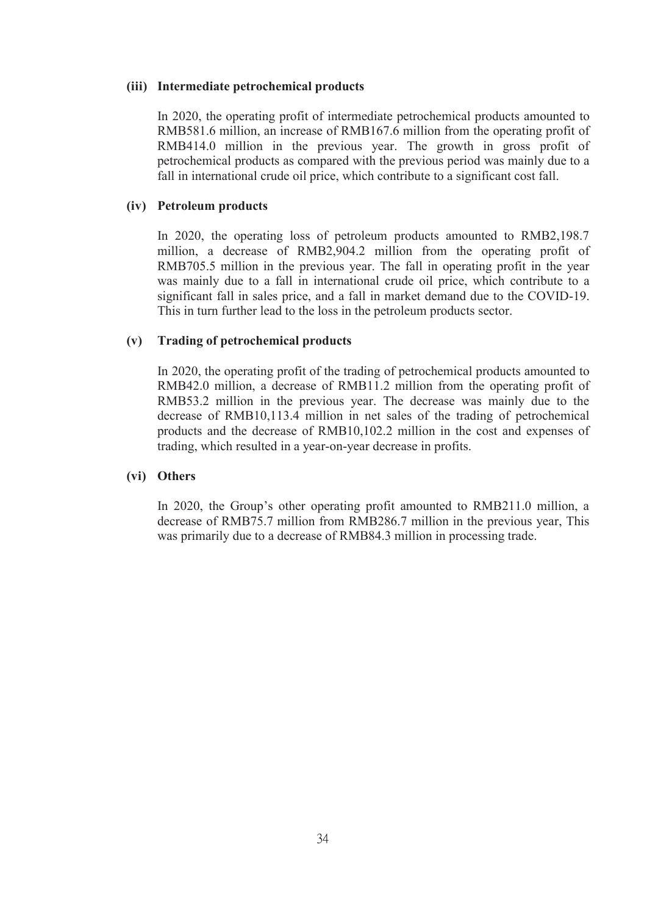#### (iii) Intermediate petrochemical products

In 2020, the operating profit of intermediate petrochemical products amounted to RMB581.6 million, an increase of RMB167.6 million from the operating profit of RMB414.0 million in the previous year. The growth in gross profit of petrochemical products as compared with the previous period was mainly due to a fall in international crude oil price, which contribute to a significant cost fall.

#### (iv) Petroleum products

In 2020, the operating loss of petroleum products amounted to RMB2,198.7 million, a decrease of RMB2,904.2 million from the operating profit of RMB705.5 million in the previous year. The fall in operating profit in the year was mainly due to a fall in international crude oil price, which contribute to a significant fall in sales price, and a fall in market demand due to the COVID-19. This in turn further lead to the loss in the petroleum products sector.

#### (v) Trading of petrochemical products

In 2020, the operating profit of the trading of petrochemical products amounted to RMB42.0 million, a decrease of RMB11.2 million from the operating profit of RMB53.2 million in the previous year. The decrease was mainly due to the decrease of RMB10,113.4 million in net sales of the trading of petrochemical products and the decrease of RMB10,102.2 million in the cost and expenses of trading, which resulted in a year-on-year decrease in profits.

#### (vi) Others

In 2020, the Group's other operating profit amounted to RMB211.0 million, a decrease of RMB75.7 million from RMB286.7 million in the previous year, This was primarily due to a decrease of RMB84.3 million in processing trade.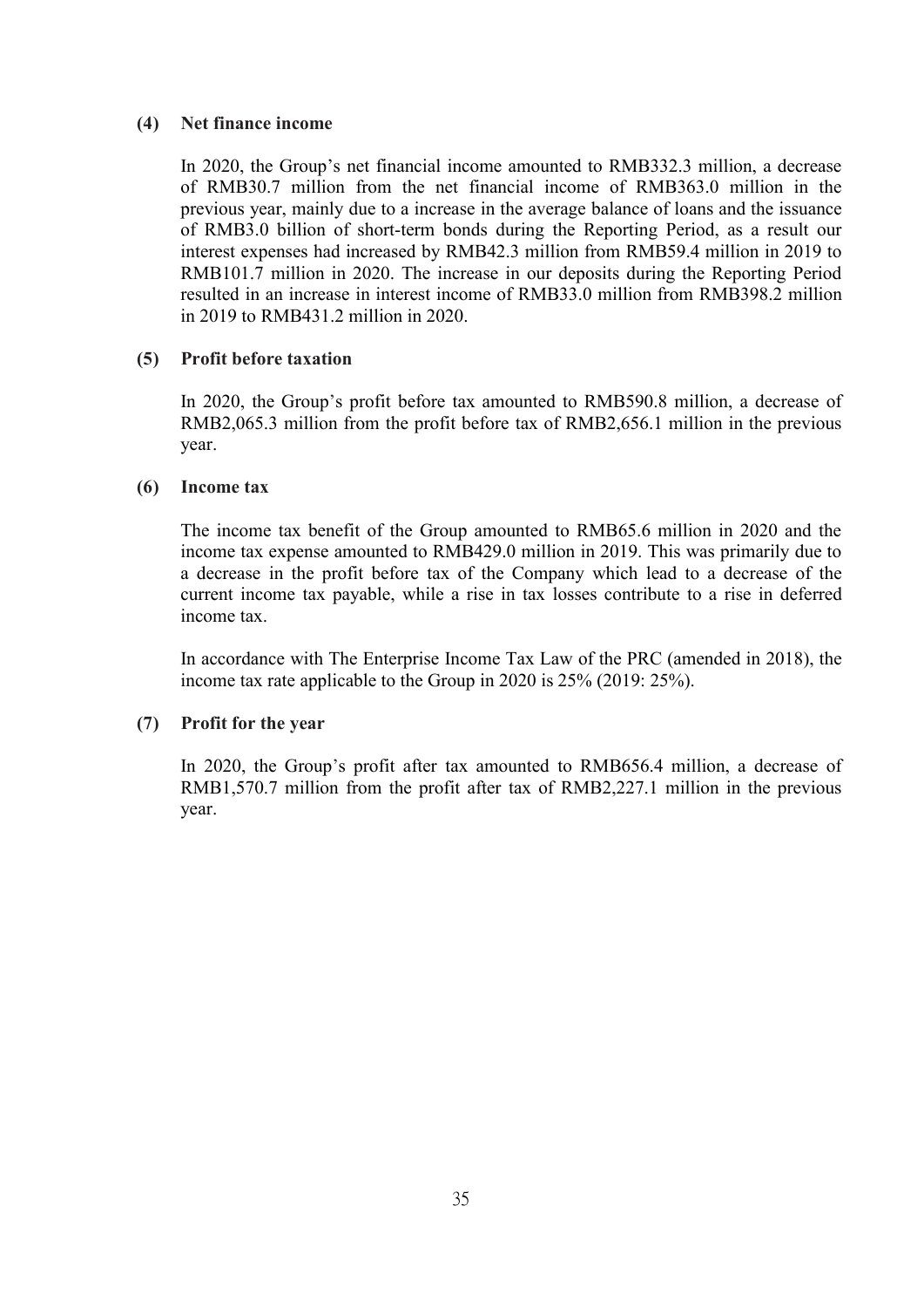#### (4) Net finance income

In 2020, the Group's net financial income amounted to RMB332.3 million, a decrease of RMB30.7 million from the net financial income of RMB363.0 million in the previous year, mainly due to a increase in the average balance of loans and the issuance of RMB3.0 billion of short-term bonds during the Reporting Period, as a result our interest expenses had increased by RMB42.3 million from RMB59.4 million in 2019 to RMB101.7 million in 2020. The increase in our deposits during the Reporting Period resulted in an increase in interest income of RMB33.0 million from RMB398.2 million in 2019 to RMB431.2 million in 2020.

#### (5) Profit before taxation

In 2020, the Group's profit before tax amounted to RMB590.8 million, a decrease of RMB2,065.3 million from the profit before tax of RMB2,656.1 million in the previous year.

#### (6) Income tax

The income tax benefit of the Group amounted to RMB65.6 million in 2020 and the income tax expense amounted to RMB429.0 million in 2019. This was primarily due to a decrease in the profit before tax of the Company which lead to a decrease of the current income tax payable, while a rise in tax losses contribute to a rise in deferred income tax.

In accordance with The Enterprise Income Tax Law of the PRC (amended in 2018), the income tax rate applicable to the Group in 2020 is 25% (2019: 25%).

#### (7) Profit for the year

In 2020, the Group's profit after tax amounted to RMB656.4 million, a decrease of RMB1,570.7 million from the profit after tax of RMB2,227.1 million in the previous year.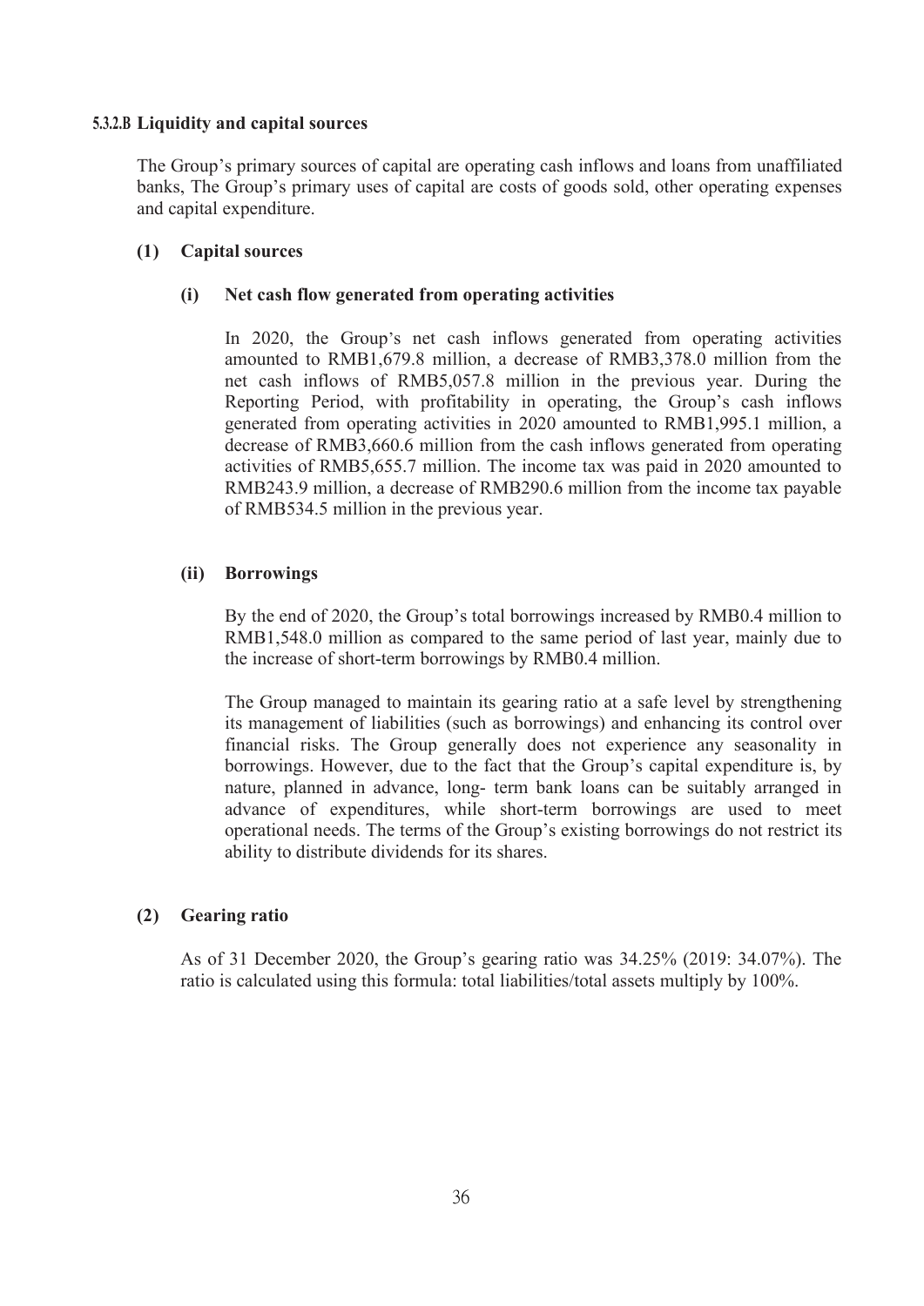#### 5.3.2.B Liquidity and capital sources

The Group's primary sources of capital are operating cash inflows and loans from unaffiliated banks, The Group's primary uses of capital are costs of goods sold, other operating expenses and capital expenditure.

**(1) Capital sources**

**(i) Net cash flow generated from operating activities**

In 2020, the Group's net cash inflows generated from operating activities amounted to RMB1,679.8 million, a decrease of RMB3,378.0 million from the net cash inflows of RMB5,057.8 million in the previous year. During the Reporting Period, with profitability in operating, the Group's cash inflows generated from operating activities in 2020 amounted to RMB1,995.1 million, a decrease of RMB3,660.6 million from the cash inflows generated from operating activities of RMB5,655.7 million. The income tax was paid in 2020 amounted to RMB243.9 million, a decrease of RMB290.6 million from the income tax payable of RMB534.5 million in the previous year.

**(ii) Borrowings**

By the end of 2020, the Group's total borrowings increased by RMB0.4 million to RMB1,548.0 million as compared to the same period of last year, mainly due to the increase of short-term borrowings by RMB0.4 million.

The Group managed to maintain its gearing ratio at a safe level by strengthening its management of liabilities (such as borrowings) and enhancing its control over financial risks. The Group generally does not experience any seasonality in borrowings. However, due to the fact that the Group's capital expenditure is, by nature, planned in advance, long- term bank loans can be suitably arranged in advance of expenditures, while short-term borrowings are used to meet operational needs. The terms of the Group's existing borrowings do not restrict its ability to distribute dividends for its shares.

**(2) Gearing ratio**

As of 31 December 2020, the Group's gearing ratio was 34.25% (2019: 34.07%). The ratio is calculated using this formula: total liabilities/total assets multiply by 100%.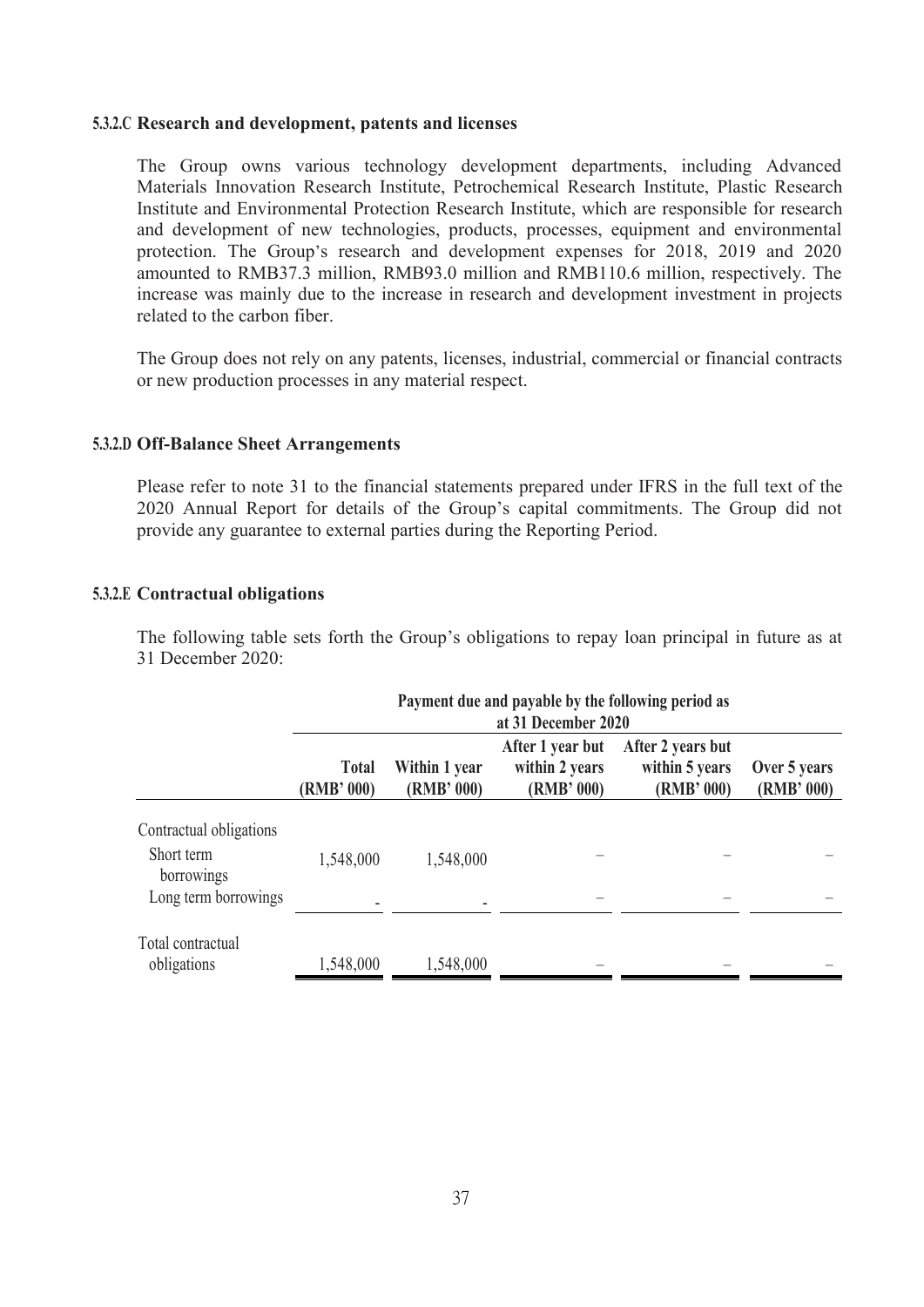#### 5.3.2.C Research and development, patents and licenses

The Group owns various technology development departments, including Advanced Materials Innovation Research Institute, Petrochemical Research Institute, Plastic Research Institute and Environmental Protection Research Institute, which are responsible for research and development of new technologies, products, processes, equipment and environmental protection. The Group's research and development expenses for 2018, 2019 and 2020 amounted to RMB37.3 million, RMB93.0 million and RMB110.6 million, respectively. The increase was mainly due to the increase in research and development investment in projects related to the carbon fiber.

The Group does not rely on any patents, licenses, industrial, commercial or financial contracts or new production processes in any material respect.

#### 5.3.2.D Off-Balance Sheet Arrangements

Please refer to note 31 to the financial statements prepared under IFRS in the full text of the 2020 Annual Report for details of the Group's capital commitments. The Group did not provide any guarantee to external parties during the Reporting Period.

#### 5.3.2.E Contractual obligations

The following table sets forth the Group's obligations to repay loan principal in future as at 31 December 2020:

| | Payment due and payable by the following period as at 31 December 2020 | | | | |
|---|---|---|---|---|---|
| | **Total (RMB' 000)** | **Within 1 year (RMB' 000)** | **After 1 year but within 2 years (RMB' 000)** | **After 2 years but within 5 years (RMB' 000)** | **Over 5 years (RMB' 000)** |
| Contractual obligations | | | | | |
| Short term borrowings | 1,548,000 | 1,548,000 | – | – | – |
| Long term borrowings | - | - | – | – | – |
| Total contractual obligations | 1,548,000 | 1,548,000 | – | – | – |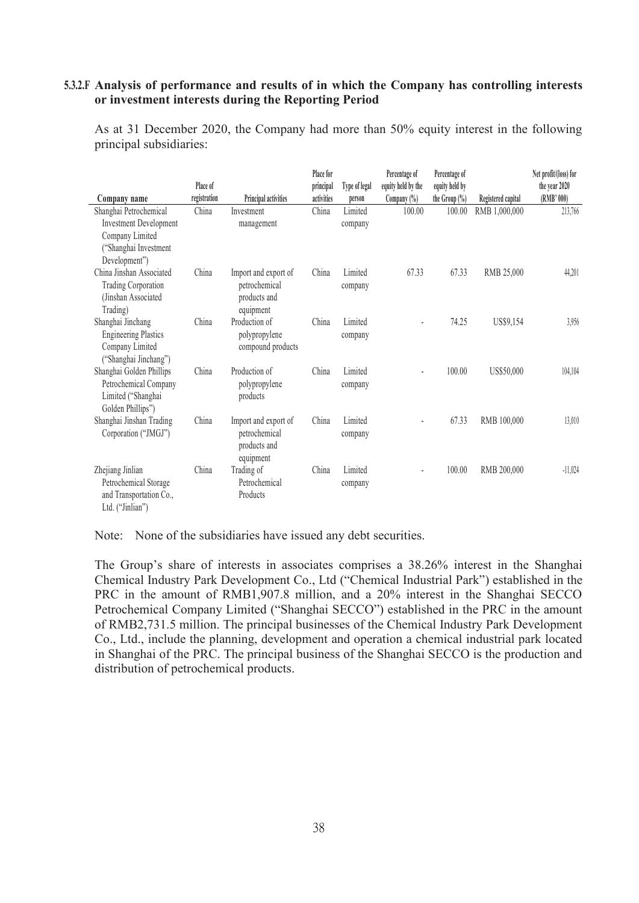### 5.3.2.F Analysis of performance and results of in which the Company has controlling interests or investment interests during the Reporting Period

As at 31 December 2020, the Company had more than 50% equity interest in the following principal subsidiaries:

| Company name | Place of registration | Principal activities | Place for principal activities | Type of legal person | Percentage of equity held by the Company (%) | Percentage of equity held by the Group (%) | Registered capital | Net profit/(loss) for the year 2020 (RMB' 000) |
|---|---|---|---|---|---|---|---|---|
| Shanghai Petrochemical Investment Development Company Limited ("Shanghai Investment Development") | China | Investment management | China | Limited company | 100.00 | 100.00 | RMB 1,000,000 | 213,766 |
| China Jinshan Associated Trading Corporation (Jinshan Associated Trading) | China | Import and export of petrochemical products and equipment | China | Limited company | 67.33 | 67.33 | RMB 25,000 | 44,201 |
| Shanghai Jinchang Engineering Plastics Company Limited ("Shanghai Jinchang") | China | Production of polypropylene compound products | China | Limited company | - | 74.25 | US$9,154 | 3,956 |
| Shanghai Golden Phillips Petrochemical Company Limited ("Shanghai Golden Phillips") | China | Production of polypropylene products | China | Limited company | - | 100.00 | US$50,000 | 104,104 |
| Shanghai Jinshan Trading Corporation ("JMGJ") | China | Import and export of petrochemical products and equipment | China | Limited company | - | 67.33 | RMB 100,000 | 13,010 |
| Zhejiang Jinlian Petrochemical Storage and Transportation Co., Ltd. ("Jinlian") | China | Trading of Petrochemical Products | China | Limited company | - | 100.00 | RMB 200,000 | -11,024 |

Note: None of the subsidiaries have issued any debt securities.

The Group's share of interests in associates comprises a 38.26% interest in the Shanghai Chemical Industry Park Development Co., Ltd ("Chemical Industrial Park") established in the PRC in the amount of RMB1,907.8 million, and a 20% interest in the Shanghai SECCO Petrochemical Company Limited ("Shanghai SECCO") established in the PRC in the amount of RMB2,731.5 million. The principal businesses of the Chemical Industry Park Development Co., Ltd., include the planning, development and operation a chemical industrial park located in Shanghai of the PRC. The principal business of the Shanghai SECCO is the production and distribution of petrochemical products.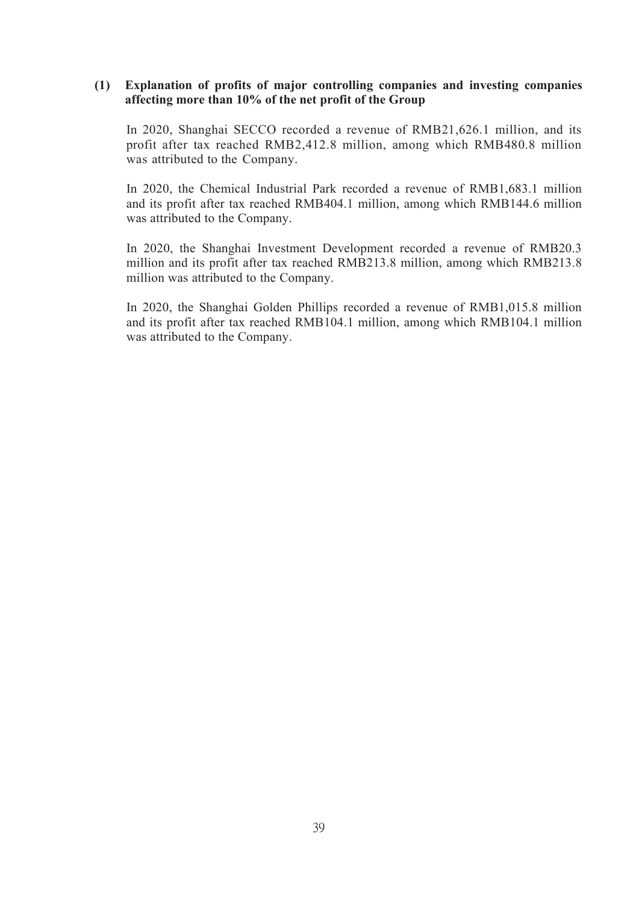**(1) Explanation of profits of major controlling companies and investing companies affecting more than 10% of the net profit of the Group**

In 2020, Shanghai SECCO recorded a revenue of RMB21,626.1 million, and its profit after tax reached RMB2,412.8 million, among which RMB480.8 million was attributed to the Company.

In 2020, the Chemical Industrial Park recorded a revenue of RMB1,683.1 million and its profit after tax reached RMB404.1 million, among which RMB144.6 million was attributed to the Company.

In 2020, the Shanghai Investment Development recorded a revenue of RMB20.3 million and its profit after tax reached RMB213.8 million, among which RMB213.8 million was attributed to the Company.

In 2020, the Shanghai Golden Phillips recorded a revenue of RMB1,015.8 million and its profit after tax reached RMB104.1 million, among which RMB104.1 million was attributed to the Company.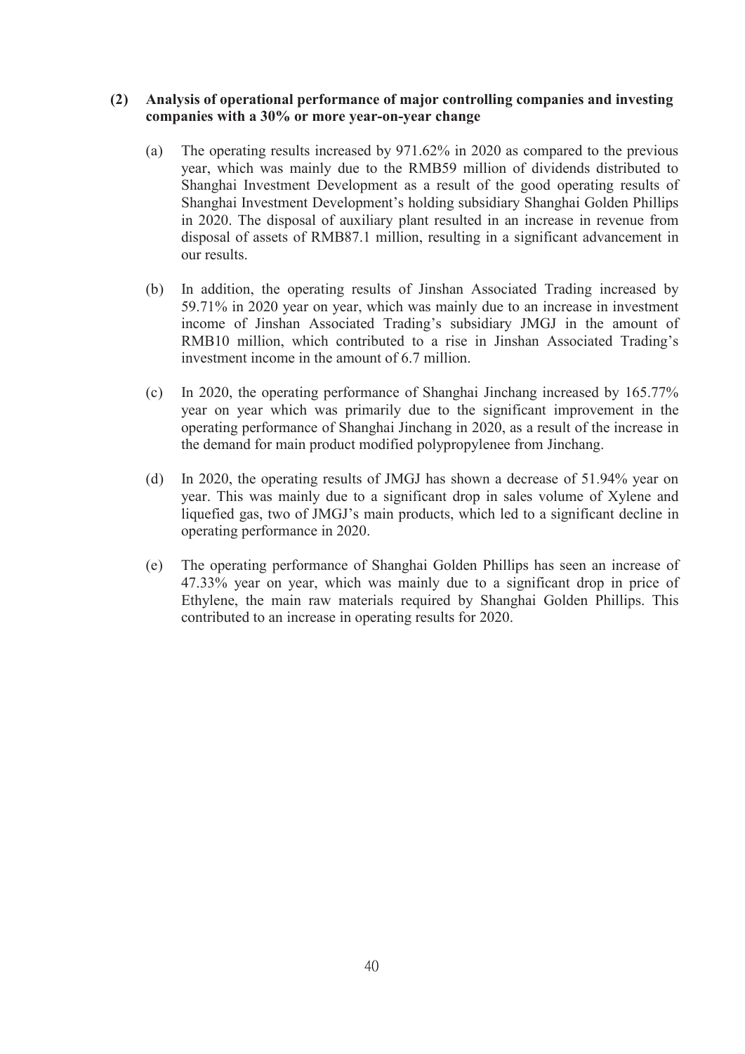**(2) Analysis of operational performance of major controlling companies and investing companies with a 30% or more year-on-year change**

(a) The operating results increased by 971.62% in 2020 as compared to the previous year, which was mainly due to the RMB59 million of dividends distributed to Shanghai Investment Development as a result of the good operating results of Shanghai Investment Development's holding subsidiary Shanghai Golden Phillips in 2020. The disposal of auxiliary plant resulted in an increase in revenue from disposal of assets of RMB87.1 million, resulting in a significant advancement in our results.

(b) In addition, the operating results of Jinshan Associated Trading increased by 59.71% in 2020 year on year, which was mainly due to an increase in investment income of Jinshan Associated Trading's subsidiary JMGJ in the amount of RMB10 million, which contributed to a rise in Jinshan Associated Trading's investment income in the amount of 6.7 million.

(c) In 2020, the operating performance of Shanghai Jinchang increased by 165.77% year on year which was primarily due to the significant improvement in the operating performance of Shanghai Jinchang in 2020, as a result of the increase in the demand for main product modified polypropylenee from Jinchang.

(d) In 2020, the operating results of JMGJ has shown a decrease of 51.94% year on year. This was mainly due to a significant drop in sales volume of Xylene and liquefied gas, two of JMGJ's main products, which led to a significant decline in operating performance in 2020.

(e) The operating performance of Shanghai Golden Phillips has seen an increase of 47.33% year on year, which was mainly due to a significant drop in price of Ethylene, the main raw materials required by Shanghai Golden Phillips. This contributed to an increase in operating results for 2020.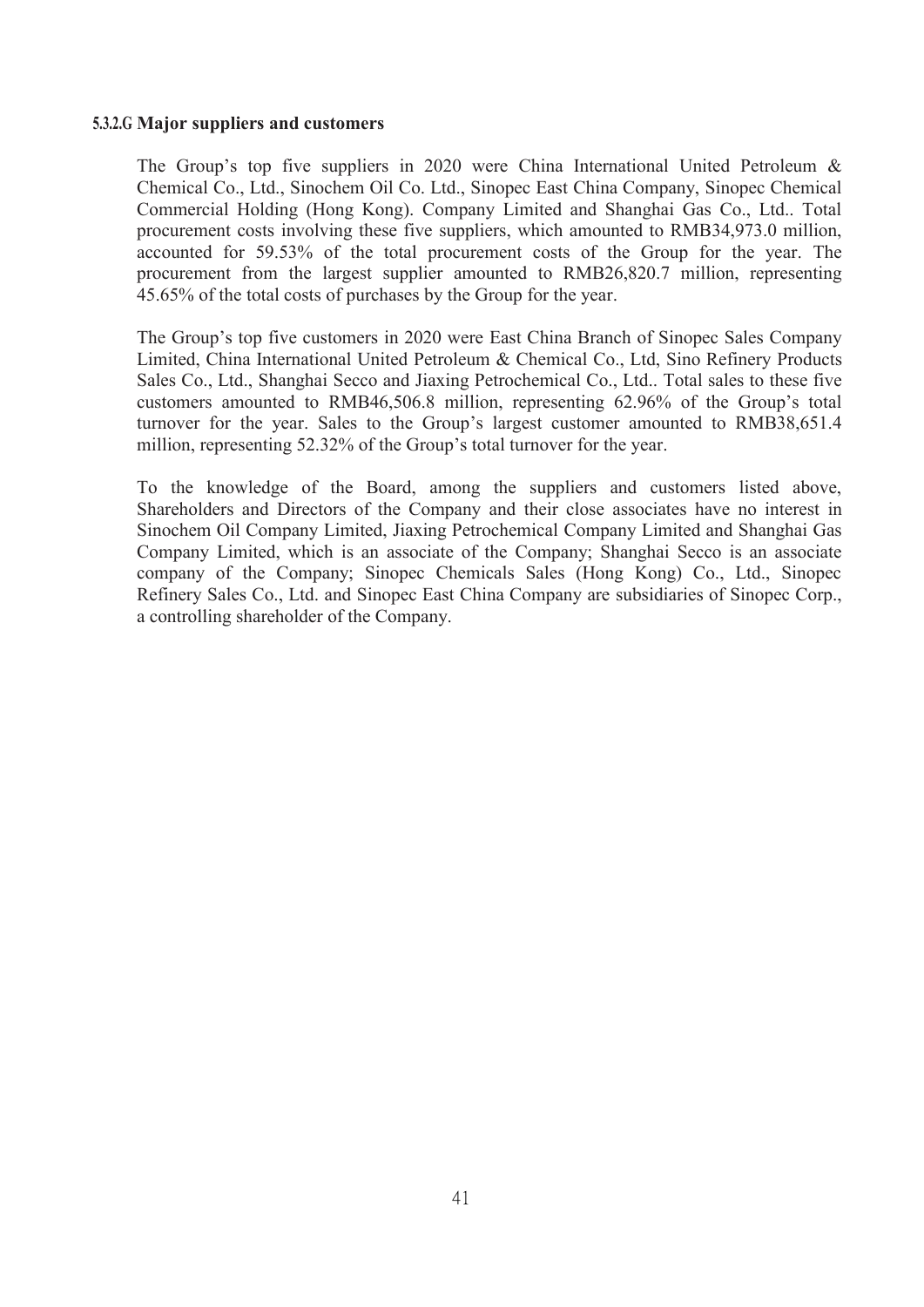#### 5.3.2.G Major suppliers and customers

The Group's top five suppliers in 2020 were China International United Petroleum & Chemical Co., Ltd., Sinochem Oil Co. Ltd., Sinopec East China Company, Sinopec Chemical Commercial Holding (Hong Kong). Company Limited and Shanghai Gas Co., Ltd.. Total procurement costs involving these five suppliers, which amounted to RMB34,973.0 million, accounted for 59.53% of the total procurement costs of the Group for the year. The procurement from the largest supplier amounted to RMB26,820.7 million, representing 45.65% of the total costs of purchases by the Group for the year.

The Group's top five customers in 2020 were East China Branch of Sinopec Sales Company Limited, China International United Petroleum & Chemical Co., Ltd, Sino Refinery Products Sales Co., Ltd., Shanghai Secco and Jiaxing Petrochemical Co., Ltd.. Total sales to these five customers amounted to RMB46,506.8 million, representing 62.96% of the Group's total turnover for the year. Sales to the Group's largest customer amounted to RMB38,651.4 million, representing 52.32% of the Group's total turnover for the year.

To the knowledge of the Board, among the suppliers and customers listed above, Shareholders and Directors of the Company and their close associates have no interest in Sinochem Oil Company Limited, Jiaxing Petrochemical Company Limited and Shanghai Gas Company Limited, which is an associate of the Company; Shanghai Secco is an associate company of the Company; Sinopec Chemicals Sales (Hong Kong) Co., Ltd., Sinopec Refinery Sales Co., Ltd. and Sinopec East China Company are subsidiaries of Sinopec Corp., a controlling shareholder of the Company.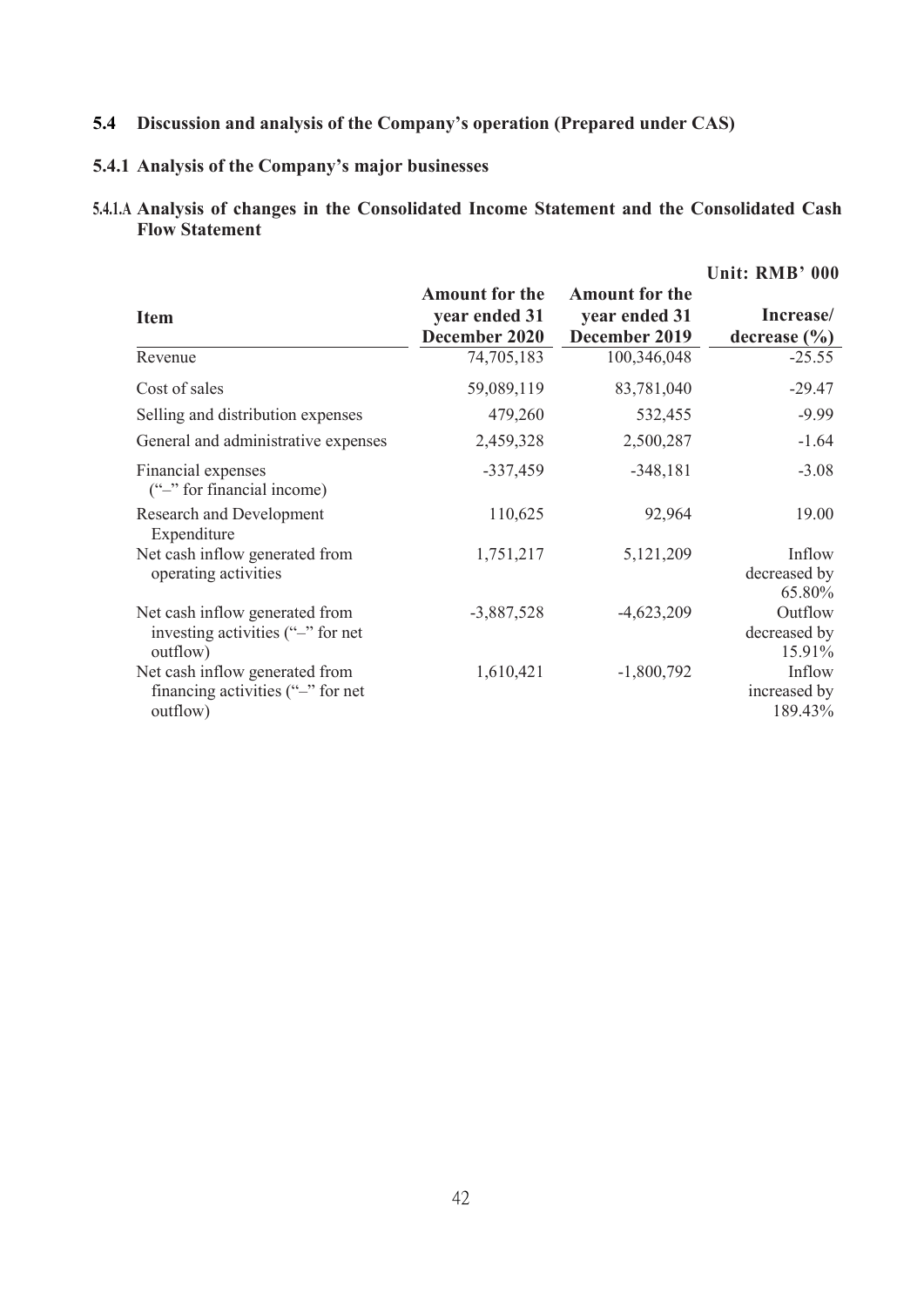## 5.4 Discussion and analysis of the Company's operation (Prepared under CAS)

### 5.4.1 Analysis of the Company's major businesses

#### 5.4.1.A Analysis of changes in the Consolidated Income Statement and the Consolidated Cash Flow Statement

Unit: RMB' 000

| Item | Amount for the year ended 31 December 2020 | Amount for the year ended 31 December 2019 | Increase/ decrease (%) |
|---|---|---|---|
| Revenue | 74,705,183 | 100,346,048 | -25.55 |
| Cost of sales | 59,089,119 | 83,781,040 | -29.47 |
| Selling and distribution expenses | 479,260 | 532,455 | -9.99 |
| General and administrative expenses | 2,459,328 | 2,500,287 | -1.64 |
| Financial expenses ("–" for financial income) | -337,459 | -348,181 | -3.08 |
| Research and Development Expenditure | 110,625 | 92,964 | 19.00 |
| Net cash inflow generated from operating activities | 1,751,217 | 5,121,209 | Inflow decreased by 65.80% |
| Net cash inflow generated from investing activities ("–" for net outflow) | -3,887,528 | -4,623,209 | Outflow decreased by 15.91% |
| Net cash inflow generated from financing activities ("–" for net outflow) | 1,610,421 | -1,800,792 | Inflow increased by 189.43% |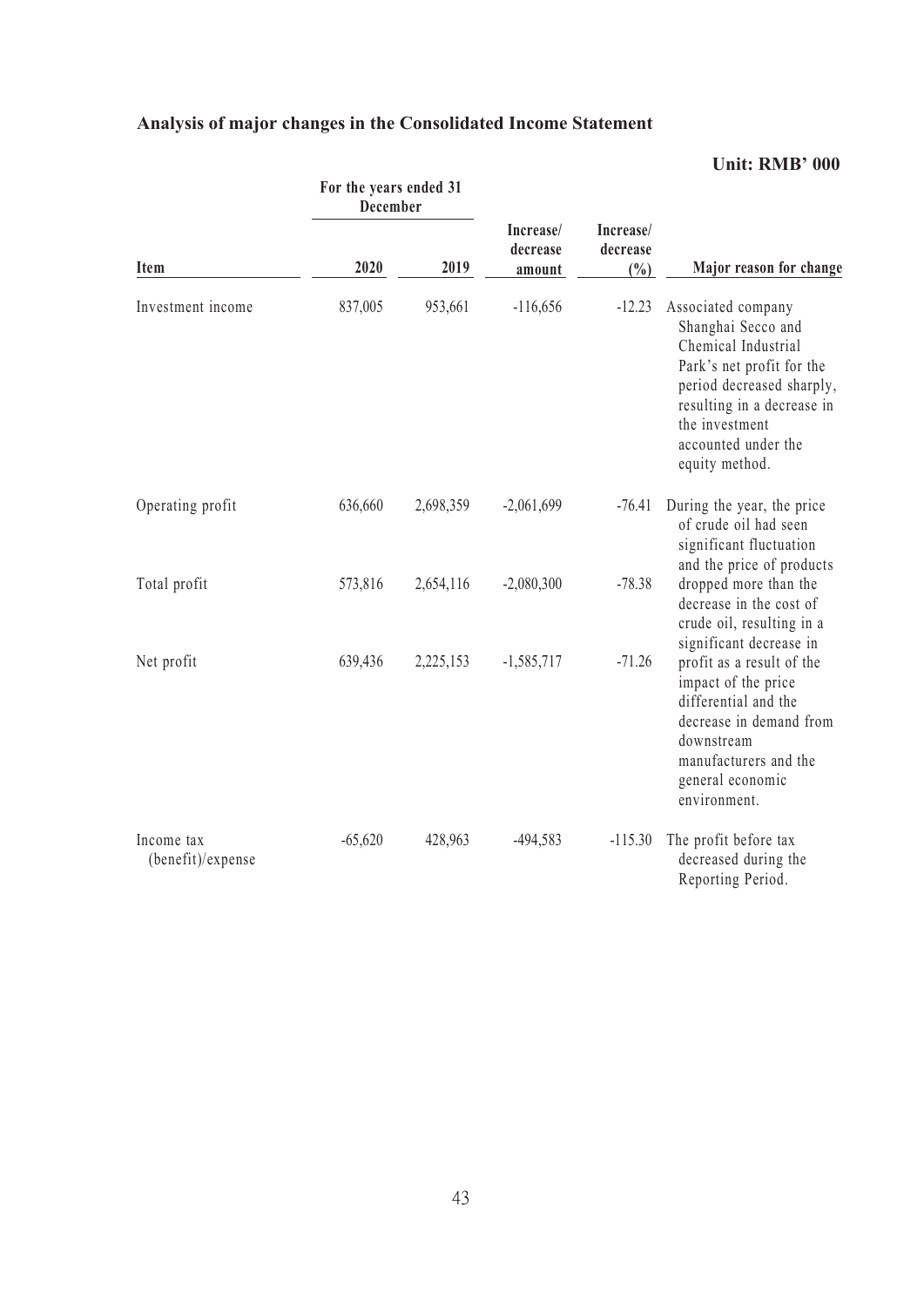## Analysis of major changes in the Consolidated Income Statement

**Unit: RMB' 000**

| Item | For the years ended 31 December | | Increase/ decrease amount | Increase/ decrease (%) | Major reason for change |
|---|---|---|---|---|---|
| | 2020 | 2019 | | | |
| Investment income | 837,005 | 953,661 | -116,656 | -12.23 | Associated company Shanghai Secco and Chemical Industrial Park's net profit for the period decreased sharply, resulting in a decrease in the investment accounted under the equity method. |
| Operating profit | 636,660 | 2,698,359 | -2,061,699 | -76.41 | During the year, the price of crude oil had seen significant fluctuation and the price of products dropped more than the decrease in the cost of crude oil, resulting in a significant decrease in profit as a result of the impact of the price differential and the decrease in demand from downstream manufacturers and the general economic environment. |
| Total profit | 573,816 | 2,654,116 | -2,080,300 | -78.38 | |
| Net profit | 639,436 | 2,225,153 | -1,585,717 | -71.26 | |
| Income tax (benefit)/expense | -65,620 | 428,963 | -494,583 | -115.30 | The profit before tax decreased during the Reporting Period. |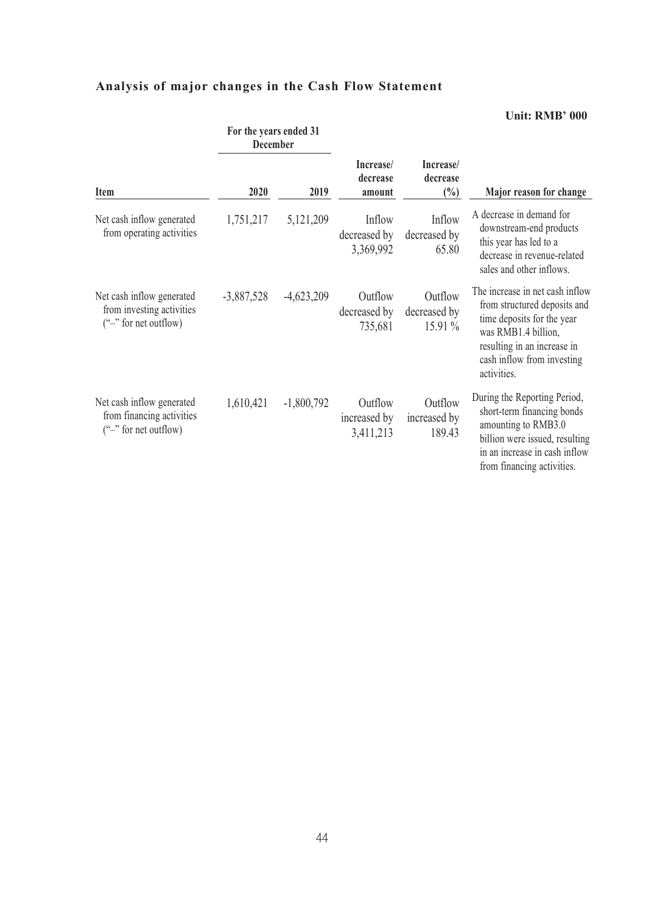## Analysis of major changes in the Cash Flow Statement

**Unit: RMB' 000**

| Item | For the years ended 31 December | | Increase/ decrease amount | Increase/ decrease (%) | Major reason for change |
|---|---|---|---|---|---|
| | 2020 | 2019 | | | |
| Net cash inflow generated from operating activities | 1,751,217 | 5,121,209 | Inflow decreased by 3,369,992 | Inflow decreased by 65.80 | A decrease in demand for downstream-end products this year has led to a decrease in revenue-related sales and other inflows. |
| Net cash inflow generated from investing activities ("–" for net outflow) | -3,887,528 | -4,623,209 | Outflow decreased by 735,681 | Outflow decreased by 15.91 % | The increase in net cash inflow from structured deposits and time deposits for the year was RMB1.4 billion, resulting in an increase in cash inflow from investing activities. |
| Net cash inflow generated from financing activities ("–" for net outflow) | 1,610,421 | -1,800,792 | Outflow increased by 3,411,213 | Outflow increased by 189.43 | During the Reporting Period, short-term financing bonds amounting to RMB3.0 billion were issued, resulting in an increase in cash inflow from financing activities. |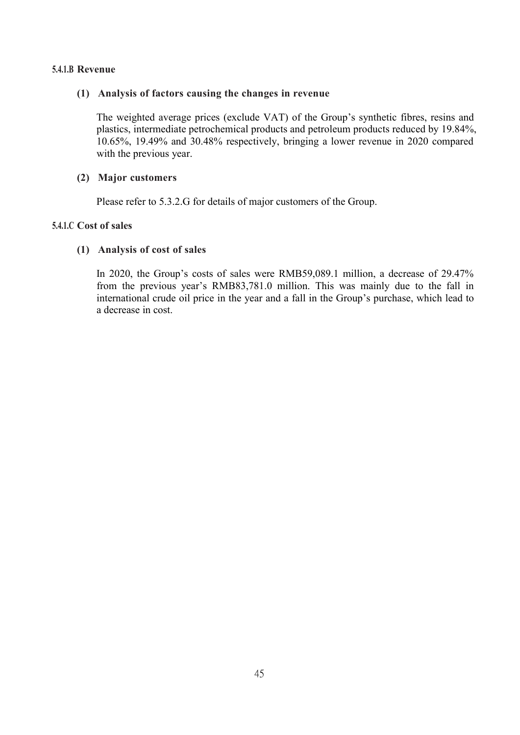#### 5.4.1.B Revenue

**(1) Analysis of factors causing the changes in revenue**

The weighted average prices (exclude VAT) of the Group's synthetic fibres, resins and plastics, intermediate petrochemical products and petroleum products reduced by 19.84%, 10.65%, 19.49% and 30.48% respectively, bringing a lower revenue in 2020 compared with the previous year.

**(2) Major customers**

Please refer to 5.3.2.G for details of major customers of the Group.

#### 5.4.1.C Cost of sales

**(1) Analysis of cost of sales**

In 2020, the Group's costs of sales were RMB59,089.1 million, a decrease of 29.47% from the previous year's RMB83,781.0 million. This was mainly due to the fall in international crude oil price in the year and a fall in the Group's purchase, which lead to a decrease in cost.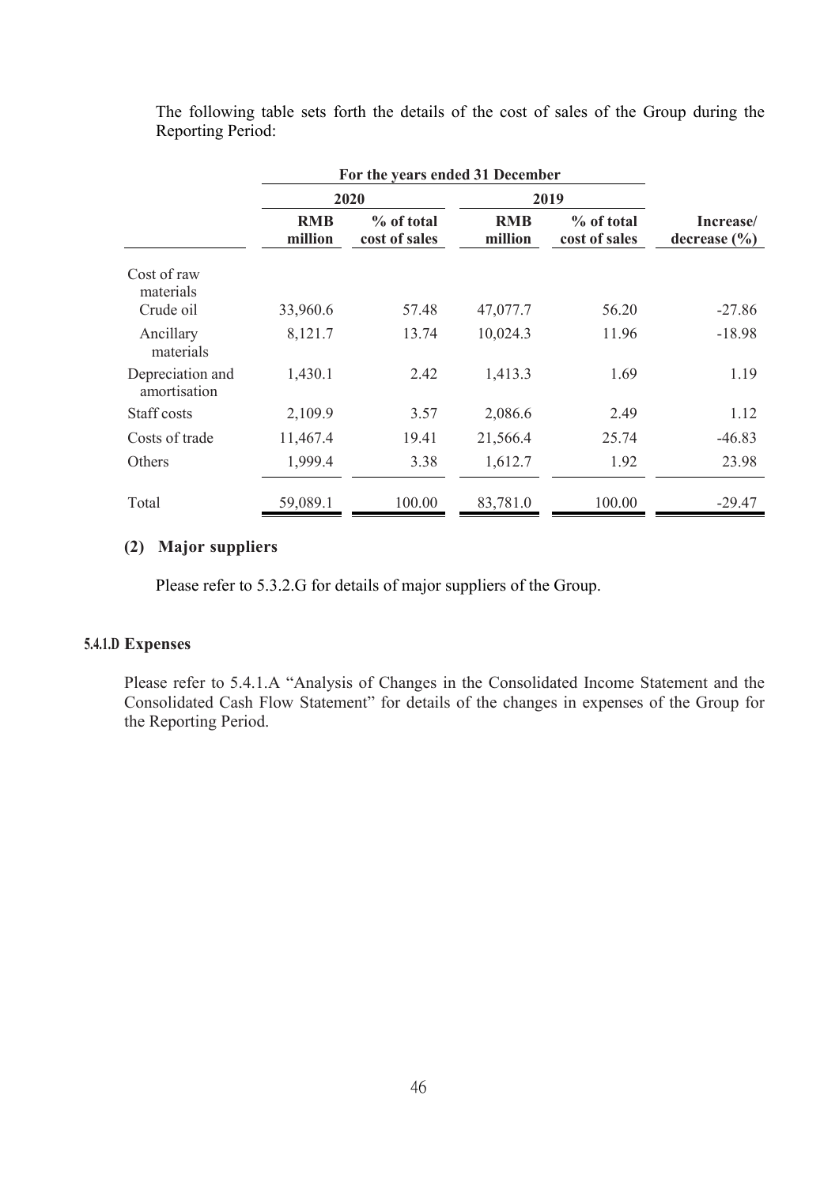The following table sets forth the details of the cost of sales of the Group during the Reporting Period:

| | For the years ended 31 December | | | | |
|---|---|---|---|---|---|
| | 2020 | | 2019 | | |
| | RMB million | % of total cost of sales | RMB million | % of total cost of sales | Increase/ decrease (%) |
| Cost of raw materials | | | | | |
| Crude oil | 33,960.6 | 57.48 | 47,077.7 | 56.20 | -27.86 |
| Ancillary materials | 8,121.7 | 13.74 | 10,024.3 | 11.96 | -18.98 |
| Depreciation and amortisation | 1,430.1 | 2.42 | 1,413.3 | 1.69 | 1.19 |
| Staff costs | 2,109.9 | 3.57 | 2,086.6 | 2.49 | 1.12 |
| Costs of trade | 11,467.4 | 19.41 | 21,566.4 | 25.74 | -46.83 |
| Others | 1,999.4 | 3.38 | 1,612.7 | 1.92 | 23.98 |
| Total | 59,089.1 | 100.00 | 83,781.0 | 100.00 | -29.47 |

**(2) Major suppliers**

Please refer to 5.3.2.G for details of major suppliers of the Group.

### 5.4.1.D Expenses

Please refer to 5.4.1.A "Analysis of Changes in the Consolidated Income Statement and the Consolidated Cash Flow Statement" for details of the changes in expenses of the Group for the Reporting Period.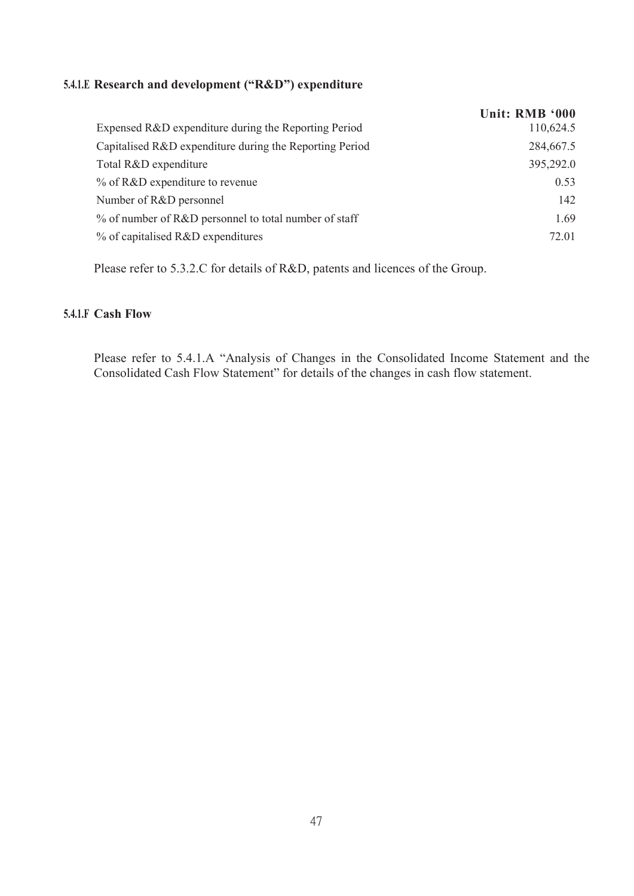#### 5.4.1.E Research and development ("R&D") expenditure

| | Unit: RMB '000 |
|---|---|
| Expensed R&D expenditure during the Reporting Period | 110,624.5 |
| Capitalised R&D expenditure during the Reporting Period | 284,667.5 |
| Total R&D expenditure | 395,292.0 |
| % of R&D expenditure to revenue | 0.53 |
| Number of R&D personnel | 142 |
| % of number of R&D personnel to total number of staff | 1.69 |
| % of capitalised R&D expenditures | 72.01 |

Please refer to 5.3.2.C for details of R&D, patents and licences of the Group.

#### 5.4.1.F Cash Flow

Please refer to 5.4.1.A "Analysis of Changes in the Consolidated Income Statement and the Consolidated Cash Flow Statement" for details of the changes in cash flow statement.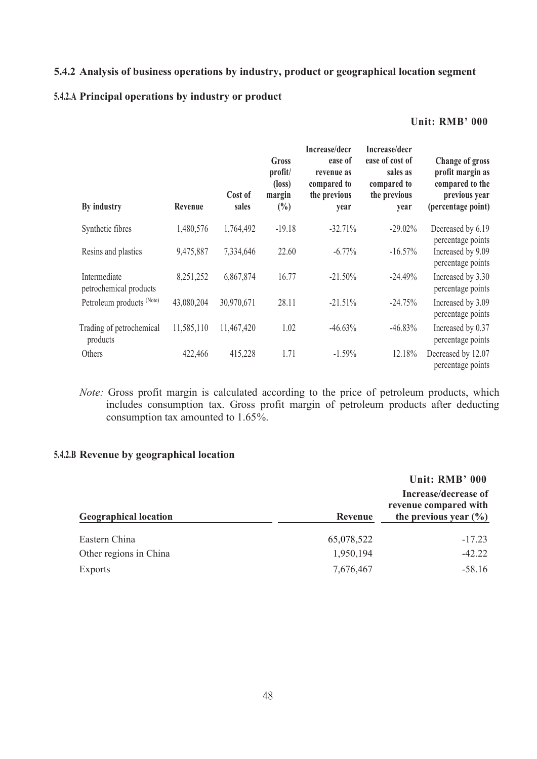### 5.4.2 Analysis of business operations by industry, product or geographical location segment

#### 5.4.2.A Principal operations by industry or product

**Unit: RMB' 000**

| By industry | Revenue | Cost of sales | Gross profit/ (loss) margin (%) | Increase/decrease of revenue as compared to the previous year | Increase/decrease of cost of sales as compared to the previous year | Change of gross profit margin as compared to the previous year (percentage point) |
|---|---|---|---|---|---|---|
| Synthetic fibres | 1,480,576 | 1,764,492 | -19.18 | -32.71% | -29.02% | Decreased by 6.19 percentage points |
| Resins and plastics | 9,475,887 | 7,334,646 | 22.60 | -6.77% | -16.57% | Increased by 9.09 percentage points |
| Intermediate petrochemical products | 8,251,252 | 6,867,874 | 16.77 | -21.50% | -24.49% | Increased by 3.30 percentage points |
| Petroleum products (Note) | 43,080,204 | 30,970,671 | 28.11 | -21.51% | -24.75% | Increased by 3.09 percentage points |
| Trading of petrochemical products | 11,585,110 | 11,467,420 | 1.02 | -46.63% | -46.83% | Increased by 0.37 percentage points |
| Others | 422,466 | 415,228 | 1.71 | -1.59% | 12.18% | Decreased by 12.07 percentage points |

*Note:* Gross profit margin is calculated according to the price of petroleum products, which includes consumption tax. Gross profit margin of petroleum products after deducting consumption tax amounted to 1.65%.

#### 5.4.2.B Revenue by geographical location

**Unit: RMB' 000**

| Geographical location | Revenue | Increase/decrease of revenue compared with the previous year (%) |
|---|---|---|
| Eastern China | 65,078,522 | -17.23 |
| Other regions in China | 1,950,194 | -42.22 |
| Exports | 7,676,467 | -58.16 |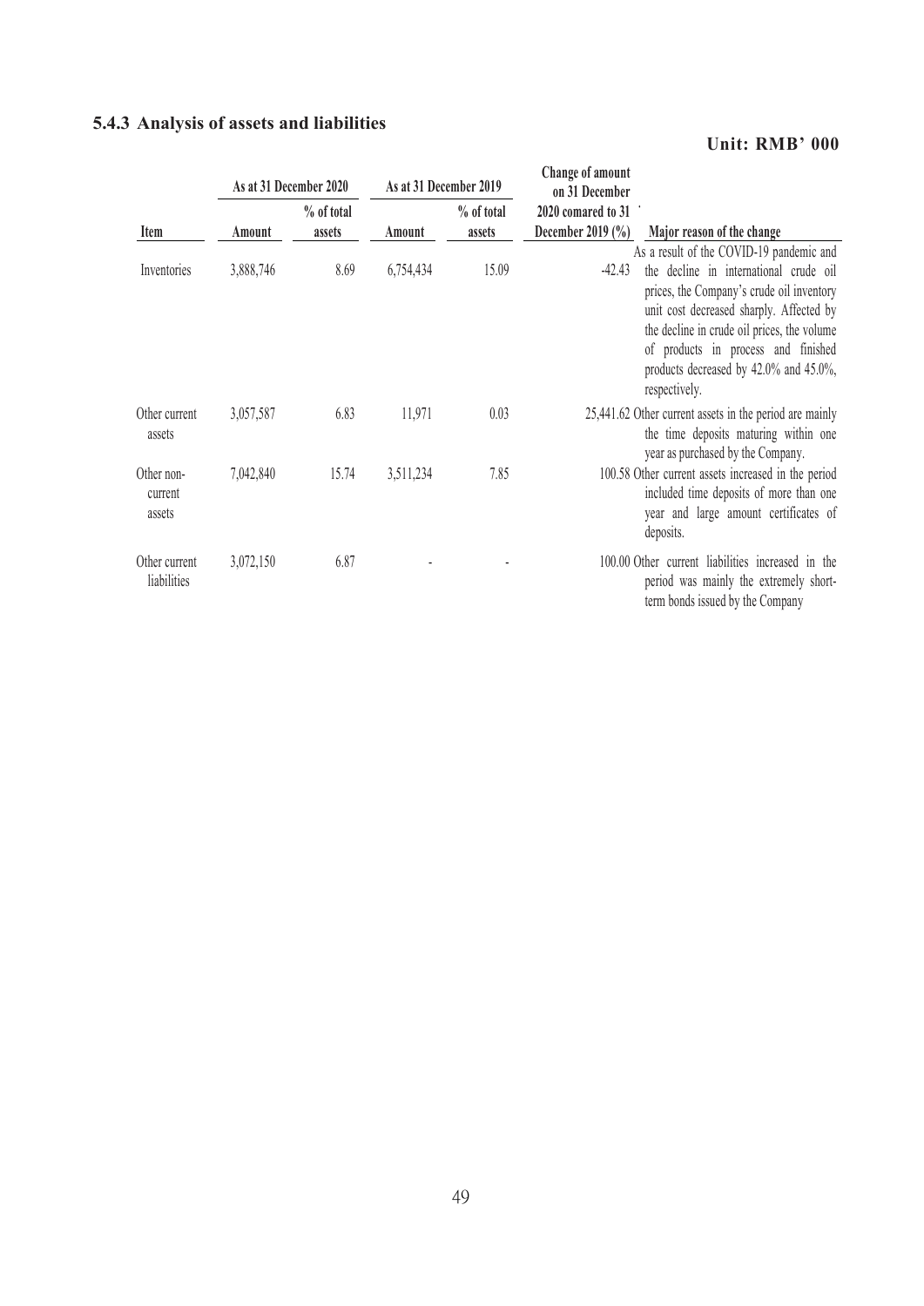### 5.4.3 Analysis of assets and liabilities

**Unit: RMB' 000**

| Item | As at 31 December 2020 | | As at 31 December 2019 | | Change of amount on 31 December 2020 comared to 31 December 2019 (%) | Major reason of the change |
|---|---|---|---|---|---|---|
| | Amount | % of total assets | Amount | % of total assets | | |
| Inventories | 3,888,746 | 8.69 | 6,754,434 | 15.09 | -42.43 | As a result of the COVID-19 pandemic and the decline in international crude oil prices, the Company's crude oil inventory unit cost decreased sharply. Affected by the decline in crude oil prices, the volume of products in process and finished products decreased by 42.0% and 45.0%, respectively. |
| Other current assets | 3,057,587 | 6.83 | 11,971 | 0.03 | 25,441.62 | Other current assets in the period are mainly the time deposits maturing within one year as purchased by the Company. |
| Other non-current assets | 7,042,840 | 15.74 | 3,511,234 | 7.85 | 100.58 | Other current assets increased in the period included time deposits of more than one year and large amount certificates of deposits. |
| Other current liabilities | 3,072,150 | 6.87 | - | - | 100.00 | Other current liabilities increased in the period was mainly the extremely short-term bonds issued by the Company |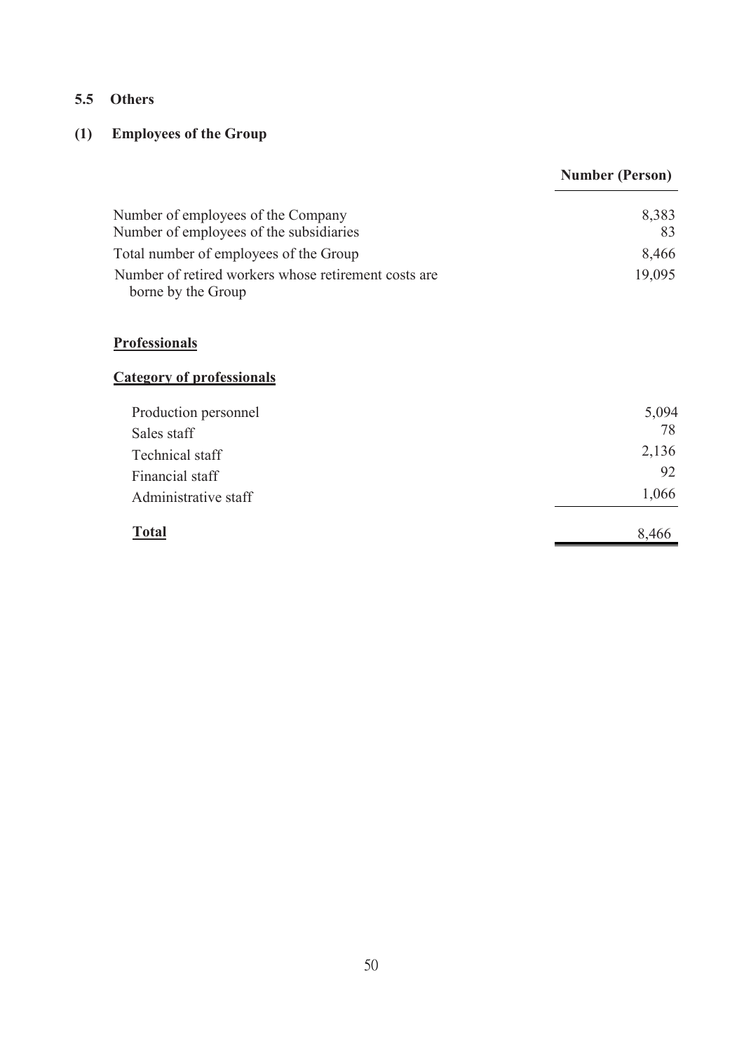## 5.5 Others

### (1) Employees of the Group

| | Number (Person) |
|---|---|
| Number of employees of the Company | 8,383 |
| Number of employees of the subsidiaries | 83 |
| Total number of employees of the Group | 8,466 |
| Number of retired workers whose retirement costs are borne by the Group | 19,095 |

**Professionals**

**Category of professionals**

| | |
|---|---|
| Production personnel | 5,094 |
| Sales staff | 78 |
| Technical staff | 2,136 |
| Financial staff | 92 |
| Administrative staff | 1,066 |
| **Total** | 8,466 |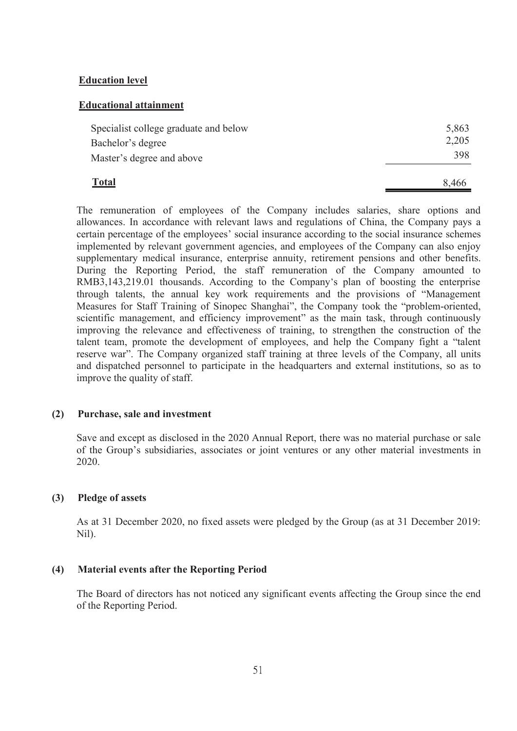**Education level**

**Educational attainment**

| | |
|---|---:|
| Specialist college graduate and below | 5,863 |
| Bachelor's degree | 2,205 |
| Master's degree and above | 398 |
| **Total** | 8,466 |

The remuneration of employees of the Company includes salaries, share options and allowances. In accordance with relevant laws and regulations of China, the Company pays a certain percentage of the employees' social insurance according to the social insurance schemes implemented by relevant government agencies, and employees of the Company can also enjoy supplementary medical insurance, enterprise annuity, retirement pensions and other benefits. During the Reporting Period, the staff remuneration of the Company amounted to RMB3,143,219.01 thousands. According to the Company's plan of boosting the enterprise through talents, the annual key work requirements and the provisions of "Management Measures for Staff Training of Sinopec Shanghai", the Company took the "problem-oriented, scientific management, and efficiency improvement" as the main task, through continuously improving the relevance and effectiveness of training, to strengthen the construction of the talent team, promote the development of employees, and help the Company fight a "talent reserve war". The Company organized staff training at three levels of the Company, all units and dispatched personnel to participate in the headquarters and external institutions, so as to improve the quality of staff.

**(2) Purchase, sale and investment**

Save and except as disclosed in the 2020 Annual Report, there was no material purchase or sale of the Group's subsidiaries, associates or joint ventures or any other material investments in 2020.

**(3) Pledge of assets**

As at 31 December 2020, no fixed assets were pledged by the Group (as at 31 December 2019: Nil).

**(4) Material events after the Reporting Period**

The Board of directors has not noticed any significant events affecting the Group since the end of the Reporting Period.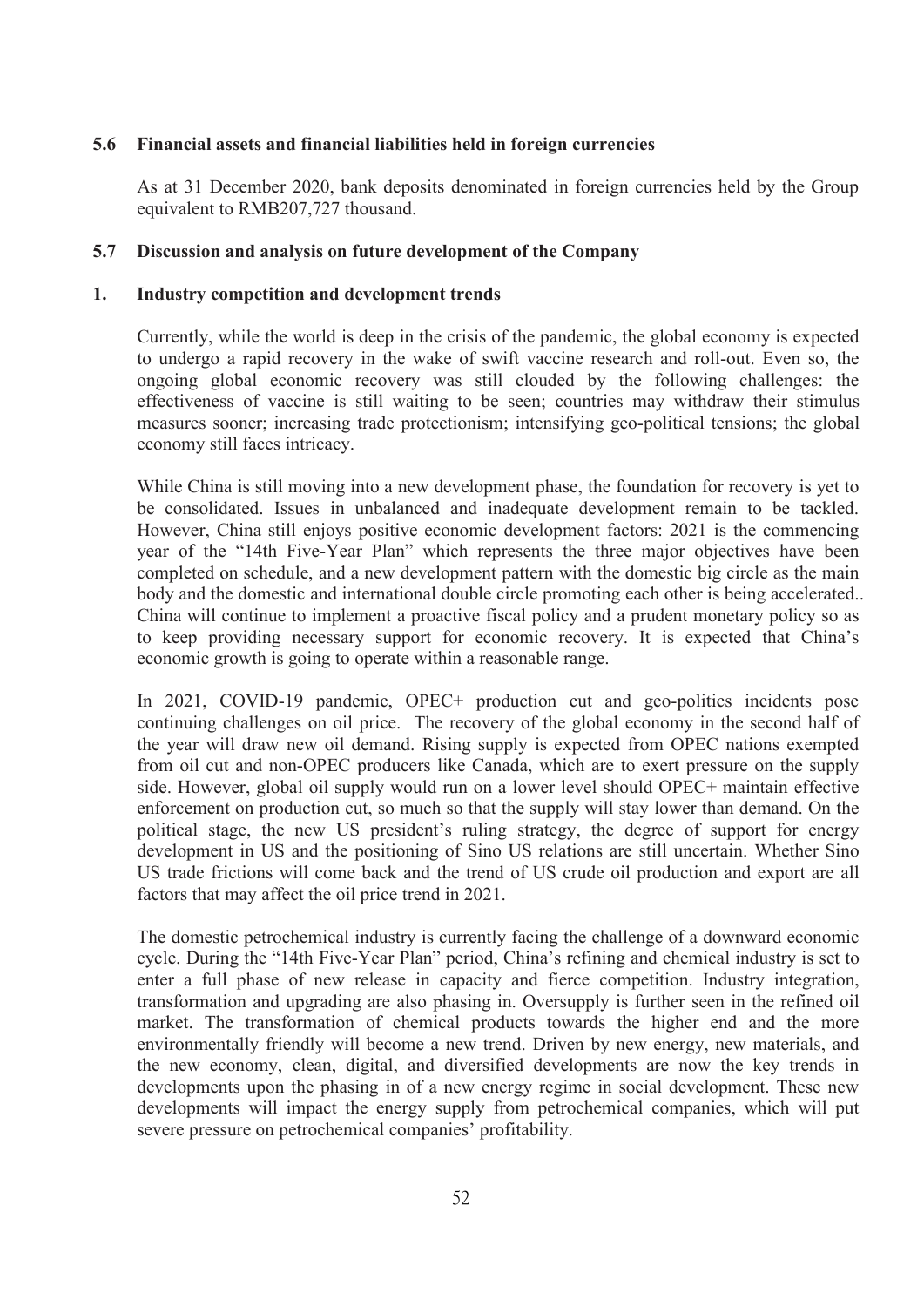### 5.6 Financial assets and financial liabilities held in foreign currencies

As at 31 December 2020, bank deposits denominated in foreign currencies held by the Group equivalent to RMB207,727 thousand.

### 5.7 Discussion and analysis on future development of the Company

#### 1. Industry competition and development trends

Currently, while the world is deep in the crisis of the pandemic, the global economy is expected to undergo a rapid recovery in the wake of swift vaccine research and roll-out. Even so, the ongoing global economic recovery was still clouded by the following challenges: the effectiveness of vaccine is still waiting to be seen; countries may withdraw their stimulus measures sooner; increasing trade protectionism; intensifying geo-political tensions; the global economy still faces intricacy.

While China is still moving into a new development phase, the foundation for recovery is yet to be consolidated. Issues in unbalanced and inadequate development remain to be tackled. However, China still enjoys positive economic development factors: 2021 is the commencing year of the "14th Five-Year Plan" which represents the three major objectives have been completed on schedule, and a new development pattern with the domestic big circle as the main body and the domestic and international double circle promoting each other is being accelerated.. China will continue to implement a proactive fiscal policy and a prudent monetary policy so as to keep providing necessary support for economic recovery. It is expected that China's economic growth is going to operate within a reasonable range.

In 2021, COVID-19 pandemic, OPEC+ production cut and geo-politics incidents pose continuing challenges on oil price. The recovery of the global economy in the second half of the year will draw new oil demand. Rising supply is expected from OPEC nations exempted from oil cut and non-OPEC producers like Canada, which are to exert pressure on the supply side. However, global oil supply would run on a lower level should OPEC+ maintain effective enforcement on production cut, so much so that the supply will stay lower than demand. On the political stage, the new US president's ruling strategy, the degree of support for energy development in US and the positioning of Sino US relations are still uncertain. Whether Sino US trade frictions will come back and the trend of US crude oil production and export are all factors that may affect the oil price trend in 2021.

The domestic petrochemical industry is currently facing the challenge of a downward economic cycle. During the "14th Five-Year Plan" period, China's refining and chemical industry is set to enter a full phase of new release in capacity and fierce competition. Industry integration, transformation and upgrading are also phasing in. Oversupply is further seen in the refined oil market. The transformation of chemical products towards the higher end and the more environmentally friendly will become a new trend. Driven by new energy, new materials, and the new economy, clean, digital, and diversified developments are now the key trends in developments upon the phasing in of a new energy regime in social development. These new developments will impact the energy supply from petrochemical companies, which will put severe pressure on petrochemical companies' profitability.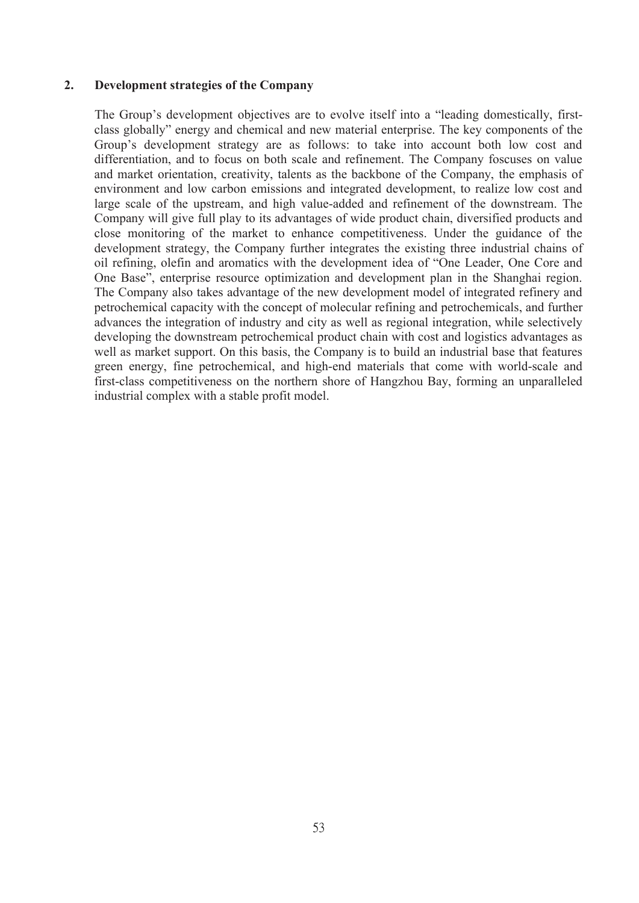## 2. Development strategies of the Company

The Group's development objectives are to evolve itself into a "leading domestically, first-class globally" energy and chemical and new material enterprise. The key components of the Group's development strategy are as follows: to take into account both low cost and differentiation, and to focus on both scale and refinement. The Company foscuses on value and market orientation, creativity, talents as the backbone of the Company, the emphasis of environment and low carbon emissions and integrated development, to realize low cost and large scale of the upstream, and high value-added and refinement of the downstream. The Company will give full play to its advantages of wide product chain, diversified products and close monitoring of the market to enhance competitiveness. Under the guidance of the development strategy, the Company further integrates the existing three industrial chains of oil refining, olefin and aromatics with the development idea of "One Leader, One Core and One Base", enterprise resource optimization and development plan in the Shanghai region. The Company also takes advantage of the new development model of integrated refinery and petrochemical capacity with the concept of molecular refining and petrochemicals, and further advances the integration of industry and city as well as regional integration, while selectively developing the downstream petrochemical product chain with cost and logistics advantages as well as market support. On this basis, the Company is to build an industrial base that features green energy, fine petrochemical, and high-end materials that come with world-scale and first-class competitiveness on the northern shore of Hangzhou Bay, forming an unparalleled industrial complex with a stable profit model.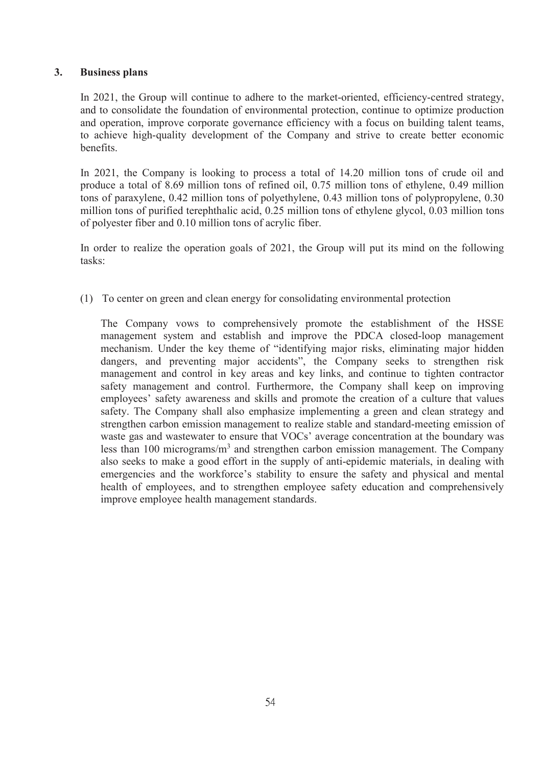### 3. Business plans

In 2021, the Group will continue to adhere to the market-oriented, efficiency-centred strategy, and to consolidate the foundation of environmental protection, continue to optimize production and operation, improve corporate governance efficiency with a focus on building talent teams, to achieve high-quality development of the Company and strive to create better economic benefits.

In 2021, the Company is looking to process a total of 14.20 million tons of crude oil and produce a total of 8.69 million tons of refined oil, 0.75 million tons of ethylene, 0.49 million tons of paraxylene, 0.42 million tons of polyethylene, 0.43 million tons of polypropylene, 0.30 million tons of purified terephthalic acid, 0.25 million tons of ethylene glycol, 0.03 million tons of polyester fiber and 0.10 million tons of acrylic fiber.

In order to realize the operation goals of 2021, the Group will put its mind on the following tasks:

(1) To center on green and clean energy for consolidating environmental protection

The Company vows to comprehensively promote the establishment of the HSSE management system and establish and improve the PDCA closed-loop management mechanism. Under the key theme of "identifying major risks, eliminating major hidden dangers, and preventing major accidents", the Company seeks to strengthen risk management and control in key areas and key links, and continue to tighten contractor safety management and control. Furthermore, the Company shall keep on improving employees' safety awareness and skills and promote the creation of a culture that values safety. The Company shall also emphasize implementing a green and clean strategy and strengthen carbon emission management to realize stable and standard-meeting emission of waste gas and wastewater to ensure that VOCs' average concentration at the boundary was less than 100 micrograms/$m^3$ and strengthen carbon emission management. The Company also seeks to make a good effort in the supply of anti-epidemic materials, in dealing with emergencies and the workforce's stability to ensure the safety and physical and mental health of employees, and to strengthen employee safety education and comprehensively improve employee health management standards.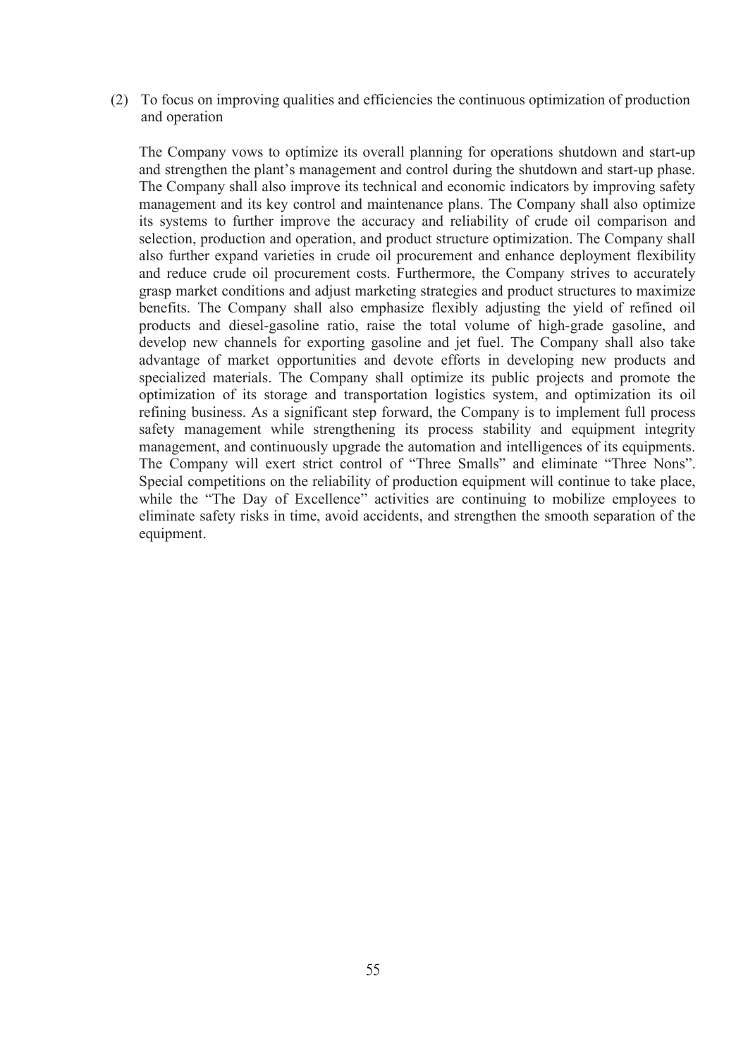(2) To focus on improving qualities and efficiencies the continuous optimization of production and operation

The Company vows to optimize its overall planning for operations shutdown and start-up and strengthen the plant's management and control during the shutdown and start-up phase. The Company shall also improve its technical and economic indicators by improving safety management and its key control and maintenance plans. The Company shall also optimize its systems to further improve the accuracy and reliability of crude oil comparison and selection, production and operation, and product structure optimization. The Company shall also further expand varieties in crude oil procurement and enhance deployment flexibility and reduce crude oil procurement costs. Furthermore, the Company strives to accurately grasp market conditions and adjust marketing strategies and product structures to maximize benefits. The Company shall also emphasize flexibly adjusting the yield of refined oil products and diesel-gasoline ratio, raise the total volume of high-grade gasoline, and develop new channels for exporting gasoline and jet fuel. The Company shall also take advantage of market opportunities and devote efforts in developing new products and specialized materials. The Company shall optimize its public projects and promote the optimization of its storage and transportation logistics system, and optimization its oil refining business. As a significant step forward, the Company is to implement full process safety management while strengthening its process stability and equipment integrity management, and continuously upgrade the automation and intelligences of its equipments. The Company will exert strict control of "Three Smalls" and eliminate "Three Nons". Special competitions on the reliability of production equipment will continue to take place, while the "The Day of Excellence" activities are continuing to mobilize employees to eliminate safety risks in time, avoid accidents, and strengthen the smooth separation of the equipment.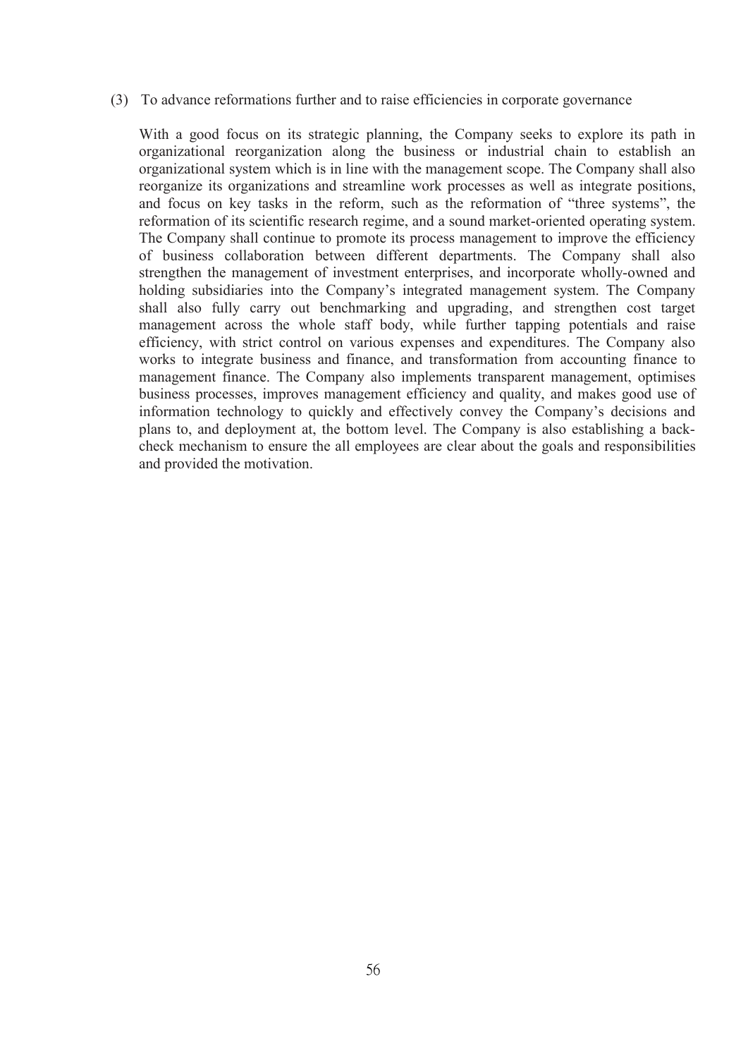(3) To advance reformations further and to raise efficiencies in corporate governance

With a good focus on its strategic planning, the Company seeks to explore its path in organizational reorganization along the business or industrial chain to establish an organizational system which is in line with the management scope. The Company shall also reorganize its organizations and streamline work processes as well as integrate positions, and focus on key tasks in the reform, such as the reformation of "three systems", the reformation of its scientific research regime, and a sound market-oriented operating system. The Company shall continue to promote its process management to improve the efficiency of business collaboration between different departments. The Company shall also strengthen the management of investment enterprises, and incorporate wholly-owned and holding subsidiaries into the Company's integrated management system. The Company shall also fully carry out benchmarking and upgrading, and strengthen cost target management across the whole staff body, while further tapping potentials and raise efficiency, with strict control on various expenses and expenditures. The Company also works to integrate business and finance, and transformation from accounting finance to management finance. The Company also implements transparent management, optimises business processes, improves management efficiency and quality, and makes good use of information technology to quickly and effectively convey the Company's decisions and plans to, and deployment at, the bottom level. The Company is also establishing a back-check mechanism to ensure the all employees are clear about the goals and responsibilities and provided the motivation.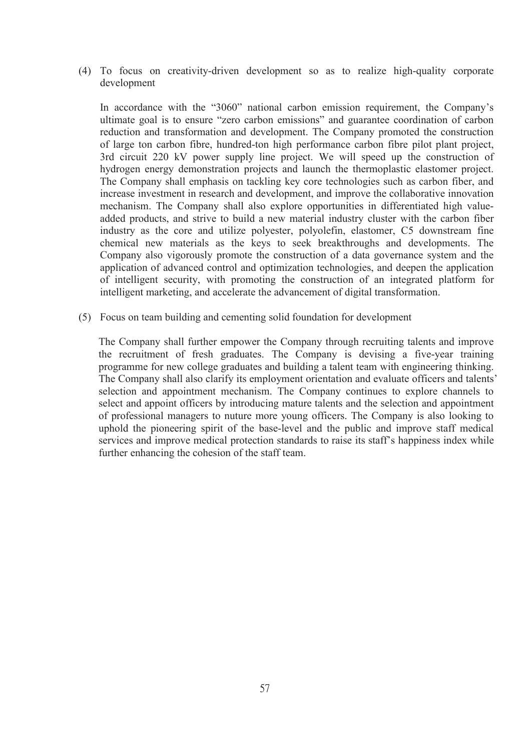(4) To focus on creativity-driven development so as to realize high-quality corporate development

In accordance with the "3060" national carbon emission requirement, the Company's ultimate goal is to ensure "zero carbon emissions" and guarantee coordination of carbon reduction and transformation and development. The Company promoted the construction of large ton carbon fibre, hundred-ton high performance carbon fibre pilot plant project, 3rd circuit 220 kV power supply line project. We will speed up the construction of hydrogen energy demonstration projects and launch the thermoplastic elastomer project. The Company shall emphasis on tackling key core technologies such as carbon fiber, and increase investment in research and development, and improve the collaborative innovation mechanism. The Company shall also explore opportunities in differentiated high value-added products, and strive to build a new material industry cluster with the carbon fiber industry as the core and utilize polyester, polyolefin, elastomer, C5 downstream fine chemical new materials as the keys to seek breakthroughs and developments. The Company also vigorously promote the construction of a data governance system and the application of advanced control and optimization technologies, and deepen the application of intelligent security, with promoting the construction of an integrated platform for intelligent marketing, and accelerate the advancement of digital transformation.

(5) Focus on team building and cementing solid foundation for development

The Company shall further empower the Company through recruiting talents and improve the recruitment of fresh graduates. The Company is devising a five-year training programme for new college graduates and building a talent team with engineering thinking. The Company shall also clarify its employment orientation and evaluate officers and talents' selection and appointment mechanism. The Company continues to explore channels to select and appoint officers by introducing mature talents and the selection and appointment of professional managers to nuture more young officers. The Company is also looking to uphold the pioneering spirit of the base-level and the public and improve staff medical services and improve medical protection standards to raise its staff's happiness index while further enhancing the cohesion of the staff team.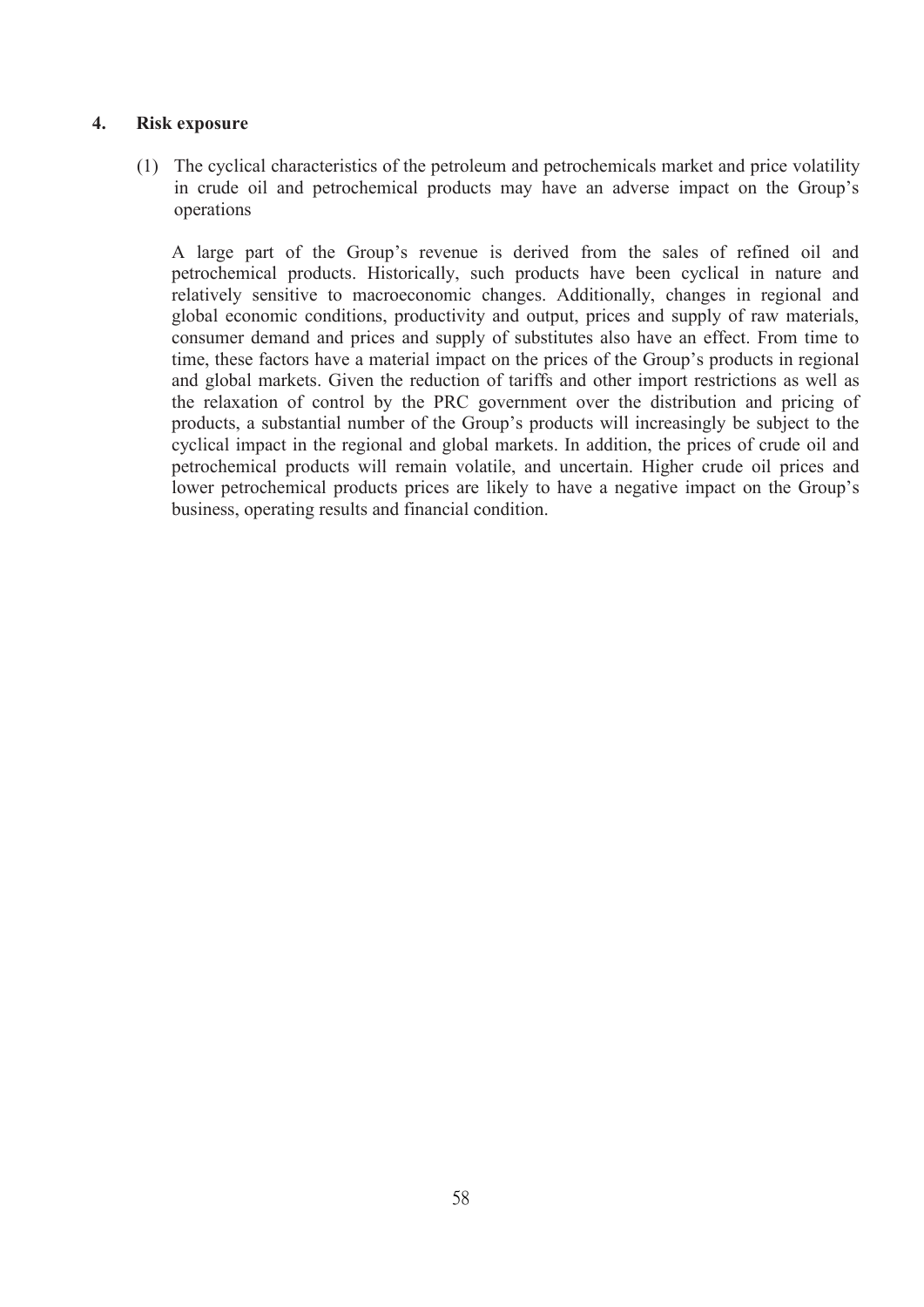## 4. Risk exposure

(1) The cyclical characteristics of the petroleum and petrochemicals market and price volatility in crude oil and petrochemical products may have an adverse impact on the Group's operations

A large part of the Group's revenue is derived from the sales of refined oil and petrochemical products. Historically, such products have been cyclical in nature and relatively sensitive to macroeconomic changes. Additionally, changes in regional and global economic conditions, productivity and output, prices and supply of raw materials, consumer demand and prices and supply of substitutes also have an effect. From time to time, these factors have a material impact on the prices of the Group's products in regional and global markets. Given the reduction of tariffs and other import restrictions as well as the relaxation of control by the PRC government over the distribution and pricing of products, a substantial number of the Group's products will increasingly be subject to the cyclical impact in the regional and global markets. In addition, the prices of crude oil and petrochemical products will remain volatile, and uncertain. Higher crude oil prices and lower petrochemical products prices are likely to have a negative impact on the Group's business, operating results and financial condition.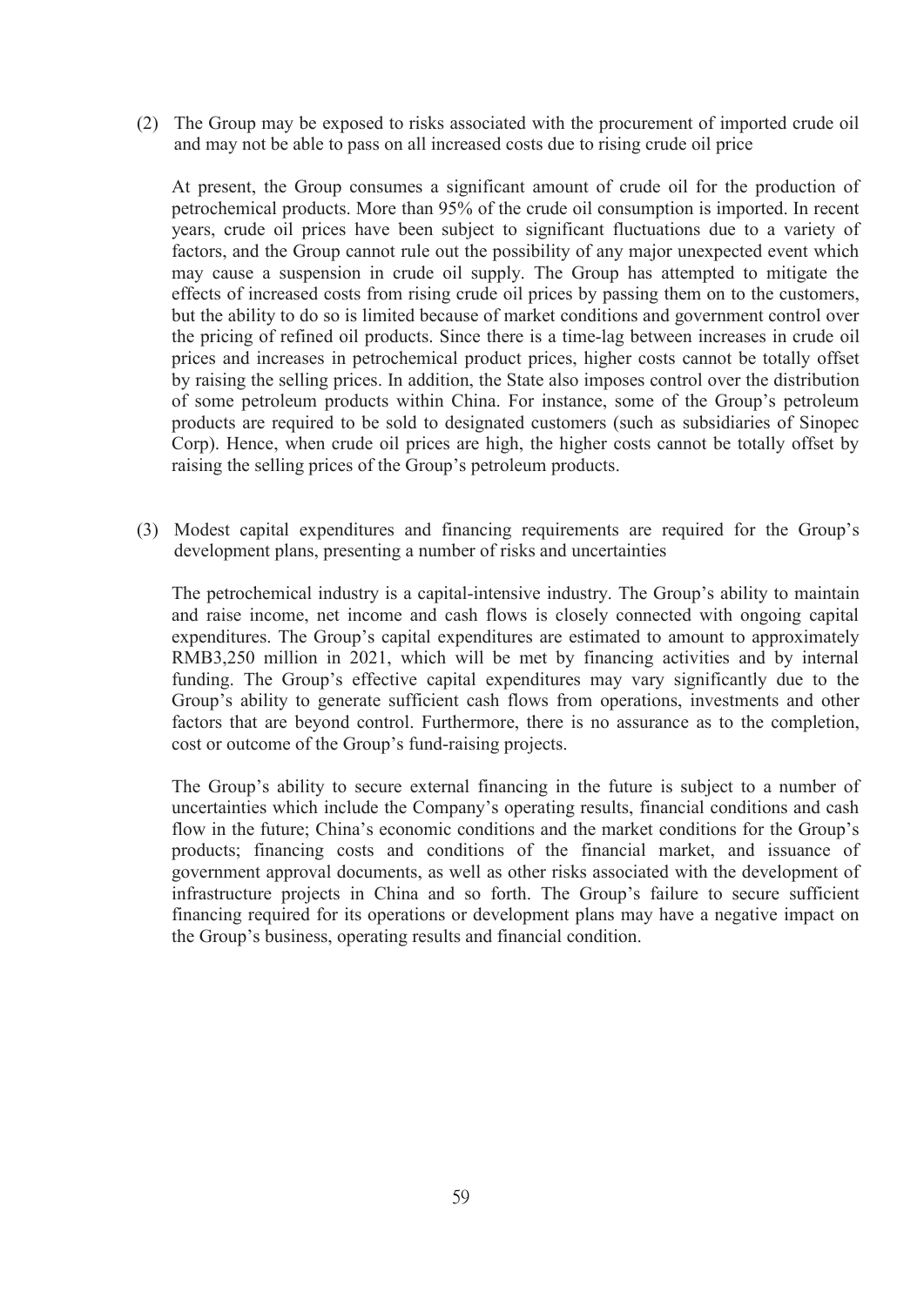(2) The Group may be exposed to risks associated with the procurement of imported crude oil and may not be able to pass on all increased costs due to rising crude oil price

At present, the Group consumes a significant amount of crude oil for the production of petrochemical products. More than 95% of the crude oil consumption is imported. In recent years, crude oil prices have been subject to significant fluctuations due to a variety of factors, and the Group cannot rule out the possibility of any major unexpected event which may cause a suspension in crude oil supply. The Group has attempted to mitigate the effects of increased costs from rising crude oil prices by passing them on to the customers, but the ability to do so is limited because of market conditions and government control over the pricing of refined oil products. Since there is a time-lag between increases in crude oil prices and increases in petrochemical product prices, higher costs cannot be totally offset by raising the selling prices. In addition, the State also imposes control over the distribution of some petroleum products within China. For instance, some of the Group's petroleum products are required to be sold to designated customers (such as subsidiaries of Sinopec Corp). Hence, when crude oil prices are high, the higher costs cannot be totally offset by raising the selling prices of the Group's petroleum products.

(3) Modest capital expenditures and financing requirements are required for the Group's development plans, presenting a number of risks and uncertainties

The petrochemical industry is a capital-intensive industry. The Group's ability to maintain and raise income, net income and cash flows is closely connected with ongoing capital expenditures. The Group's capital expenditures are estimated to amount to approximately RMB3,250 million in 2021, which will be met by financing activities and by internal funding. The Group's effective capital expenditures may vary significantly due to the Group's ability to generate sufficient cash flows from operations, investments and other factors that are beyond control. Furthermore, there is no assurance as to the completion, cost or outcome of the Group's fund-raising projects.

The Group's ability to secure external financing in the future is subject to a number of uncertainties which include the Company's operating results, financial conditions and cash flow in the future; China's economic conditions and the market conditions for the Group's products; financing costs and conditions of the financial market, and issuance of government approval documents, as well as other risks associated with the development of infrastructure projects in China and so forth. The Group's failure to secure sufficient financing required for its operations or development plans may have a negative impact on the Group's business, operating results and financial condition.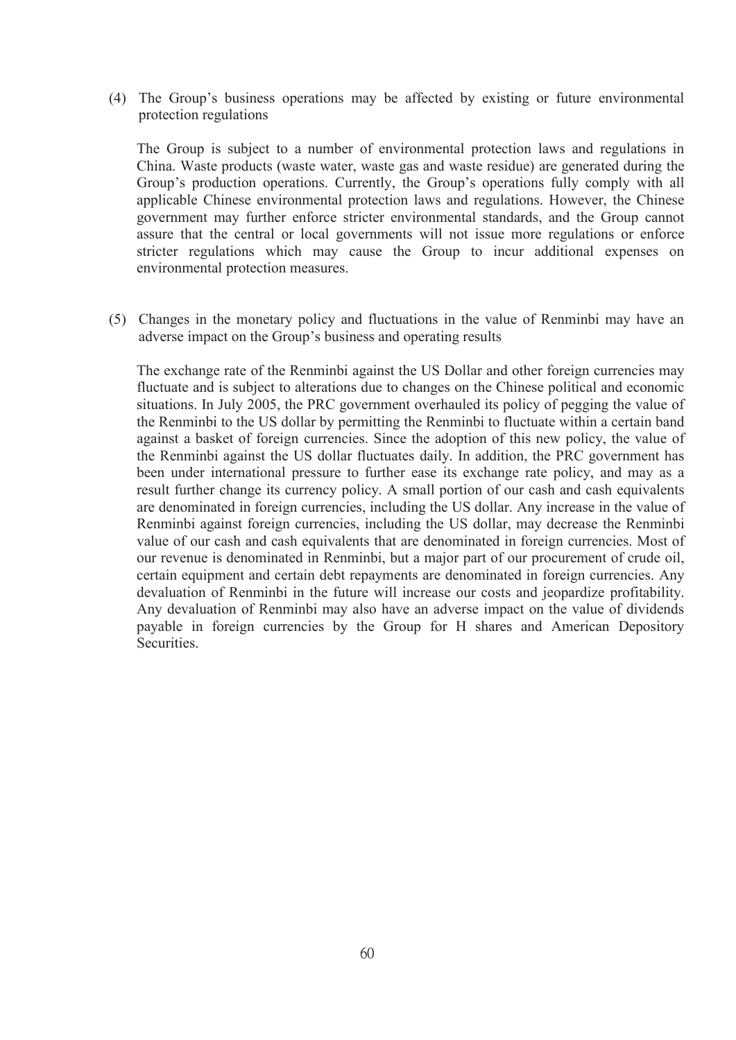(4) The Group's business operations may be affected by existing or future environmental protection regulations

The Group is subject to a number of environmental protection laws and regulations in China. Waste products (waste water, waste gas and waste residue) are generated during the Group's production operations. Currently, the Group's operations fully comply with all applicable Chinese environmental protection laws and regulations. However, the Chinese government may further enforce stricter environmental standards, and the Group cannot assure that the central or local governments will not issue more regulations or enforce stricter regulations which may cause the Group to incur additional expenses on environmental protection measures.

(5) Changes in the monetary policy and fluctuations in the value of Renminbi may have an adverse impact on the Group's business and operating results

The exchange rate of the Renminbi against the US Dollar and other foreign currencies may fluctuate and is subject to alterations due to changes on the Chinese political and economic situations. In July 2005, the PRC government overhauled its policy of pegging the value of the Renminbi to the US dollar by permitting the Renminbi to fluctuate within a certain band against a basket of foreign currencies. Since the adoption of this new policy, the value of the Renminbi against the US dollar fluctuates daily. In addition, the PRC government has been under international pressure to further ease its exchange rate policy, and may as a result further change its currency policy. A small portion of our cash and cash equivalents are denominated in foreign currencies, including the US dollar. Any increase in the value of Renminbi against foreign currencies, including the US dollar, may decrease the Renminbi value of our cash and cash equivalents that are denominated in foreign currencies. Most of our revenue is denominated in Renminbi, but a major part of our procurement of crude oil, certain equipment and certain debt repayments are denominated in foreign currencies. Any devaluation of Renminbi in the future will increase our costs and jeopardize profitability. Any devaluation of Renminbi may also have an adverse impact on the value of dividends payable in foreign currencies by the Group for H shares and American Depository Securities.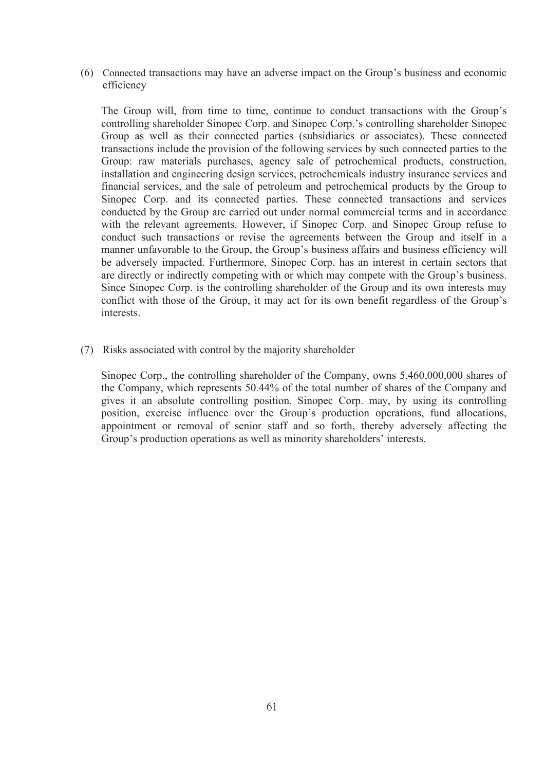(6) Connected transactions may have an adverse impact on the Group's business and economic efficiency

The Group will, from time to time, continue to conduct transactions with the Group's controlling shareholder Sinopec Corp. and Sinopec Corp.'s controlling shareholder Sinopec Group as well as their connected parties (subsidiaries or associates). These connected transactions include the provision of the following services by such connected parties to the Group: raw materials purchases, agency sale of petrochemical products, construction, installation and engineering design services, petrochemicals industry insurance services and financial services, and the sale of petroleum and petrochemical products by the Group to Sinopec Corp. and its connected parties. These connected transactions and services conducted by the Group are carried out under normal commercial terms and in accordance with the relevant agreements. However, if Sinopec Corp. and Sinopec Group refuse to conduct such transactions or revise the agreements between the Group and itself in a manner unfavorable to the Group, the Group's business affairs and business efficiency will be adversely impacted. Furthermore, Sinopec Corp. has an interest in certain sectors that are directly or indirectly competing with or which may compete with the Group's business. Since Sinopec Corp. is the controlling shareholder of the Group and its own interests may conflict with those of the Group, it may act for its own benefit regardless of the Group's interests.

(7) Risks associated with control by the majority shareholder

Sinopec Corp., the controlling shareholder of the Company, owns 5,460,000,000 shares of the Company, which represents 50.44% of the total number of shares of the Company and gives it an absolute controlling position. Sinopec Corp. may, by using its controlling position, exercise influence over the Group's production operations, fund allocations, appointment or removal of senior staff and so forth, thereby adversely affecting the Group's production operations as well as minority shareholders' interests.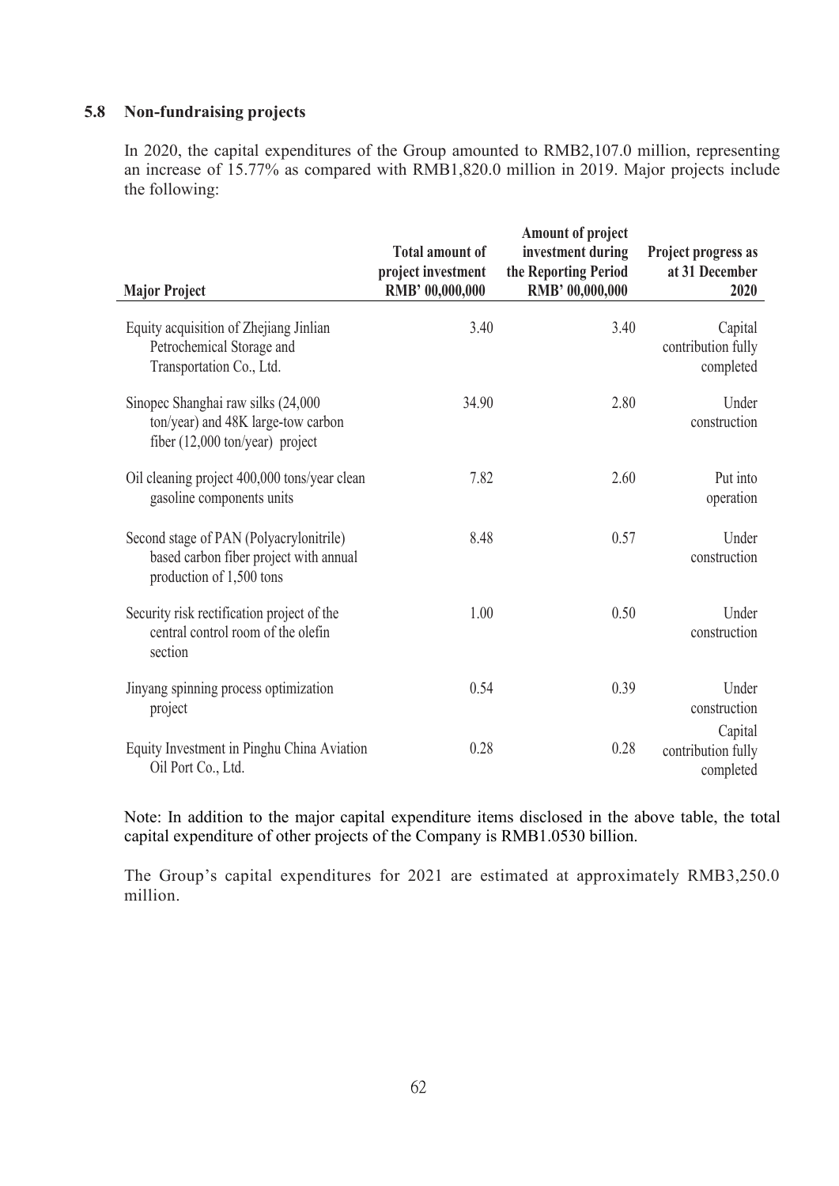### 5.8 Non-fundraising projects

In 2020, the capital expenditures of the Group amounted to RMB2,107.0 million, representing an increase of 15.77% as compared with RMB1,820.0 million in 2019. Major projects include the following:

| Major Project | Total amount of project investment RMB' 00,000,000 | Amount of project investment during the Reporting Period RMB' 00,000,000 | Project progress as at 31 December 2020 |
|---|---|---|---|
| Equity acquisition of Zhejiang Jinlian Petrochemical Storage and Transportation Co., Ltd. | 3.40 | 3.40 | Capital contribution fully completed |
| Sinopec Shanghai raw silks (24,000 ton/year) and 48K large-tow carbon fiber (12,000 ton/year) project | 34.90 | 2.80 | Under construction |
| Oil cleaning project 400,000 tons/year clean gasoline components units | 7.82 | 2.60 | Put into operation |
| Second stage of PAN (Polyacrylonitrile) based carbon fiber project with annual production of 1,500 tons | 8.48 | 0.57 | Under construction |
| Security risk rectification project of the central control room of the olefin section | 1.00 | 0.50 | Under construction |
| Jinyang spinning process optimization project | 0.54 | 0.39 | Under construction |
| Equity Investment in Pinghu China Aviation Oil Port Co., Ltd. | 0.28 | 0.28 | Capital contribution fully completed |

Note: In addition to the major capital expenditure items disclosed in the above table, the total capital expenditure of other projects of the Company is RMB1.0530 billion.

The Group's capital expenditures for 2021 are estimated at approximately RMB3,250.0 million.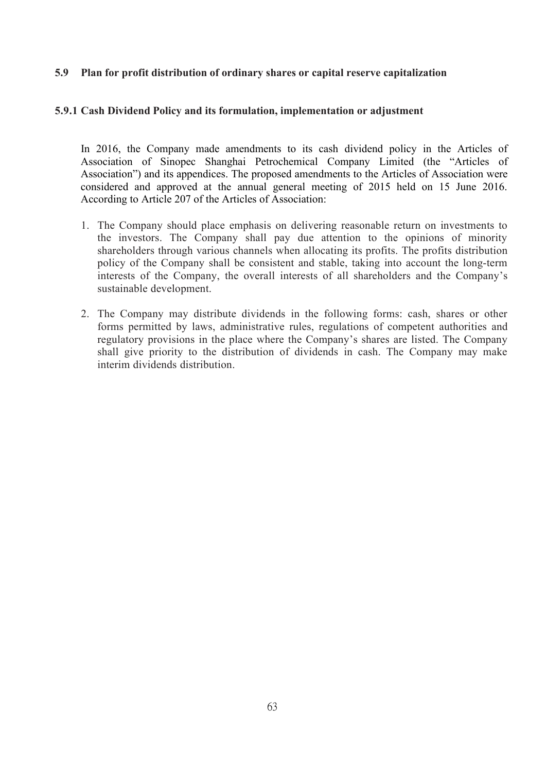## 5.9 Plan for profit distribution of ordinary shares or capital reserve capitalization

### 5.9.1 Cash Dividend Policy and its formulation, implementation or adjustment

In 2016, the Company made amendments to its cash dividend policy in the Articles of Association of Sinopec Shanghai Petrochemical Company Limited (the "Articles of Association") and its appendices. The proposed amendments to the Articles of Association were considered and approved at the annual general meeting of 2015 held on 15 June 2016. According to Article 207 of the Articles of Association:

1. The Company should place emphasis on delivering reasonable return on investments to the investors. The Company shall pay due attention to the opinions of minority shareholders through various channels when allocating its profits. The profits distribution policy of the Company shall be consistent and stable, taking into account the long-term interests of the Company, the overall interests of all shareholders and the Company's sustainable development.

2. The Company may distribute dividends in the following forms: cash, shares or other forms permitted by laws, administrative rules, regulations of competent authorities and regulatory provisions in the place where the Company's shares are listed. The Company shall give priority to the distribution of dividends in cash. The Company may make interim dividends distribution.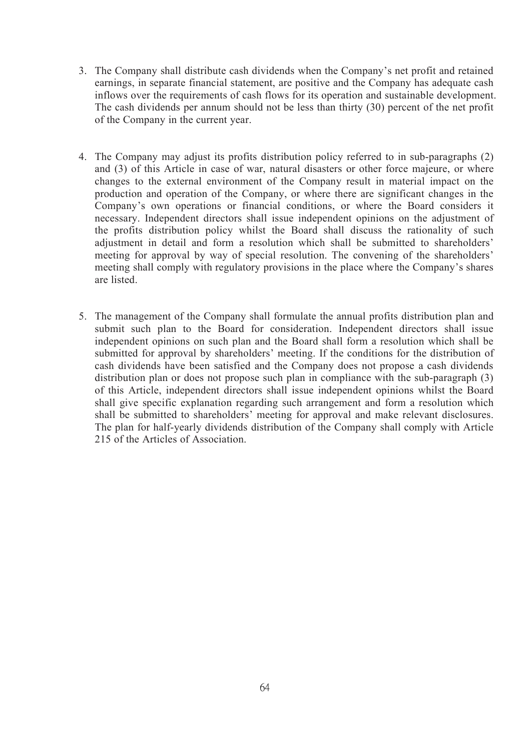3. The Company shall distribute cash dividends when the Company's net profit and retained earnings, in separate financial statement, are positive and the Company has adequate cash inflows over the requirements of cash flows for its operation and sustainable development. The cash dividends per annum should not be less than thirty (30) percent of the net profit of the Company in the current year.

4. The Company may adjust its profits distribution policy referred to in sub-paragraphs (2) and (3) of this Article in case of war, natural disasters or other force majeure, or where changes to the external environment of the Company result in material impact on the production and operation of the Company, or where there are significant changes in the Company's own operations or financial conditions, or where the Board considers it necessary. Independent directors shall issue independent opinions on the adjustment of the profits distribution policy whilst the Board shall discuss the rationality of such adjustment in detail and form a resolution which shall be submitted to shareholders' meeting for approval by way of special resolution. The convening of the shareholders' meeting shall comply with regulatory provisions in the place where the Company's shares are listed.

5. The management of the Company shall formulate the annual profits distribution plan and submit such plan to the Board for consideration. Independent directors shall issue independent opinions on such plan and the Board shall form a resolution which shall be submitted for approval by shareholders' meeting. If the conditions for the distribution of cash dividends have been satisfied and the Company does not propose a cash dividends distribution plan or does not propose such plan in compliance with the sub-paragraph (3) of this Article, independent directors shall issue independent opinions whilst the Board shall give specific explanation regarding such arrangement and form a resolution which shall be submitted to shareholders' meeting for approval and make relevant disclosures. The plan for half-yearly dividends distribution of the Company shall comply with Article 215 of the Articles of Association.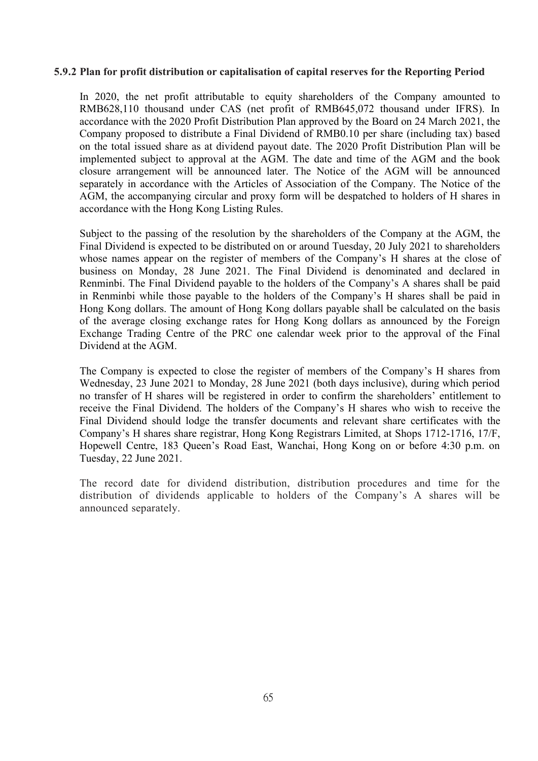#### 5.9.2 Plan for profit distribution or capitalisation of capital reserves for the Reporting Period

In 2020, the net profit attributable to equity shareholders of the Company amounted to RMB628,110 thousand under CAS (net profit of RMB645,072 thousand under IFRS). In accordance with the 2020 Profit Distribution Plan approved by the Board on 24 March 2021, the Company proposed to distribute a Final Dividend of RMB0.10 per share (including tax) based on the total issued share as at dividend payout date. The 2020 Profit Distribution Plan will be implemented subject to approval at the AGM. The date and time of the AGM and the book closure arrangement will be announced later. The Notice of the AGM will be announced separately in accordance with the Articles of Association of the Company. The Notice of the AGM, the accompanying circular and proxy form will be despatched to holders of H shares in accordance with the Hong Kong Listing Rules.

Subject to the passing of the resolution by the shareholders of the Company at the AGM, the Final Dividend is expected to be distributed on or around Tuesday, 20 July 2021 to shareholders whose names appear on the register of members of the Company's H shares at the close of business on Monday, 28 June 2021. The Final Dividend is denominated and declared in Renminbi. The Final Dividend payable to the holders of the Company's A shares shall be paid in Renminbi while those payable to the holders of the Company's H shares shall be paid in Hong Kong dollars. The amount of Hong Kong dollars payable shall be calculated on the basis of the average closing exchange rates for Hong Kong dollars as announced by the Foreign Exchange Trading Centre of the PRC one calendar week prior to the approval of the Final Dividend at the AGM.

The Company is expected to close the register of members of the Company's H shares from Wednesday, 23 June 2021 to Monday, 28 June 2021 (both days inclusive), during which period no transfer of H shares will be registered in order to confirm the shareholders' entitlement to receive the Final Dividend. The holders of the Company's H shares who wish to receive the Final Dividend should lodge the transfer documents and relevant share certificates with the Company's H shares share registrar, Hong Kong Registrars Limited, at Shops 1712-1716, 17/F, Hopewell Centre, 183 Queen's Road East, Wanchai, Hong Kong on or before 4:30 p.m. on Tuesday, 22 June 2021.

The record date for dividend distribution, distribution procedures and time for the distribution of dividends applicable to holders of the Company's A shares will be announced separately.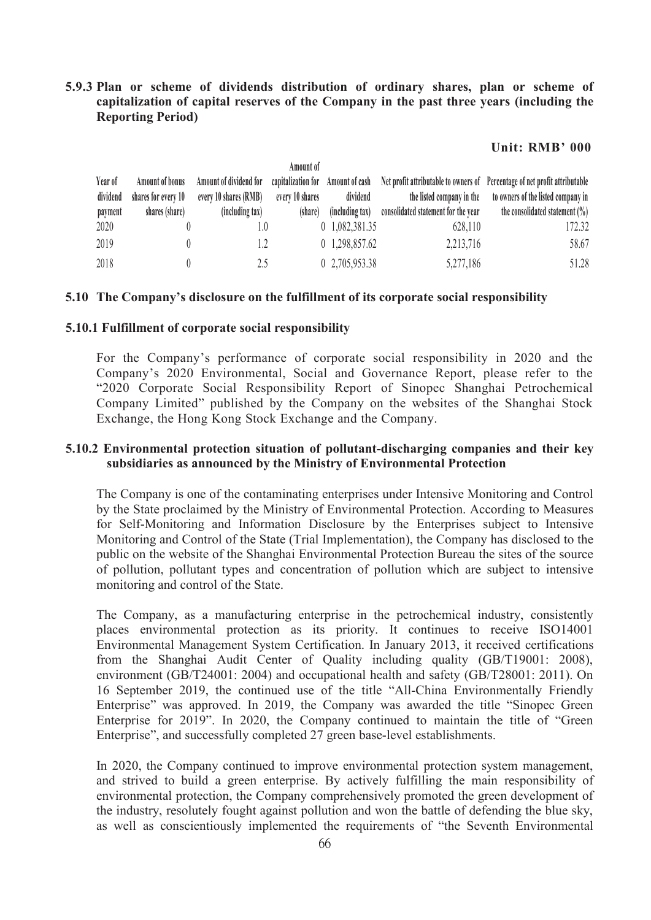### 5.9.3 Plan or scheme of dividends distribution of ordinary shares, plan or scheme of capitalization of capital reserves of the Company in the past three years (including the Reporting Period)

**Unit: RMB' 000**

| Year of dividend payment | Amount of bonus shares for every 10 shares (share) | Amount of dividend for every 10 shares (RMB) (including tax) | Amount of capitalization for every 10 shares (share) | Amount of cash dividend (including tax) | Net profit attributable to owners of the listed company in the consolidated statement for the year | Percentage of net profit attributable to owners of the listed company in the consolidated statement (%) |
|---|---|---|---|---|---|---|
| 2020 | 0 | 1.0 | 0 | 1,082,381.35 | 628,110 | 172.32 |
| 2019 | 0 | 1.2 | 0 | 1,298,857.62 | 2,213,716 | 58.67 |
| 2018 | 0 | 2.5 | 0 | 2,705,953.38 | 5,277,186 | 51.28 |

### 5.10 The Company's disclosure on the fulfillment of its corporate social responsibility

#### 5.10.1 Fulfillment of corporate social responsibility

For the Company's performance of corporate social responsibility in 2020 and the Company's 2020 Environmental, Social and Governance Report, please refer to the "2020 Corporate Social Responsibility Report of Sinopec Shanghai Petrochemical Company Limited" published by the Company on the websites of the Shanghai Stock Exchange, the Hong Kong Stock Exchange and the Company.

#### 5.10.2 Environmental protection situation of pollutant-discharging companies and their key subsidiaries as announced by the Ministry of Environmental Protection

The Company is one of the contaminating enterprises under Intensive Monitoring and Control by the State proclaimed by the Ministry of Environmental Protection. According to Measures for Self-Monitoring and Information Disclosure by the Enterprises subject to Intensive Monitoring and Control of the State (Trial Implementation), the Company has disclosed to the public on the website of the Shanghai Environmental Protection Bureau the sites of the source of pollution, pollutant types and concentration of pollution which are subject to intensive monitoring and control of the State.

The Company, as a manufacturing enterprise in the petrochemical industry, consistently places environmental protection as its priority. It continues to receive ISO14001 Environmental Management System Certification. In January 2013, it received certifications from the Shanghai Audit Center of Quality including quality (GB/T19001: 2008), environment (GB/T24001: 2004) and occupational health and safety (GB/T28001: 2011). On 16 September 2019, the continued use of the title "All-China Environmentally Friendly Enterprise" was approved. In 2019, the Company was awarded the title "Sinopec Green Enterprise for 2019". In 2020, the Company continued to maintain the title of "Green Enterprise", and successfully completed 27 green base-level establishments.

In 2020, the Company continued to improve environmental protection system management, and strived to build a green enterprise. By actively fulfilling the main responsibility of environmental protection, the Company comprehensively promoted the green development of the industry, resolutely fought against pollution and won the battle of defending the blue sky, as well as conscientiously implemented the requirements of "the Seventh Environmental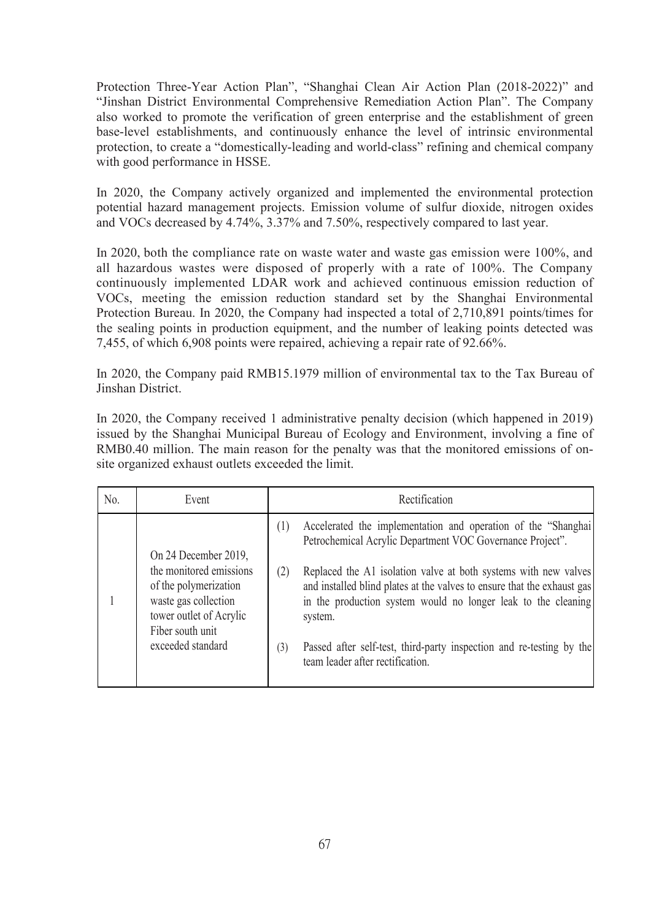Protection Three-Year Action Plan", "Shanghai Clean Air Action Plan (2018-2022)" and "Jinshan District Environmental Comprehensive Remediation Action Plan". The Company also worked to promote the verification of green enterprise and the establishment of green base-level establishments, and continuously enhance the level of intrinsic environmental protection, to create a "domestically-leading and world-class" refining and chemical company with good performance in HSSE.

In 2020, the Company actively organized and implemented the environmental protection potential hazard management projects. Emission volume of sulfur dioxide, nitrogen oxides and VOCs decreased by 4.74%, 3.37% and 7.50%, respectively compared to last year.

In 2020, both the compliance rate on waste water and waste gas emission were 100%, and all hazardous wastes were disposed of properly with a rate of 100%. The Company continuously implemented LDAR work and achieved continuous emission reduction of VOCs, meeting the emission reduction standard set by the Shanghai Environmental Protection Bureau. In 2020, the Company had inspected a total of 2,710,891 points/times for the sealing points in production equipment, and the number of leaking points detected was 7,455, of which 6,908 points were repaired, achieving a repair rate of 92.66%.

In 2020, the Company paid RMB15.1979 million of environmental tax to the Tax Bureau of Jinshan District.

In 2020, the Company received 1 administrative penalty decision (which happened in 2019) issued by the Shanghai Municipal Bureau of Ecology and Environment, involving a fine of RMB0.40 million. The main reason for the penalty was that the monitored emissions of on-site organized exhaust outlets exceeded the limit.

| No. | Event | Rectification |
|---|---|---|
| 1 | On 24 December 2019, the monitored emissions of the polymerization waste gas collection tower outlet of Acrylic Fiber south unit exceeded standard | (1) Accelerated the implementation and operation of the "Shanghai Petrochemical Acrylic Department VOC Governance Project".<br>(2) Replaced the A1 isolation valve at both systems with new valves and installed blind plates at the valves to ensure that the exhaust gas in the production system would no longer leak to the cleaning system.<br>(3) Passed after self-test, third-party inspection and re-testing by the team leader after rectification. |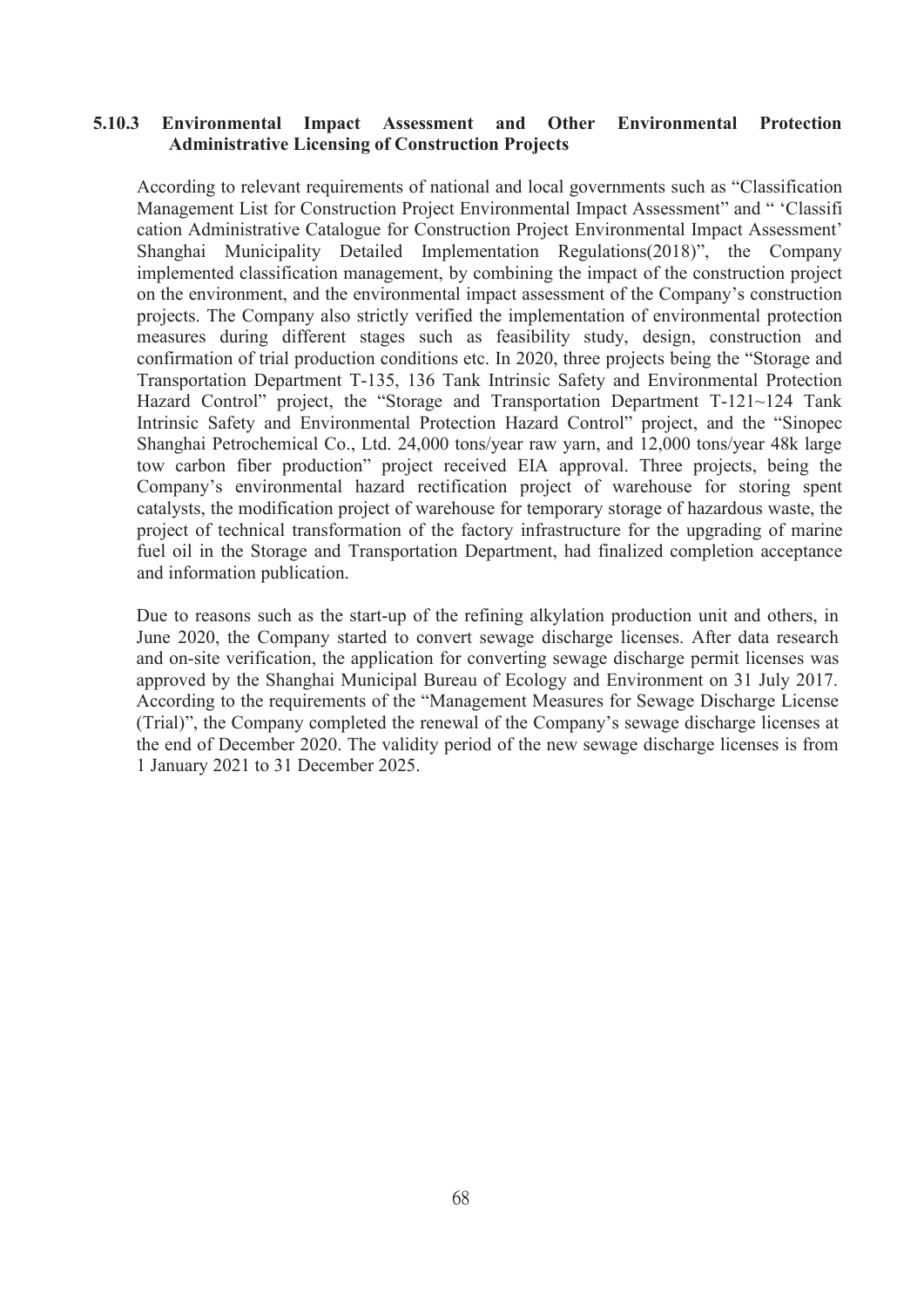### 5.10.3 Environmental Impact Assessment and Other Environmental Protection Administrative Licensing of Construction Projects

According to relevant requirements of national and local governments such as "Classification Management List for Construction Project Environmental Impact Assessment" and " 'Classification Administrative Catalogue for Construction Project Environmental Impact Assessment' Shanghai Municipality Detailed Implementation Regulations(2018)", the Company implemented classification management, by combining the impact of the construction project on the environment, and the environmental impact assessment of the Company's construction projects. The Company also strictly verified the implementation of environmental protection measures during different stages such as feasibility study, design, construction and confirmation of trial production conditions etc. In 2020, three projects being the "Storage and Transportation Department T-135, 136 Tank Intrinsic Safety and Environmental Protection Hazard Control" project, the "Storage and Transportation Department T-121~124 Tank Intrinsic Safety and Environmental Protection Hazard Control" project, and the "Sinopec Shanghai Petrochemical Co., Ltd. 24,000 tons/year raw yarn, and 12,000 tons/year 48k large tow carbon fiber production" project received EIA approval. Three projects, being the Company's environmental hazard rectification project of warehouse for storing spent catalysts, the modification project of warehouse for temporary storage of hazardous waste, the project of technical transformation of the factory infrastructure for the upgrading of marine fuel oil in the Storage and Transportation Department, had finalized completion acceptance and information publication.

Due to reasons such as the start-up of the refining alkylation production unit and others, in June 2020, the Company started to convert sewage discharge licenses. After data research and on-site verification, the application for converting sewage discharge permit licenses was approved by the Shanghai Municipal Bureau of Ecology and Environment on 31 July 2017. According to the requirements of the "Management Measures for Sewage Discharge License (Trial)", the Company completed the renewal of the Company's sewage discharge licenses at the end of December 2020. The validity period of the new sewage discharge licenses is from 1 January 2021 to 31 December 2025.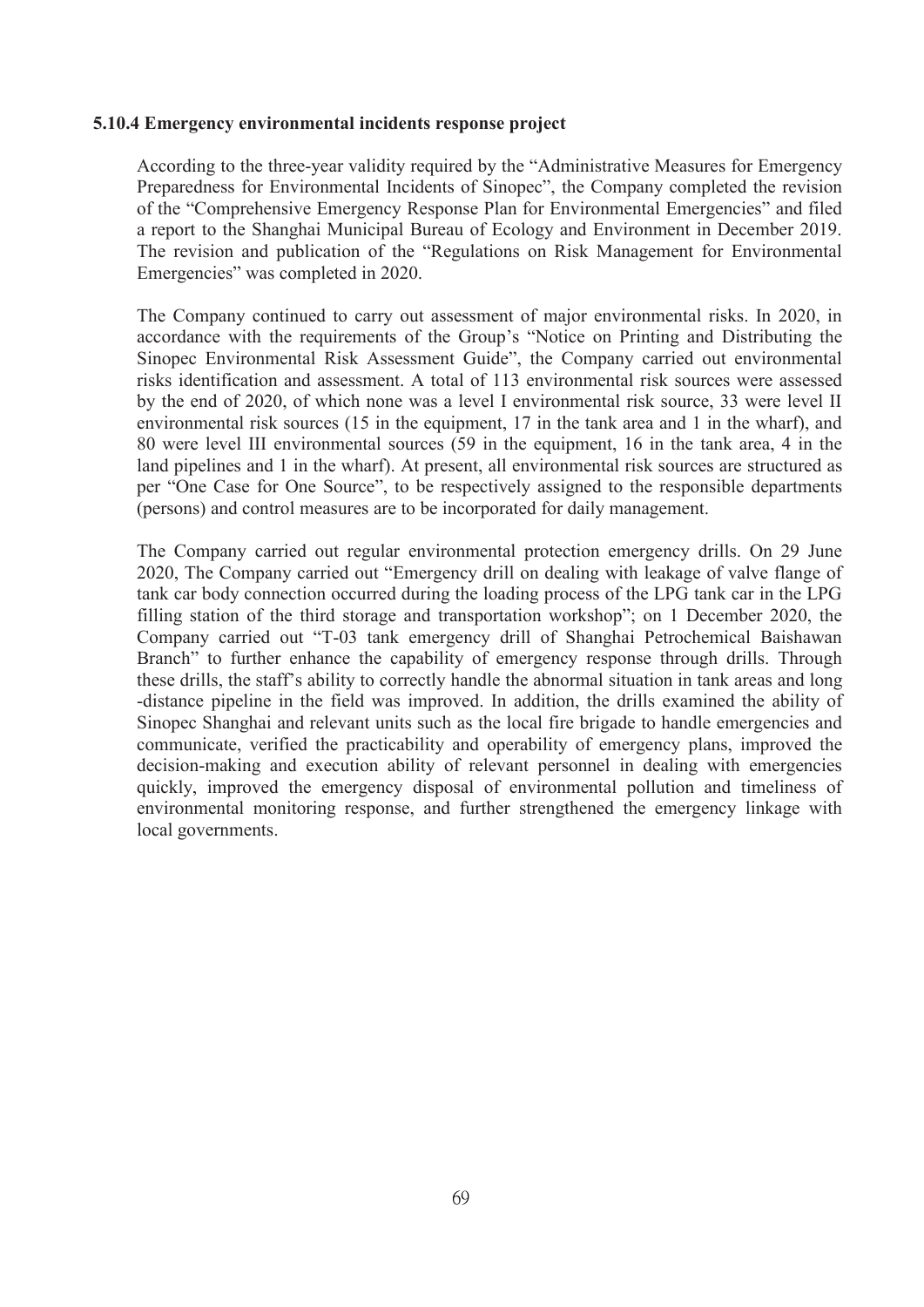### 5.10.4 Emergency environmental incidents response project

According to the three-year validity required by the "Administrative Measures for Emergency Preparedness for Environmental Incidents of Sinopec", the Company completed the revision of the "Comprehensive Emergency Response Plan for Environmental Emergencies" and filed a report to the Shanghai Municipal Bureau of Ecology and Environment in December 2019. The revision and publication of the "Regulations on Risk Management for Environmental Emergencies" was completed in 2020.

The Company continued to carry out assessment of major environmental risks. In 2020, in accordance with the requirements of the Group's "Notice on Printing and Distributing the Sinopec Environmental Risk Assessment Guide", the Company carried out environmental risks identification and assessment. A total of 113 environmental risk sources were assessed by the end of 2020, of which none was a level I environmental risk source, 33 were level II environmental risk sources (15 in the equipment, 17 in the tank area and 1 in the wharf), and 80 were level III environmental sources (59 in the equipment, 16 in the tank area, 4 in the land pipelines and 1 in the wharf). At present, all environmental risk sources are structured as per "One Case for One Source", to be respectively assigned to the responsible departments (persons) and control measures are to be incorporated for daily management.

The Company carried out regular environmental protection emergency drills. On 29 June 2020, The Company carried out "Emergency drill on dealing with leakage of valve flange of tank car body connection occurred during the loading process of the LPG tank car in the LPG filling station of the third storage and transportation workshop"; on 1 December 2020, the Company carried out "T-03 tank emergency drill of Shanghai Petrochemical Baishawan Branch" to further enhance the capability of emergency response through drills. Through these drills, the staff's ability to correctly handle the abnormal situation in tank areas and long -distance pipeline in the field was improved. In addition, the drills examined the ability of Sinopec Shanghai and relevant units such as the local fire brigade to handle emergencies and communicate, verified the practicability and operability of emergency plans, improved the decision-making and execution ability of relevant personnel in dealing with emergencies quickly, improved the emergency disposal of environmental pollution and timeliness of environmental monitoring response, and further strengthened the emergency linkage with local governments.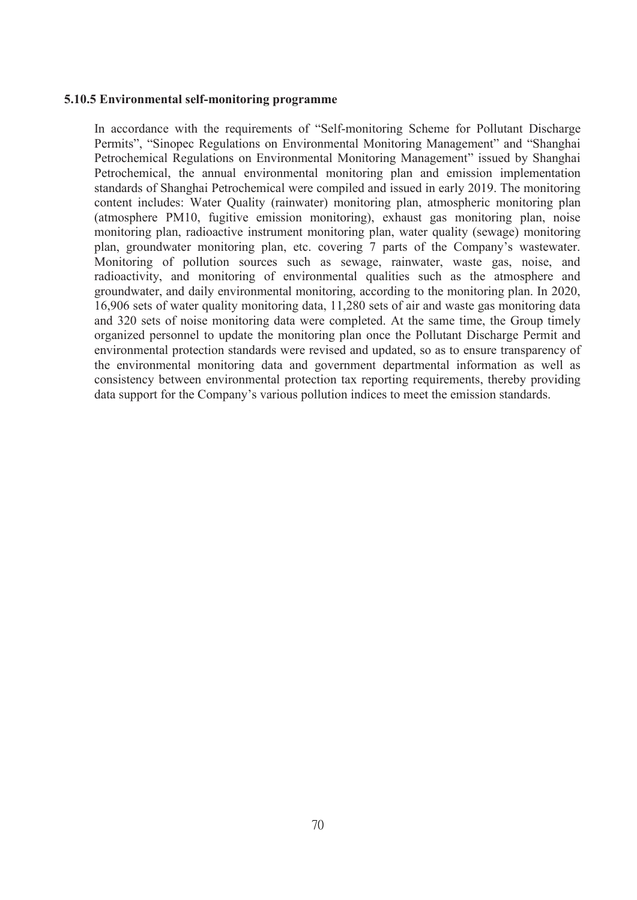### 5.10.5 Environmental self-monitoring programme

In accordance with the requirements of "Self-monitoring Scheme for Pollutant Discharge Permits", "Sinopec Regulations on Environmental Monitoring Management" and "Shanghai Petrochemical Regulations on Environmental Monitoring Management" issued by Shanghai Petrochemical, the annual environmental monitoring plan and emission implementation standards of Shanghai Petrochemical were compiled and issued in early 2019. The monitoring content includes: Water Quality (rainwater) monitoring plan, atmospheric monitoring plan (atmosphere PM10, fugitive emission monitoring), exhaust gas monitoring plan, noise monitoring plan, radioactive instrument monitoring plan, water quality (sewage) monitoring plan, groundwater monitoring plan, etc. covering 7 parts of the Company's wastewater. Monitoring of pollution sources such as sewage, rainwater, waste gas, noise, and radioactivity, and monitoring of environmental qualities such as the atmosphere and groundwater, and daily environmental monitoring, according to the monitoring plan. In 2020, 16,906 sets of water quality monitoring data, 11,280 sets of air and waste gas monitoring data and 320 sets of noise monitoring data were completed. At the same time, the Group timely organized personnel to update the monitoring plan once the Pollutant Discharge Permit and environmental protection standards were revised and updated, so as to ensure transparency of the environmental monitoring data and government departmental information as well as consistency between environmental protection tax reporting requirements, thereby providing data support for the Company's various pollution indices to meet the emission standards.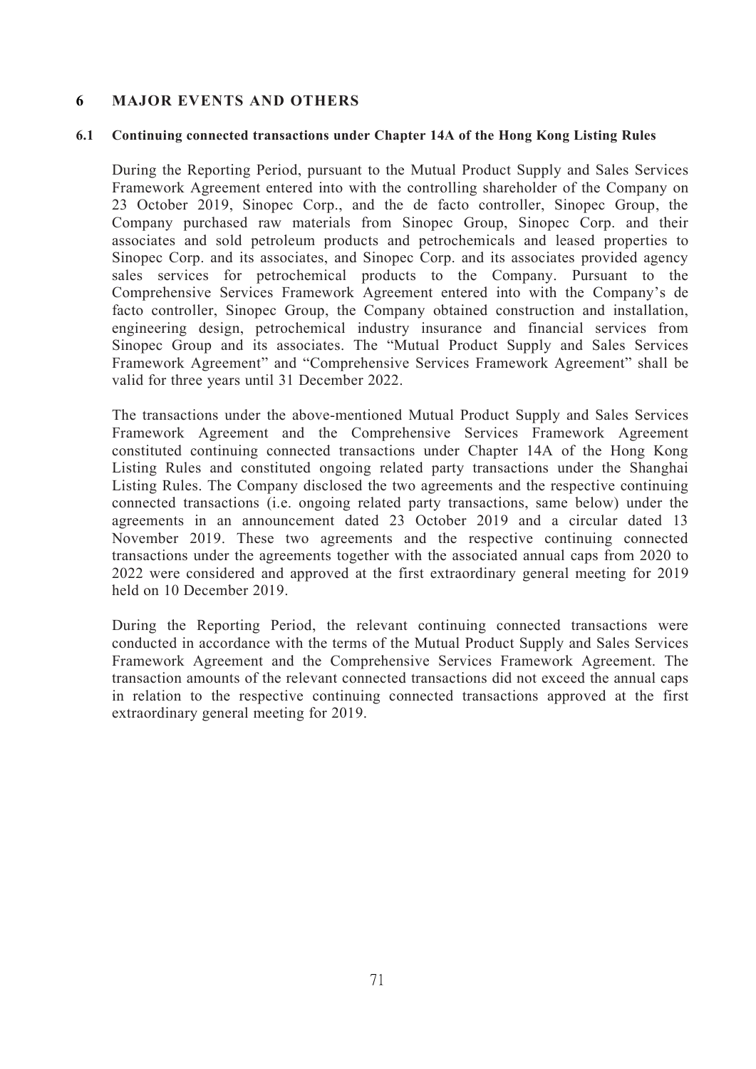## 6 MAJOR EVENTS AND OTHERS

### 6.1 Continuing connected transactions under Chapter 14A of the Hong Kong Listing Rules

During the Reporting Period, pursuant to the Mutual Product Supply and Sales Services Framework Agreement entered into with the controlling shareholder of the Company on 23 October 2019, Sinopec Corp., and the de facto controller, Sinopec Group, the Company purchased raw materials from Sinopec Group, Sinopec Corp. and their associates and sold petroleum products and petrochemicals and leased properties to Sinopec Corp. and its associates, and Sinopec Corp. and its associates provided agency sales services for petrochemical products to the Company. Pursuant to the Comprehensive Services Framework Agreement entered into with the Company's de facto controller, Sinopec Group, the Company obtained construction and installation, engineering design, petrochemical industry insurance and financial services from Sinopec Group and its associates. The "Mutual Product Supply and Sales Services Framework Agreement" and "Comprehensive Services Framework Agreement" shall be valid for three years until 31 December 2022.

The transactions under the above-mentioned Mutual Product Supply and Sales Services Framework Agreement and the Comprehensive Services Framework Agreement constituted continuing connected transactions under Chapter 14A of the Hong Kong Listing Rules and constituted ongoing related party transactions under the Shanghai Listing Rules. The Company disclosed the two agreements and the respective continuing connected transactions (i.e. ongoing related party transactions, same below) under the agreements in an announcement dated 23 October 2019 and a circular dated 13 November 2019. These two agreements and the respective continuing connected transactions under the agreements together with the associated annual caps from 2020 to 2022 were considered and approved at the first extraordinary general meeting for 2019 held on 10 December 2019.

During the Reporting Period, the relevant continuing connected transactions were conducted in accordance with the terms of the Mutual Product Supply and Sales Services Framework Agreement and the Comprehensive Services Framework Agreement. The transaction amounts of the relevant connected transactions did not exceed the annual caps in relation to the respective continuing connected transactions approved at the first extraordinary general meeting for 2019.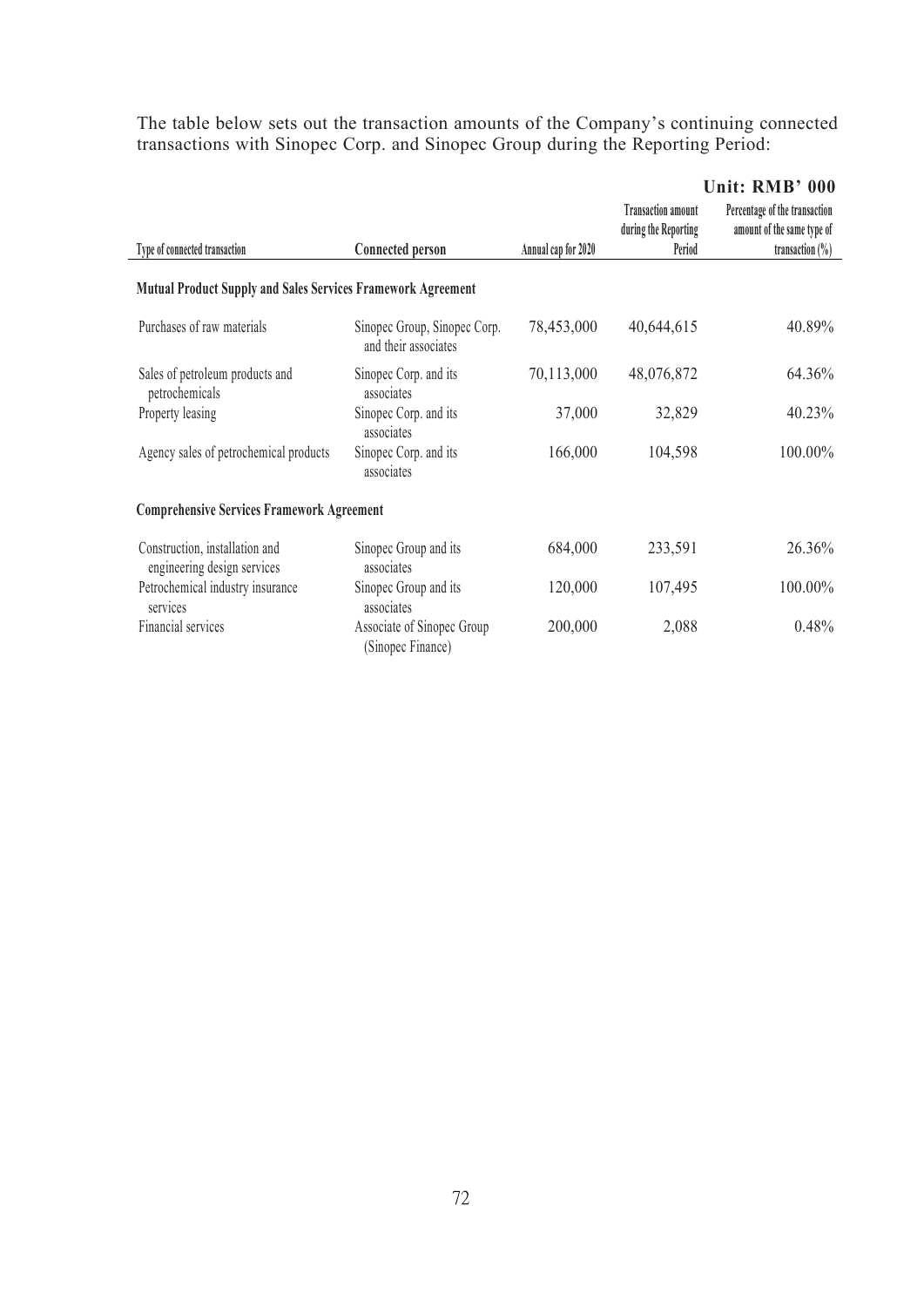The table below sets out the transaction amounts of the Company's continuing connected transactions with Sinopec Corp. and Sinopec Group during the Reporting Period:

**Unit: RMB' 000**

| Type of connected transaction | Connected person | Annual cap for 2020 | Transaction amount during the Reporting Period | Percentage of the transaction amount of the same type of transaction (%) |
|---|---|---|---|---|
| **Mutual Product Supply and Sales Services Framework Agreement** | | | | |
| Purchases of raw materials | Sinopec Group, Sinopec Corp. and their associates | 78,453,000 | 40,644,615 | 40.89% |
| Sales of petroleum products and petrochemicals | Sinopec Corp. and its associates | 70,113,000 | 48,076,872 | 64.36% |
| Property leasing | Sinopec Corp. and its associates | 37,000 | 32,829 | 40.23% |
| Agency sales of petrochemical products | Sinopec Corp. and its associates | 166,000 | 104,598 | 100.00% |
| **Comprehensive Services Framework Agreement** | | | | |
| Construction, installation and engineering design services | Sinopec Group and its associates | 684,000 | 233,591 | 26.36% |
| Petrochemical industry insurance services | Sinopec Group and its associates | 120,000 | 107,495 | 100.00% |
| Financial services | Associate of Sinopec Group (Sinopec Finance) | 200,000 | 2,088 | 0.48% |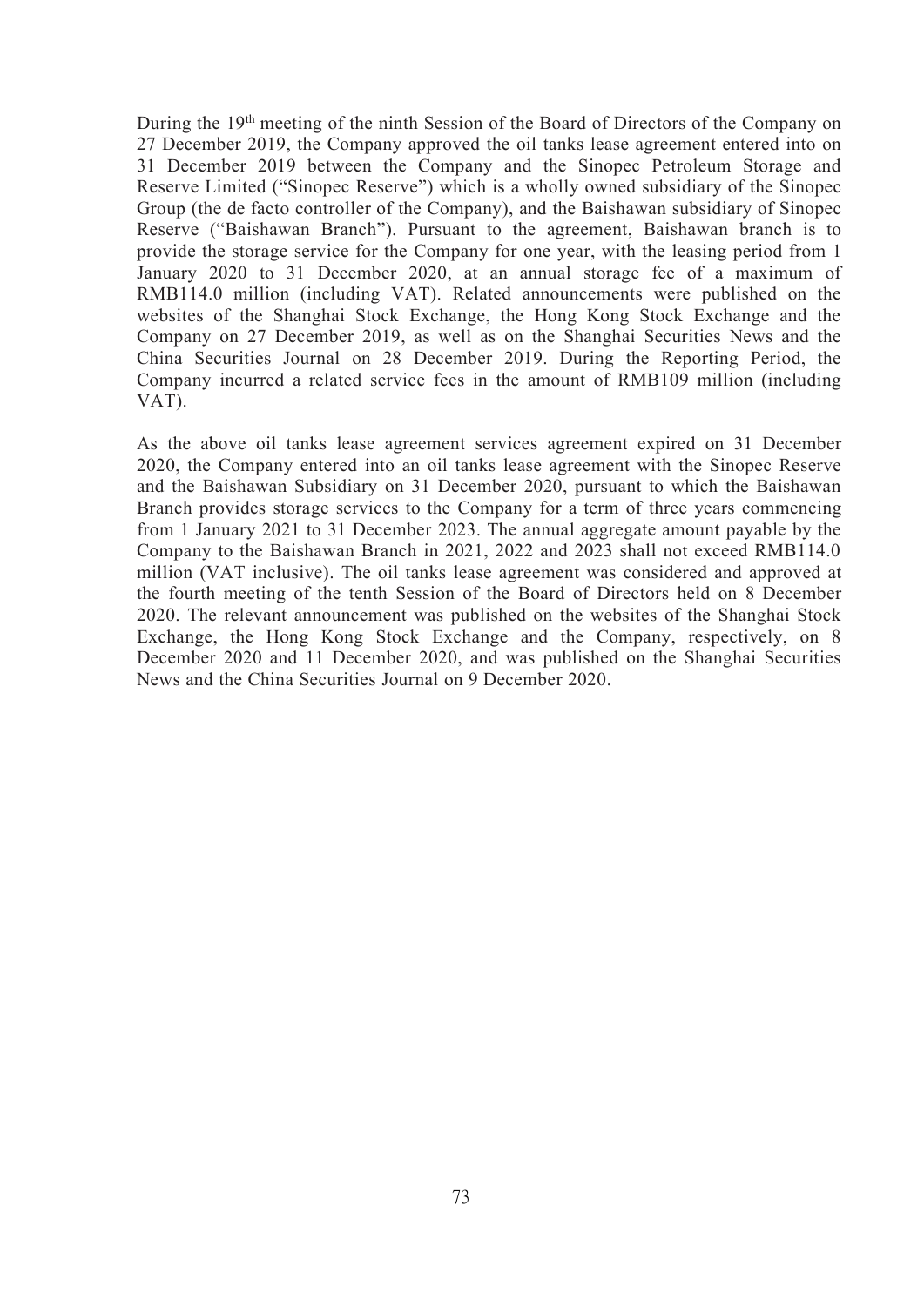During the 19th meeting of the ninth Session of the Board of Directors of the Company on 27 December 2019, the Company approved the oil tanks lease agreement entered into on 31 December 2019 between the Company and the Sinopec Petroleum Storage and Reserve Limited ("Sinopec Reserve") which is a wholly owned subsidiary of the Sinopec Group (the de facto controller of the Company), and the Baishawan subsidiary of Sinopec Reserve ("Baishawan Branch"). Pursuant to the agreement, Baishawan branch is to provide the storage service for the Company for one year, with the leasing period from 1 January 2020 to 31 December 2020, at an annual storage fee of a maximum of RMB114.0 million (including VAT). Related announcements were published on the websites of the Shanghai Stock Exchange, the Hong Kong Stock Exchange and the Company on 27 December 2019, as well as on the Shanghai Securities News and the China Securities Journal on 28 December 2019. During the Reporting Period, the Company incurred a related service fees in the amount of RMB109 million (including VAT).

As the above oil tanks lease agreement services agreement expired on 31 December 2020, the Company entered into an oil tanks lease agreement with the Sinopec Reserve and the Baishawan Subsidiary on 31 December 2020, pursuant to which the Baishawan Branch provides storage services to the Company for a term of three years commencing from 1 January 2021 to 31 December 2023. The annual aggregate amount payable by the Company to the Baishawan Branch in 2021, 2022 and 2023 shall not exceed RMB114.0 million (VAT inclusive). The oil tanks lease agreement was considered and approved at the fourth meeting of the tenth Session of the Board of Directors held on 8 December 2020. The relevant announcement was published on the websites of the Shanghai Stock Exchange, the Hong Kong Stock Exchange and the Company, respectively, on 8 December 2020 and 11 December 2020, and was published on the Shanghai Securities News and the China Securities Journal on 9 December 2020.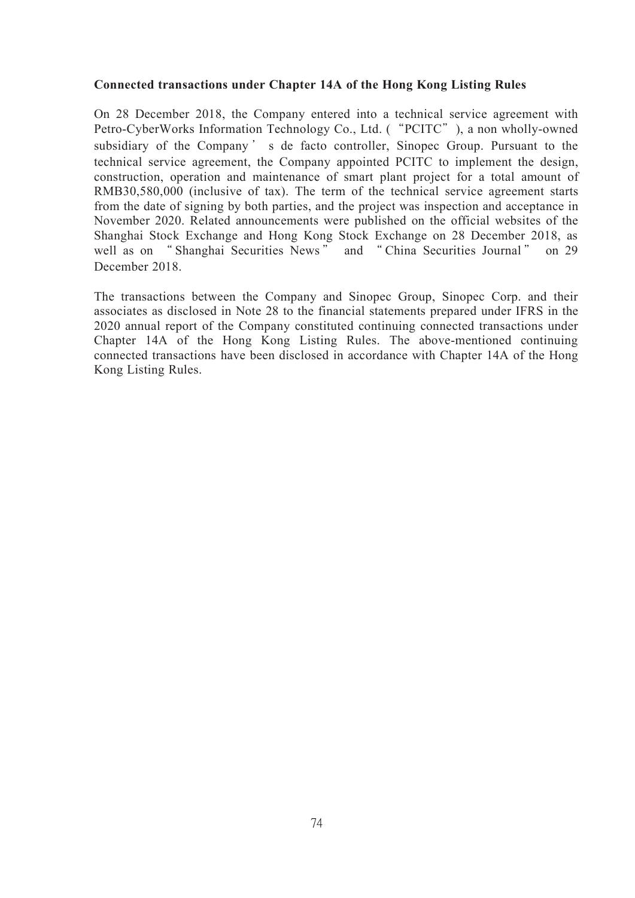**Connected transactions under Chapter 14A of the Hong Kong Listing Rules**

On 28 December 2018, the Company entered into a technical service agreement with Petro-CyberWorks Information Technology Co., Ltd. ("PCITC"), a non wholly-owned subsidiary of the Company's de facto controller, Sinopec Group. Pursuant to the technical service agreement, the Company appointed PCITC to implement the design, construction, operation and maintenance of smart plant project for a total amount of RMB30,580,000 (inclusive of tax). The term of the technical service agreement starts from the date of signing by both parties, and the project was inspection and acceptance in November 2020. Related announcements were published on the official websites of the Shanghai Stock Exchange and Hong Kong Stock Exchange on 28 December 2018, as well as on "Shanghai Securities News" and "China Securities Journal" on 29 December 2018.

The transactions between the Company and Sinopec Group, Sinopec Corp. and their associates as disclosed in Note 28 to the financial statements prepared under IFRS in the 2020 annual report of the Company constituted continuing connected transactions under Chapter 14A of the Hong Kong Listing Rules. The above-mentioned continuing connected transactions have been disclosed in accordance with Chapter 14A of the Hong Kong Listing Rules.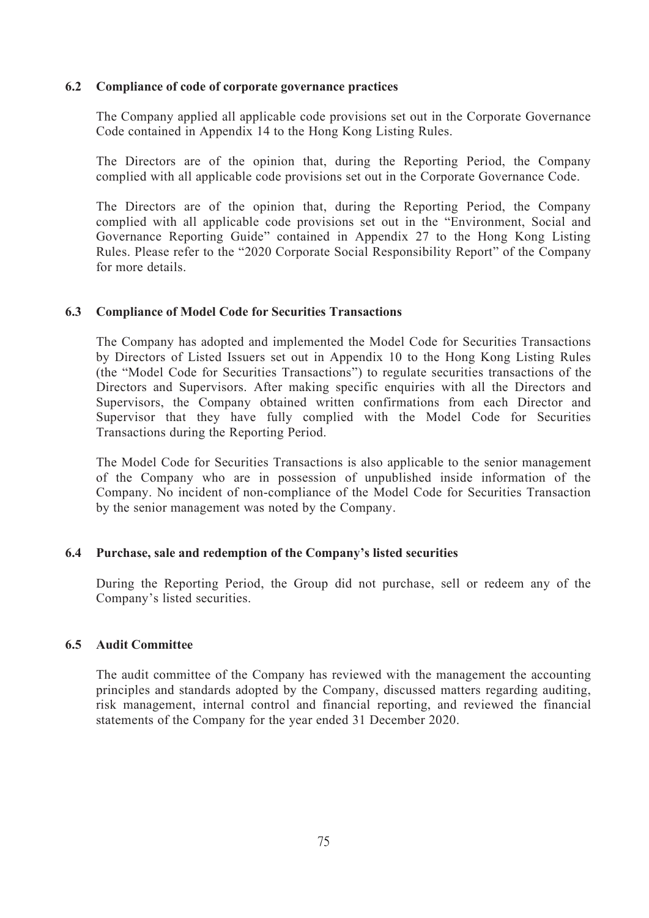### 6.2 Compliance of code of corporate governance practices

The Company applied all applicable code provisions set out in the Corporate Governance Code contained in Appendix 14 to the Hong Kong Listing Rules.

The Directors are of the opinion that, during the Reporting Period, the Company complied with all applicable code provisions set out in the Corporate Governance Code.

The Directors are of the opinion that, during the Reporting Period, the Company complied with all applicable code provisions set out in the "Environment, Social and Governance Reporting Guide" contained in Appendix 27 to the Hong Kong Listing Rules. Please refer to the "2020 Corporate Social Responsibility Report" of the Company for more details.

### 6.3 Compliance of Model Code for Securities Transactions

The Company has adopted and implemented the Model Code for Securities Transactions by Directors of Listed Issuers set out in Appendix 10 to the Hong Kong Listing Rules (the "Model Code for Securities Transactions") to regulate securities transactions of the Directors and Supervisors. After making specific enquiries with all the Directors and Supervisors, the Company obtained written confirmations from each Director and Supervisor that they have fully complied with the Model Code for Securities Transactions during the Reporting Period.

The Model Code for Securities Transactions is also applicable to the senior management of the Company who are in possession of unpublished inside information of the Company. No incident of non-compliance of the Model Code for Securities Transaction by the senior management was noted by the Company.

### 6.4 Purchase, sale and redemption of the Company's listed securities

During the Reporting Period, the Group did not purchase, sell or redeem any of the Company's listed securities.

### 6.5 Audit Committee

The audit committee of the Company has reviewed with the management the accounting principles and standards adopted by the Company, discussed matters regarding auditing, risk management, internal control and financial reporting, and reviewed the financial statements of the Company for the year ended 31 December 2020.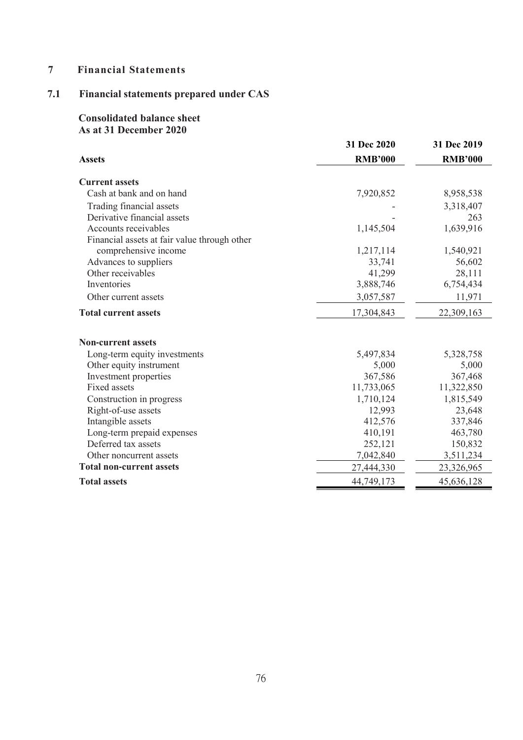# 7 Financial Statements

## 7.1 Financial statements prepared under CAS

### Consolidated balance sheet
### As at 31 December 2020

| Assets | 31 Dec 2020 RMB'000 | 31 Dec 2019 RMB'000 |
|---|---|---|
| **Current assets** | | |
| Cash at bank and on hand | 7,920,852 | 8,958,538 |
| Trading financial assets | - | 3,318,407 |
| Derivative financial assets | - | 263 |
| Accounts receivables | 1,145,504 | 1,639,916 |
| Financial assets at fair value through other comprehensive income | 1,217,114 | 1,540,921 |
| Advances to suppliers | 33,741 | 56,602 |
| Other receivables | 41,299 | 28,111 |
| Inventories | 3,888,746 | 6,754,434 |
| Other current assets | 3,057,587 | 11,971 |
| **Total current assets** | 17,304,843 | 22,309,163 |
| **Non-current assets** | | |
| Long-term equity investments | 5,497,834 | 5,328,758 |
| Other equity instrument | 5,000 | 5,000 |
| Investment properties | 367,586 | 367,468 |
| Fixed assets | 11,733,065 | 11,322,850 |
| Construction in progress | 1,710,124 | 1,815,549 |
| Right-of-use assets | 12,993 | 23,648 |
| Intangible assets | 412,576 | 337,846 |
| Long-term prepaid expenses | 410,191 | 463,780 |
| Deferred tax assets | 252,121 | 150,832 |
| Other noncurrent assets | 7,042,840 | 3,511,234 |
| **Total non-current assets** | 27,444,330 | 23,326,965 |
| **Total assets** | 44,749,173 | 45,636,128 |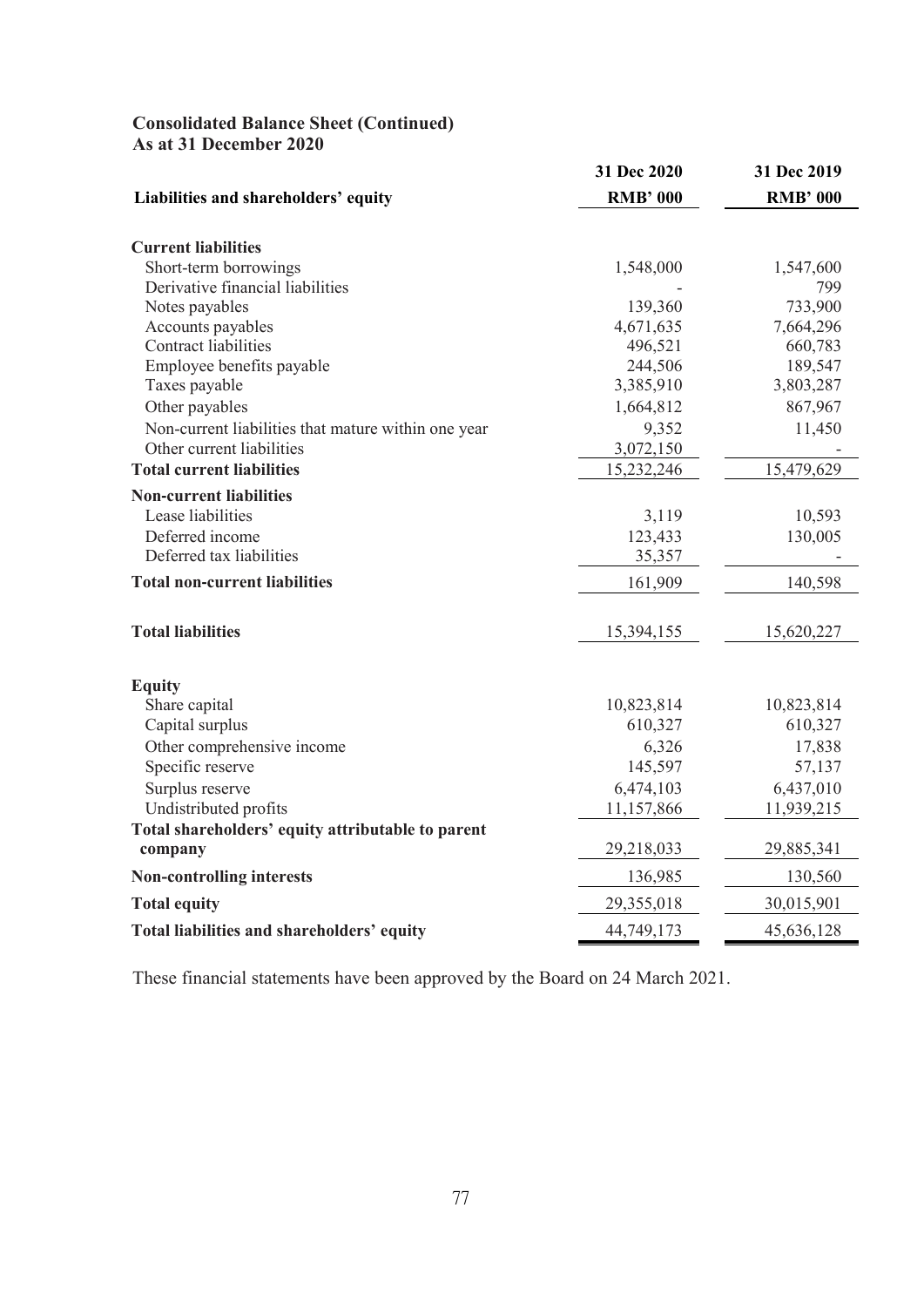## Consolidated Balance Sheet (Continued)
## As at 31 December 2020

| Liabilities and shareholders' equity | 31 Dec 2020<br>RMB' 000 | 31 Dec 2019<br>RMB' 000 |
|---|---|---|
| **Current liabilities** | | |
| Short-term borrowings | 1,548,000 | 1,547,600 |
| Derivative financial liabilities | - | 799 |
| Notes payables | 139,360 | 733,900 |
| Accounts payables | 4,671,635 | 7,664,296 |
| Contract liabilities | 496,521 | 660,783 |
| Employee benefits payable | 244,506 | 189,547 |
| Taxes payable | 3,385,910 | 3,803,287 |
| Other payables | 1,664,812 | 867,967 |
| Non-current liabilities that mature within one year | 9,352 | 11,450 |
| Other current liabilities | 3,072,150 | - |
| **Total current liabilities** | 15,232,246 | 15,479,629 |
| **Non-current liabilities** | | |
| Lease liabilities | 3,119 | 10,593 |
| Deferred income | 123,433 | 130,005 |
| Deferred tax liabilities | 35,357 | - |
| **Total non-current liabilities** | 161,909 | 140,598 |
| **Total liabilities** | 15,394,155 | 15,620,227 |
| **Equity** | | |
| Share capital | 10,823,814 | 10,823,814 |
| Capital surplus | 610,327 | 610,327 |
| Other comprehensive income | 6,326 | 17,838 |
| Specific reserve | 145,597 | 57,137 |
| Surplus reserve | 6,474,103 | 6,437,010 |
| Undistributed profits | 11,157,866 | 11,939,215 |
| **Total shareholders' equity attributable to parent company** | 29,218,033 | 29,885,341 |
| **Non-controlling interests** | 136,985 | 130,560 |
| **Total equity** | 29,355,018 | 30,015,901 |
| **Total liabilities and shareholders' equity** | 44,749,173 | 45,636,128 |

These financial statements have been approved by the Board on 24 March 2021.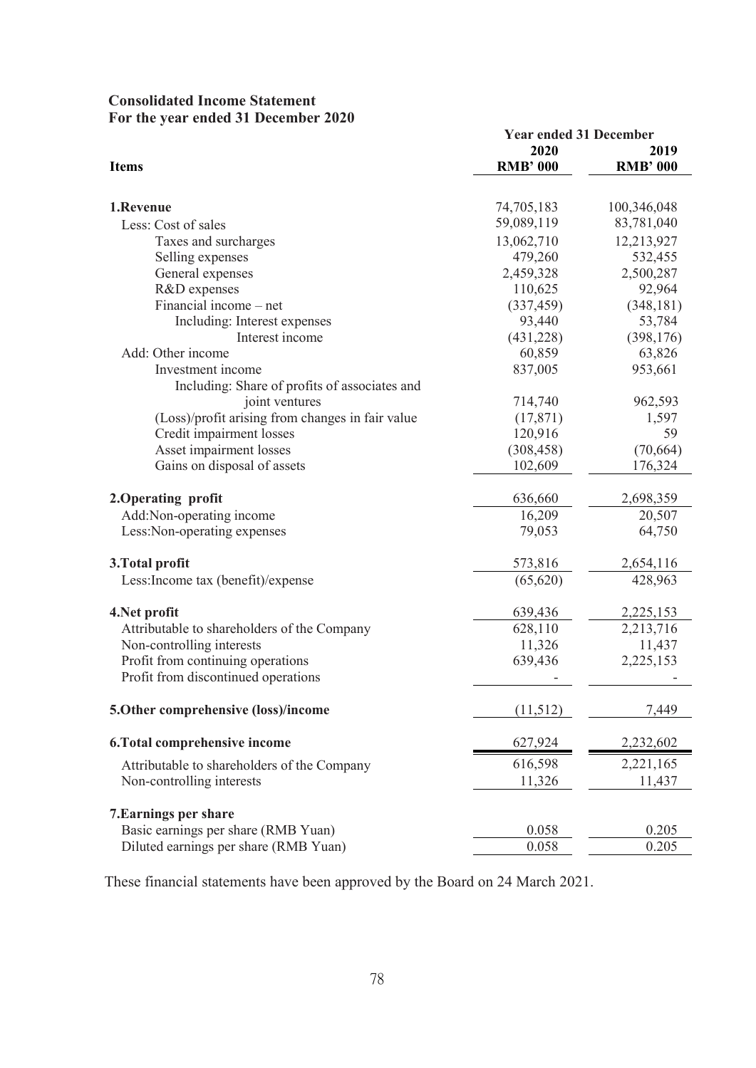**Consolidated Income Statement**
**For the year ended 31 December 2020**

| Items | Year ended 31 December 2020 RMB' 000 | 2019 RMB' 000 |
|---|---|---|
| **1.Revenue** | 74,705,183 | 100,346,048 |
| Less: Cost of sales | 59,089,119 | 83,781,040 |
| Taxes and surcharges | 13,062,710 | 12,213,927 |
| Selling expenses | 479,260 | 532,455 |
| General expenses | 2,459,328 | 2,500,287 |
| R&D expenses | 110,625 | 92,964 |
| Financial income – net | (337,459) | (348,181) |
| Including: Interest expenses | 93,440 | 53,784 |
| Interest income | (431,228) | (398,176) |
| Add: Other income | 60,859 | 63,826 |
| Investment income | 837,005 | 953,661 |
| Including: Share of profits of associates and joint ventures | 714,740 | 962,593 |
| (Loss)/profit arising from changes in fair value | (17,871) | 1,597 |
| Credit impairment losses | 120,916 | 59 |
| Asset impairment losses | (308,458) | (70,664) |
| Gains on disposal of assets | 102,609 | 176,324 |
| **2.Operating profit** | 636,660 | 2,698,359 |
| Add:Non-operating income | 16,209 | 20,507 |
| Less:Non-operating expenses | 79,053 | 64,750 |
| **3.Total profit** | 573,816 | 2,654,116 |
| Less:Income tax (benefit)/expense | (65,620) | 428,963 |
| **4.Net profit** | 639,436 | 2,225,153 |
| Attributable to shareholders of the Company | 628,110 | 2,213,716 |
| Non-controlling interests | 11,326 | 11,437 |
| Profit from continuing operations | 639,436 | 2,225,153 |
| Profit from discontinued operations | - | - |
| **5.Other comprehensive (loss)/income** | (11,512) | 7,449 |
| **6.Total comprehensive income** | 627,924 | 2,232,602 |
| Attributable to shareholders of the Company | 616,598 | 2,221,165 |
| Non-controlling interests | 11,326 | 11,437 |
| **7.Earnings per share** | | |
| Basic earnings per share (RMB Yuan) | 0.058 | 0.205 |
| Diluted earnings per share (RMB Yuan) | 0.058 | 0.205 |

These financial statements have been approved by the Board on 24 March 2021.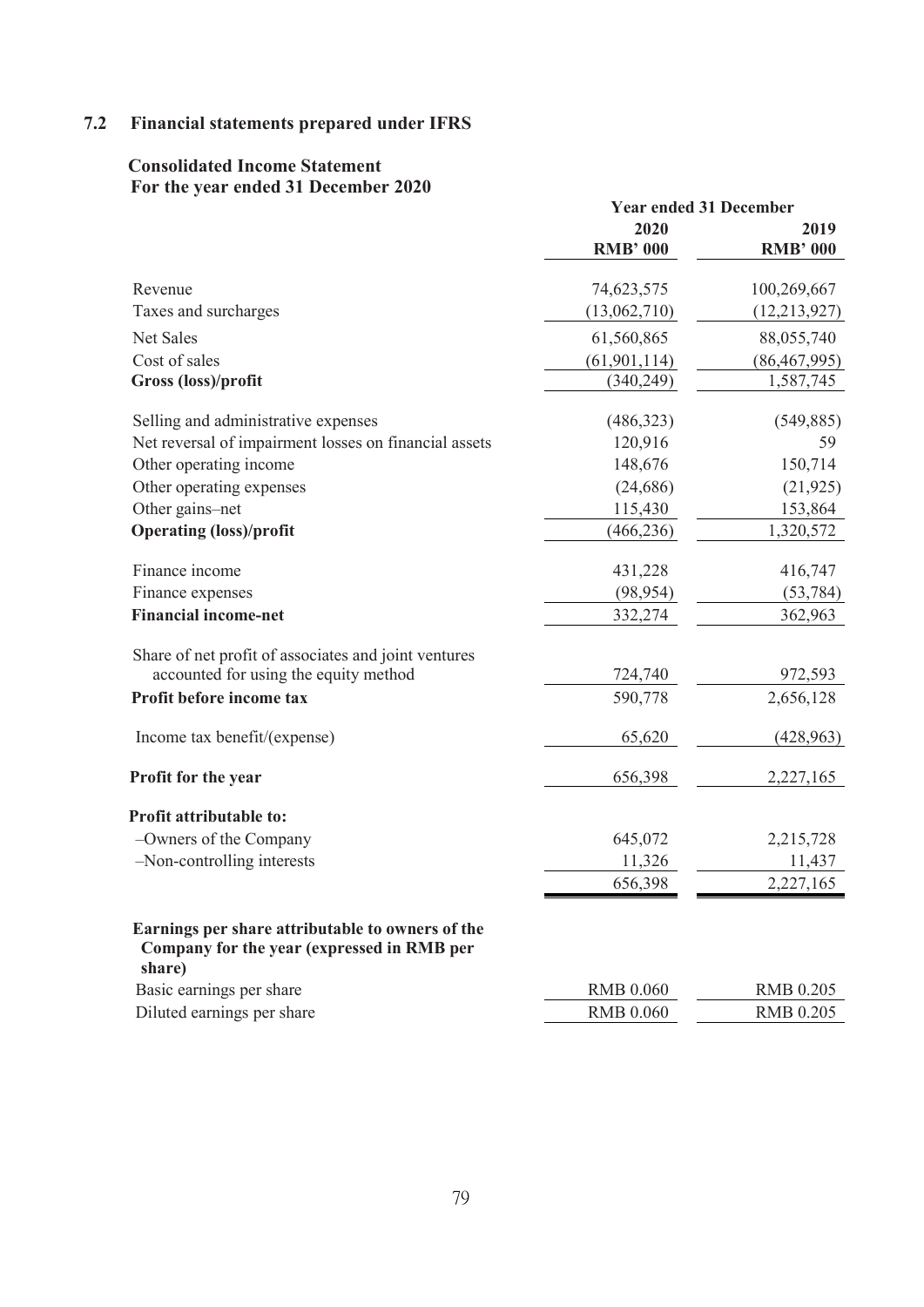## 7.2 Financial statements prepared under IFRS

### Consolidated Income Statement
### For the year ended 31 December 2020

| | Year ended 31 December | |
|---|---|---|
| | 2020 | 2019 |
| | RMB' 000 | RMB' 000 |
| Revenue | 74,623,575 | 100,269,667 |
| Taxes and surcharges | (13,062,710) | (12,213,927) |
| Net Sales | 61,560,865 | 88,055,740 |
| Cost of sales | (61,901,114) | (86,467,995) |
| **Gross (loss)/profit** | (340,249) | 1,587,745 |
| Selling and administrative expenses | (486,323) | (549,885) |
| Net reversal of impairment losses on financial assets | 120,916 | 59 |
| Other operating income | 148,676 | 150,714 |
| Other operating expenses | (24,686) | (21,925) |
| Other gains–net | 115,430 | 153,864 |
| **Operating (loss)/profit** | (466,236) | 1,320,572 |
| Finance income | 431,228 | 416,747 |
| Finance expenses | (98,954) | (53,784) |
| **Financial income-net** | 332,274 | 362,963 |
| Share of net profit of associates and joint ventures accounted for using the equity method | 724,740 | 972,593 |
| **Profit before income tax** | 590,778 | 2,656,128 |
| Income tax benefit/(expense) | 65,620 | (428,963) |
| **Profit for the year** | 656,398 | 2,227,165 |
| **Profit attributable to:** | | |
| –Owners of the Company | 645,072 | 2,215,728 |
| –Non-controlling interests | 11,326 | 11,437 |
| | 656,398 | 2,227,165 |
| **Earnings per share attributable to owners of the Company for the year (expressed in RMB per share)** | | |
| Basic earnings per share | RMB 0.060 | RMB 0.205 |
| Diluted earnings per share | RMB 0.060 | RMB 0.205 |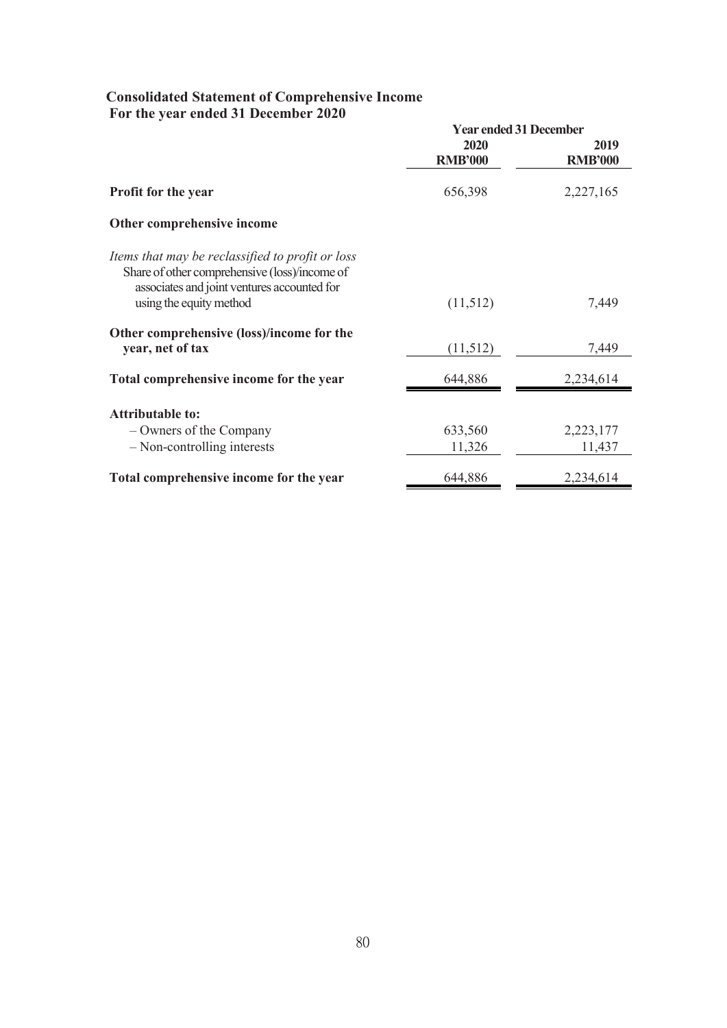## Consolidated Statement of Comprehensive Income
## For the year ended 31 December 2020

| | Year ended 31 December | |
|---|---|---|
| | 2020<br>RMB'000 | 2019<br>RMB'000 |
| **Profit for the year** | 656,398 | 2,227,165 |
| **Other comprehensive income** | | |
| *Items that may be reclassified to profit or loss* | | |
| Share of other comprehensive (loss)/income of associates and joint ventures accounted for using the equity method | (11,512) | 7,449 |
| **Other comprehensive (loss)/income for the year, net of tax** | (11,512) | 7,449 |
| **Total comprehensive income for the year** | 644,886 | 2,234,614 |
| **Attributable to:** | | |
| – Owners of the Company | 633,560 | 2,223,177 |
| – Non-controlling interests | 11,326 | 11,437 |
| **Total comprehensive income for the year** | 644,886 | 2,234,614 |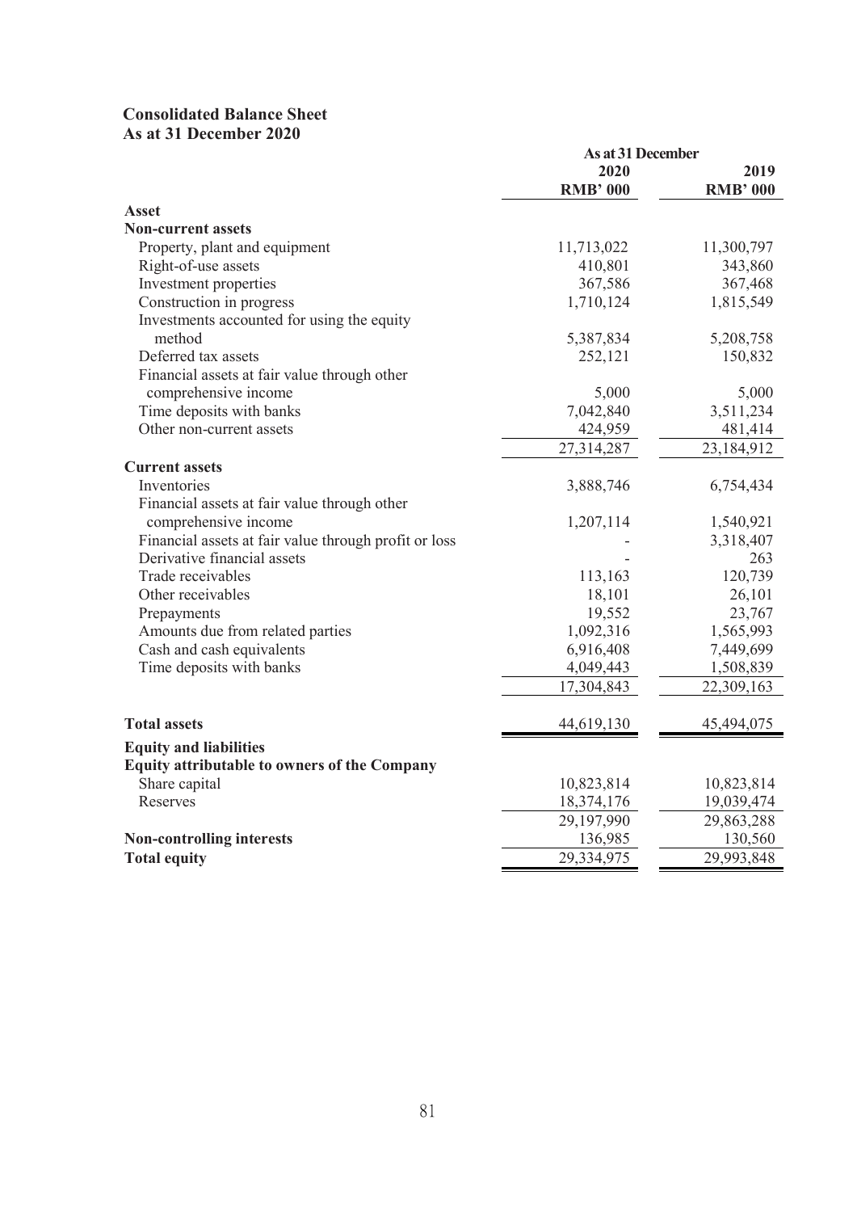# Consolidated Balance Sheet
## As at 31 December 2020

| | As at 31 December | |
|---|---|---|
| | 2020 | 2019 |
| | RMB' 000 | RMB' 000 |
| **Asset** | | |
| **Non-current assets** | | |
| Property, plant and equipment | 11,713,022 | 11,300,797 |
| Right-of-use assets | 410,801 | 343,860 |
| Investment properties | 367,586 | 367,468 |
| Construction in progress | 1,710,124 | 1,815,549 |
| Investments accounted for using the equity method | 5,387,834 | 5,208,758 |
| Deferred tax assets | 252,121 | 150,832 |
| Financial assets at fair value through other comprehensive income | 5,000 | 5,000 |
| Time deposits with banks | 7,042,840 | 3,511,234 |
| Other non-current assets | 424,959 | 481,414 |
| | 27,314,287 | 23,184,912 |
| **Current assets** | | |
| Inventories | 3,888,746 | 6,754,434 |
| Financial assets at fair value through other comprehensive income | 1,207,114 | 1,540,921 |
| Financial assets at fair value through profit or loss | - | 3,318,407 |
| Derivative financial assets | - | 263 |
| Trade receivables | 113,163 | 120,739 |
| Other receivables | 18,101 | 26,101 |
| Prepayments | 19,552 | 23,767 |
| Amounts due from related parties | 1,092,316 | 1,565,993 |
| Cash and cash equivalents | 6,916,408 | 7,449,699 |
| Time deposits with banks | 4,049,443 | 1,508,839 |
| | 17,304,843 | 22,309,163 |
| **Total assets** | 44,619,130 | 45,494,075 |
| **Equity and liabilities** | | |
| **Equity attributable to owners of the Company** | | |
| Share capital | 10,823,814 | 10,823,814 |
| Reserves | 18,374,176 | 19,039,474 |
| | 29,197,990 | 29,863,288 |
| **Non-controlling interests** | 136,985 | 130,560 |
| **Total equity** | 29,334,975 | 29,993,848 |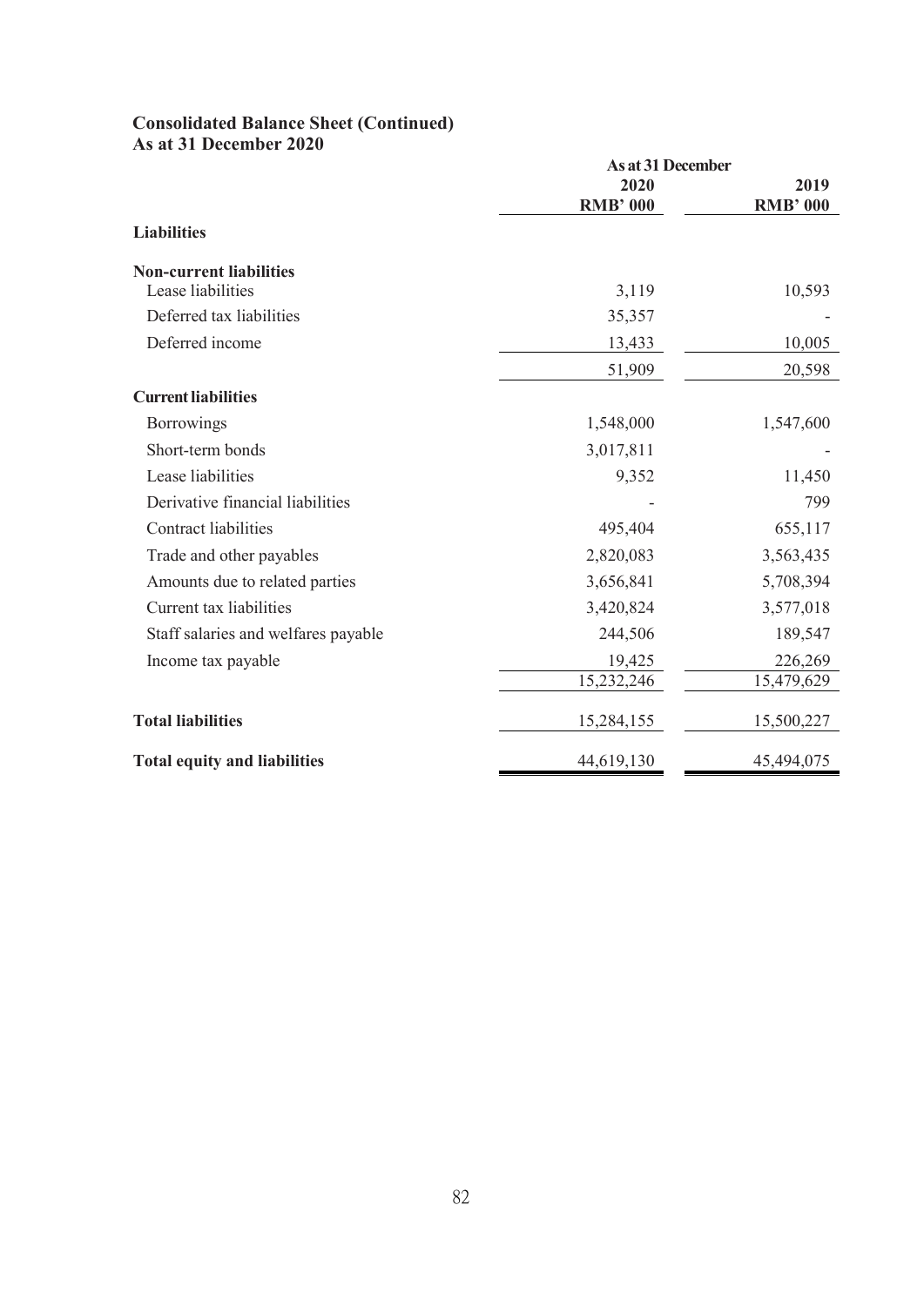## Consolidated Balance Sheet (Continued)
## As at 31 December 2020

| | As at 31 December | |
|---|---|---|
| | 2020 | 2019 |
| | RMB' 000 | RMB' 000 |
| **Liabilities** | | |
| **Non-current liabilities** | | |
| Lease liabilities | 3,119 | 10,593 |
| Deferred tax liabilities | 35,357 | - |
| Deferred income | 13,433 | 10,005 |
| | 51,909 | 20,598 |
| **Current liabilities** | | |
| Borrowings | 1,548,000 | 1,547,600 |
| Short-term bonds | 3,017,811 | - |
| Lease liabilities | 9,352 | 11,450 |
| Derivative financial liabilities | - | 799 |
| Contract liabilities | 495,404 | 655,117 |
| Trade and other payables | 2,820,083 | 3,563,435 |
| Amounts due to related parties | 3,656,841 | 5,708,394 |
| Current tax liabilities | 3,420,824 | 3,577,018 |
| Staff salaries and welfares payable | 244,506 | 189,547 |
| Income tax payable | 19,425 | 226,269 |
| | 15,232,246 | 15,479,629 |
| **Total liabilities** | 15,284,155 | 15,500,227 |
| **Total equity and liabilities** | 44,619,130 | 45,494,075 |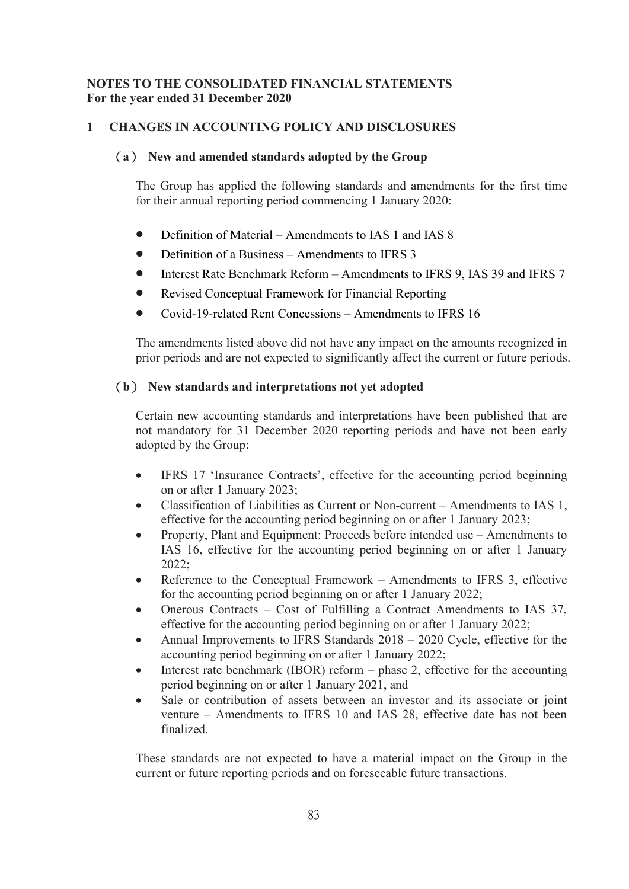**NOTES TO THE CONSOLIDATED FINANCIAL STATEMENTS**
**For the year ended 31 December 2020**

## 1 CHANGES IN ACCOUNTING POLICY AND DISCLOSURES

### （a） New and amended standards adopted by the Group

The Group has applied the following standards and amendments for the first time for their annual reporting period commencing 1 January 2020:

- Definition of Material – Amendments to IAS 1 and IAS 8
- Definition of a Business – Amendments to IFRS 3
- Interest Rate Benchmark Reform – Amendments to IFRS 9, IAS 39 and IFRS 7
- Revised Conceptual Framework for Financial Reporting
- Covid-19-related Rent Concessions – Amendments to IFRS 16

The amendments listed above did not have any impact on the amounts recognized in prior periods and are not expected to significantly affect the current or future periods.

### （b） New standards and interpretations not yet adopted

Certain new accounting standards and interpretations have been published that are not mandatory for 31 December 2020 reporting periods and have not been early adopted by the Group:

- IFRS 17 'Insurance Contracts', effective for the accounting period beginning on or after 1 January 2023;
- Classification of Liabilities as Current or Non-current – Amendments to IAS 1, effective for the accounting period beginning on or after 1 January 2023;
- Property, Plant and Equipment: Proceeds before intended use – Amendments to IAS 16, effective for the accounting period beginning on or after 1 January 2022;
- Reference to the Conceptual Framework – Amendments to IFRS 3, effective for the accounting period beginning on or after 1 January 2022;
- Onerous Contracts – Cost of Fulfilling a Contract Amendments to IAS 37, effective for the accounting period beginning on or after 1 January 2022;
- Annual Improvements to IFRS Standards 2018 – 2020 Cycle, effective for the accounting period beginning on or after 1 January 2022;
- Interest rate benchmark (IBOR) reform – phase 2, effective for the accounting period beginning on or after 1 January 2021, and
- Sale or contribution of assets between an investor and its associate or joint venture – Amendments to IFRS 10 and IAS 28, effective date has not been finalized.

These standards are not expected to have a material impact on the Group in the current or future reporting periods and on foreseeable future transactions.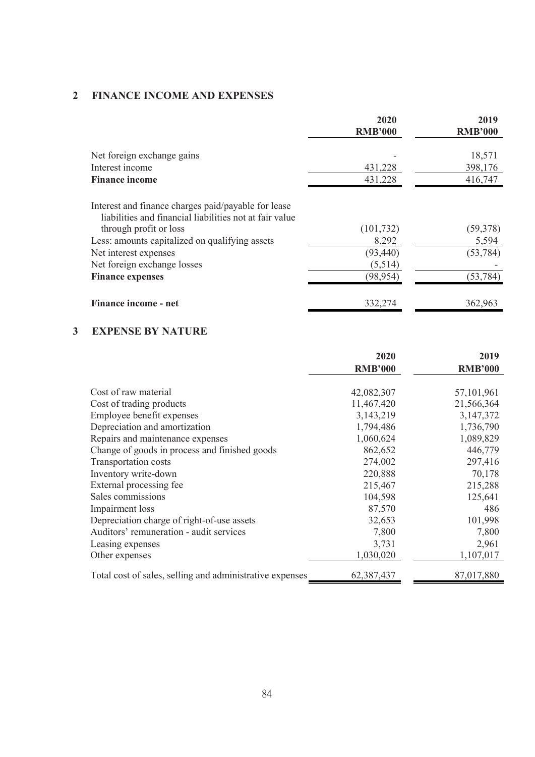## 2 FINANCE INCOME AND EXPENSES

| | 2020 RMB'000 | 2019 RMB'000 |
|---|---|---|
| Net foreign exchange gains | - | 18,571 |
| Interest income | 431,228 | 398,176 |
| **Finance income** | 431,228 | 416,747 |
| Interest and finance charges paid/payable for lease liabilities and financial liabilities not at fair value through profit or loss | (101,732) | (59,378) |
| Less: amounts capitalized on qualifying assets | 8,292 | 5,594 |
| Net interest expenses | (93,440) | (53,784) |
| Net foreign exchange losses | (5,514) | - |
| **Finance expenses** | (98,954) | (53,784) |
| **Finance income - net** | 332,274 | 362,963 |

## 3 EXPENSE BY NATURE

| | 2020 RMB'000 | 2019 RMB'000 |
|---|---|---|
| Cost of raw material | 42,082,307 | 57,101,961 |
| Cost of trading products | 11,467,420 | 21,566,364 |
| Employee benefit expenses | 3,143,219 | 3,147,372 |
| Depreciation and amortization | 1,794,486 | 1,736,790 |
| Repairs and maintenance expenses | 1,060,624 | 1,089,829 |
| Change of goods in process and finished goods | 862,652 | 446,779 |
| Transportation costs | 274,002 | 297,416 |
| Inventory write-down | 220,888 | 70,178 |
| External processing fee | 215,467 | 215,288 |
| Sales commissions | 104,598 | 125,641 |
| Impairment loss | 87,570 | 486 |
| Depreciation charge of right-of-use assets | 32,653 | 101,998 |
| Auditors' remuneration - audit services | 7,800 | 7,800 |
| Leasing expenses | 3,731 | 2,961 |
| Other expenses | 1,030,020 | 1,107,017 |
| Total cost of sales, selling and administrative expenses | 62,387,437 | 87,017,880 |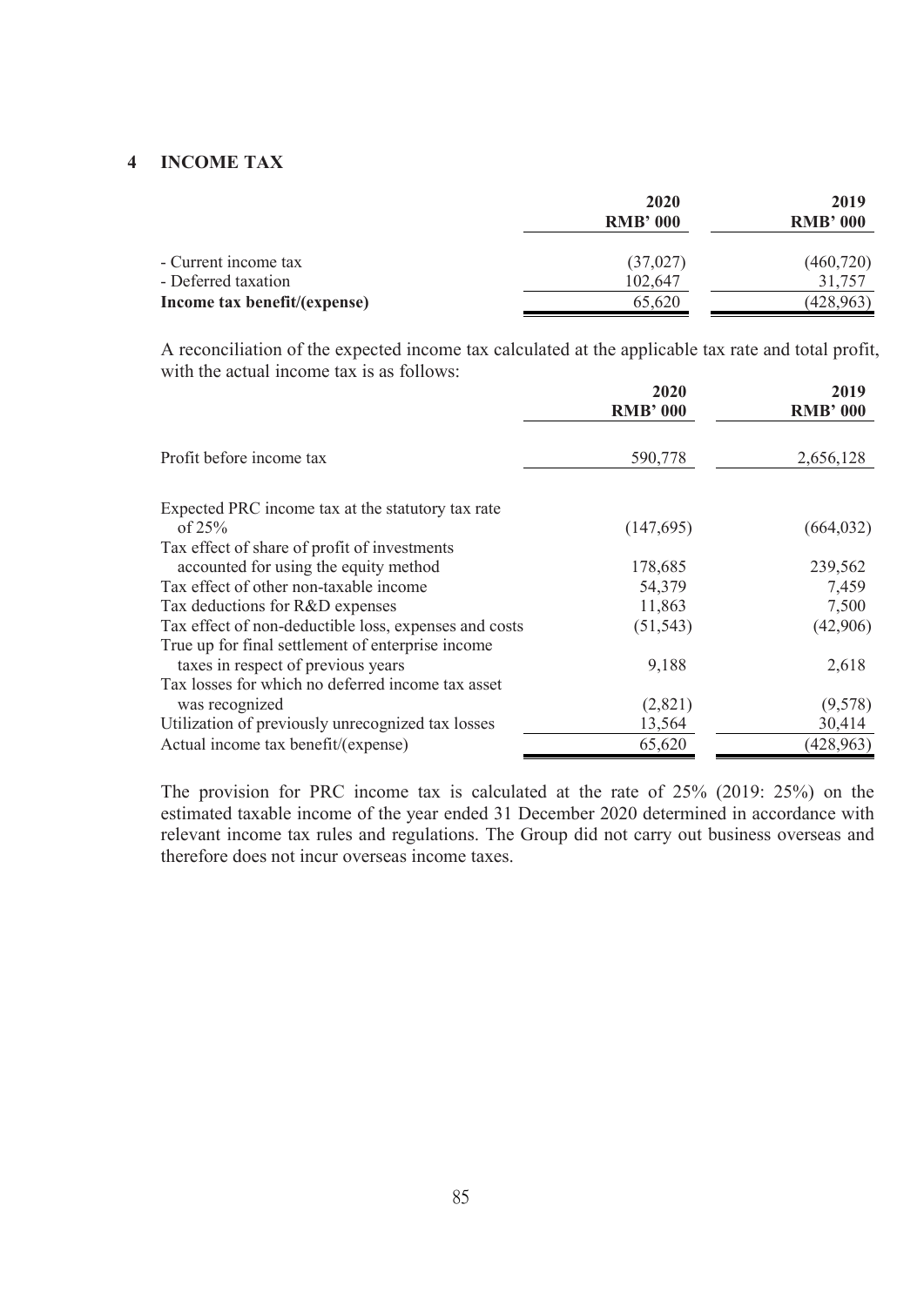## 4 INCOME TAX

| | 2020 RMB' 000 | 2019 RMB' 000 |
|---|---|---|
| - Current income tax | (37,027) | (460,720) |
| - Deferred taxation | 102,647 | 31,757 |
| **Income tax benefit/(expense)** | 65,620 | (428,963) |

A reconciliation of the expected income tax calculated at the applicable tax rate and total profit, with the actual income tax is as follows:

| | 2020 RMB' 000 | 2019 RMB' 000 |
|---|---|---|
| Profit before income tax | 590,778 | 2,656,128 |
| Expected PRC income tax at the statutory tax rate of 25% | (147,695) | (664,032) |
| Tax effect of share of profit of investments accounted for using the equity method | 178,685 | 239,562 |
| Tax effect of other non-taxable income | 54,379 | 7,459 |
| Tax deductions for R&D expenses | 11,863 | 7,500 |
| Tax effect of non-deductible loss, expenses and costs | (51,543) | (42,906) |
| True up for final settlement of enterprise income taxes in respect of previous years | 9,188 | 2,618 |
| Tax losses for which no deferred income tax asset was recognized | (2,821) | (9,578) |
| Utilization of previously unrecognized tax losses | 13,564 | 30,414 |
| Actual income tax benefit/(expense) | 65,620 | (428,963) |

The provision for PRC income tax is calculated at the rate of 25% (2019: 25%) on the estimated taxable income of the year ended 31 December 2020 determined in accordance with relevant income tax rules and regulations. The Group did not carry out business overseas and therefore does not incur overseas income taxes.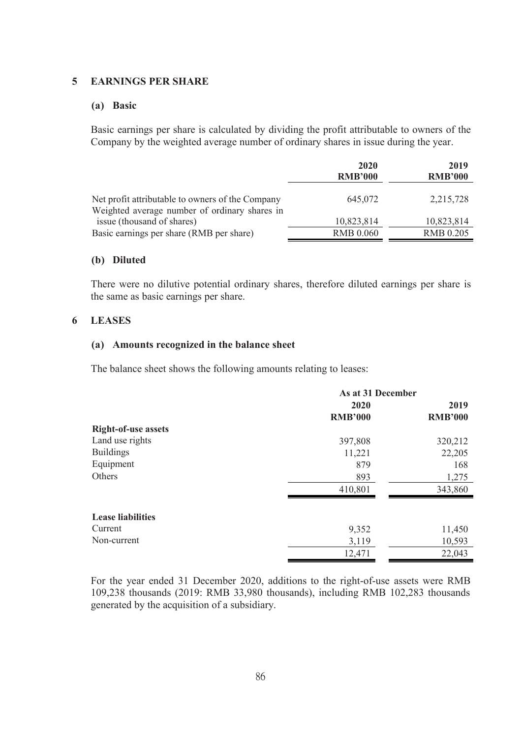## 5 EARNINGS PER SHARE

### (a) Basic

Basic earnings per share is calculated by dividing the profit attributable to owners of the Company by the weighted average number of ordinary shares in issue during the year.

| | 2020<br>RMB'000 | 2019<br>RMB'000 |
|---|---|---|
| Net profit attributable to owners of the Company | 645,072 | 2,215,728 |
| Weighted average number of ordinary shares in issue (thousand of shares) | 10,823,814 | 10,823,814 |
| Basic earnings per share (RMB per share) | RMB 0.060 | RMB 0.205 |

### (b) Diluted

There were no dilutive potential ordinary shares, therefore diluted earnings per share is the same as basic earnings per share.

## 6 LEASES

### (a) Amounts recognized in the balance sheet

The balance sheet shows the following amounts relating to leases:

| | As at 31 December | |
|---|---|---|
| | 2020<br>RMB'000 | 2019<br>RMB'000 |
| **Right-of-use assets** | | |
| Land use rights | 397,808 | 320,212 |
| Buildings | 11,221 | 22,205 |
| Equipment | 879 | 168 |
| Others | 893 | 1,275 |
| | 410,801 | 343,860 |
| **Lease liabilities** | | |
| Current | 9,352 | 11,450 |
| Non-current | 3,119 | 10,593 |
| | 12,471 | 22,043 |

For the year ended 31 December 2020, additions to the right-of-use assets were RMB 109,238 thousands (2019: RMB 33,980 thousands), including RMB 102,283 thousands generated by the acquisition of a subsidiary.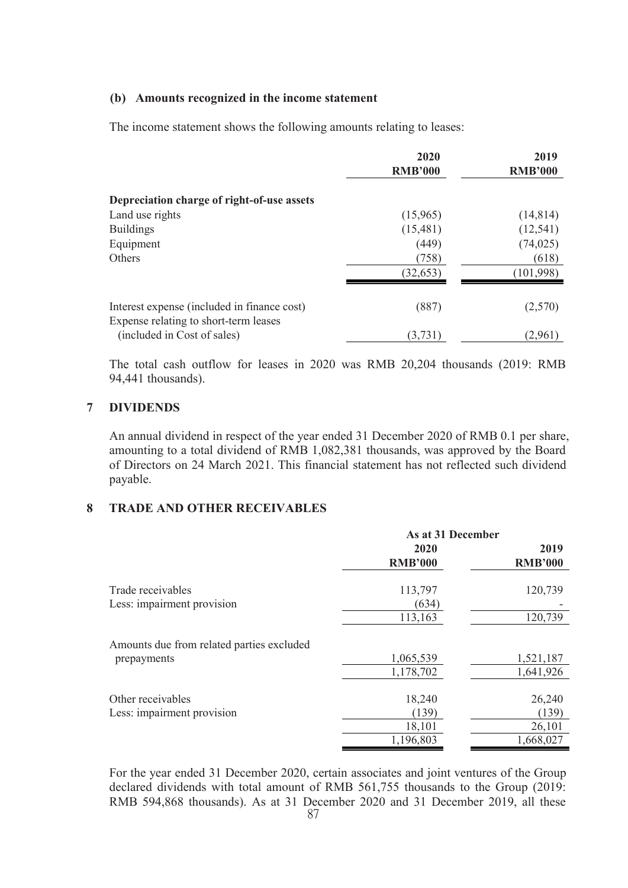### (b) Amounts recognized in the income statement

The income statement shows the following amounts relating to leases:

| | 2020 RMB'000 | 2019 RMB'000 |
|---|---|---|
| **Depreciation charge of right-of-use assets** | | |
| Land use rights | (15,965) | (14,814) |
| Buildings | (15,481) | (12,541) |
| Equipment | (449) | (74,025) |
| Others | (758) | (618) |
| | (32,653) | (101,998) |
| | | |
| Interest expense (included in finance cost) | (887) | (2,570) |
| Expense relating to short-term leases (included in Cost of sales) | (3,731) | (2,961) |

The total cash outflow for leases in 2020 was RMB 20,204 thousands (2019: RMB 94,441 thousands).

## 7 DIVIDENDS

An annual dividend in respect of the year ended 31 December 2020 of RMB 0.1 per share, amounting to a total dividend of RMB 1,082,381 thousands, was approved by the Board of Directors on 24 March 2021. This financial statement has not reflected such dividend payable.

## 8 TRADE AND OTHER RECEIVABLES

| | As at 31 December | |
|---|---|---|
| | 2020 RMB'000 | 2019 RMB'000 |
| Trade receivables | 113,797 | 120,739 |
| Less: impairment provision | (634) | - |
| | 113,163 | 120,739 |
| | | |
| Amounts due from related parties excluded prepayments | 1,065,539 | 1,521,187 |
| | 1,178,702 | 1,641,926 |
| | | |
| Other receivables | 18,240 | 26,240 |
| Less: impairment provision | (139) | (139) |
| | 18,101 | 26,101 |
| | 1,196,803 | 1,668,027 |

For the year ended 31 December 2020, certain associates and joint ventures of the Group declared dividends with total amount of RMB 561,755 thousands to the Group (2019: RMB 594,868 thousands). As at 31 December 2020 and 31 December 2019, all these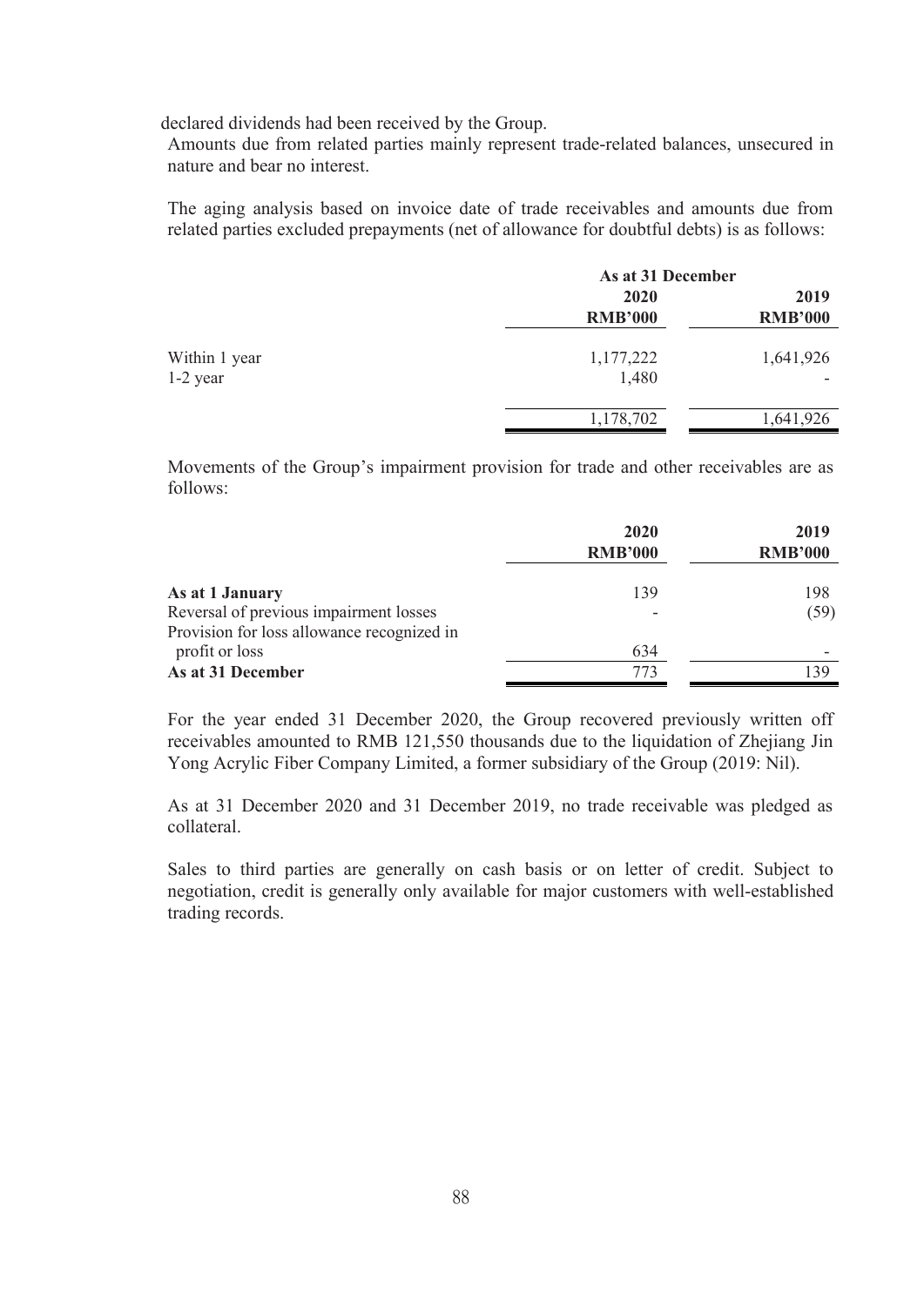declared dividends had been received by the Group.

Amounts due from related parties mainly represent trade-related balances, unsecured in nature and bear no interest.

The aging analysis based on invoice date of trade receivables and amounts due from related parties excluded prepayments (net of allowance for doubtful debts) is as follows:

| | As at 31 December | |
|---|---|---|
| | 2020 | 2019 |
| | RMB'000 | RMB'000 |
| Within 1 year | 1,177,222 | 1,641,926 |
| 1-2 year | 1,480 | - |
| | 1,178,702 | 1,641,926 |

Movements of the Group's impairment provision for trade and other receivables are as follows:

| | 2020 | 2019 |
|---|---|---|
| | RMB'000 | RMB'000 |
| **As at 1 January** | 139 | 198 |
| Reversal of previous impairment losses | - | (59) |
| Provision for loss allowance recognized in profit or loss | 634 | - |
| **As at 31 December** | 773 | 139 |

For the year ended 31 December 2020, the Group recovered previously written off receivables amounted to RMB 121,550 thousands due to the liquidation of Zhejiang Jin Yong Acrylic Fiber Company Limited, a former subsidiary of the Group (2019: Nil).

As at 31 December 2020 and 31 December 2019, no trade receivable was pledged as collateral.

Sales to third parties are generally on cash basis or on letter of credit. Subject to negotiation, credit is generally only available for major customers with well-established trading records.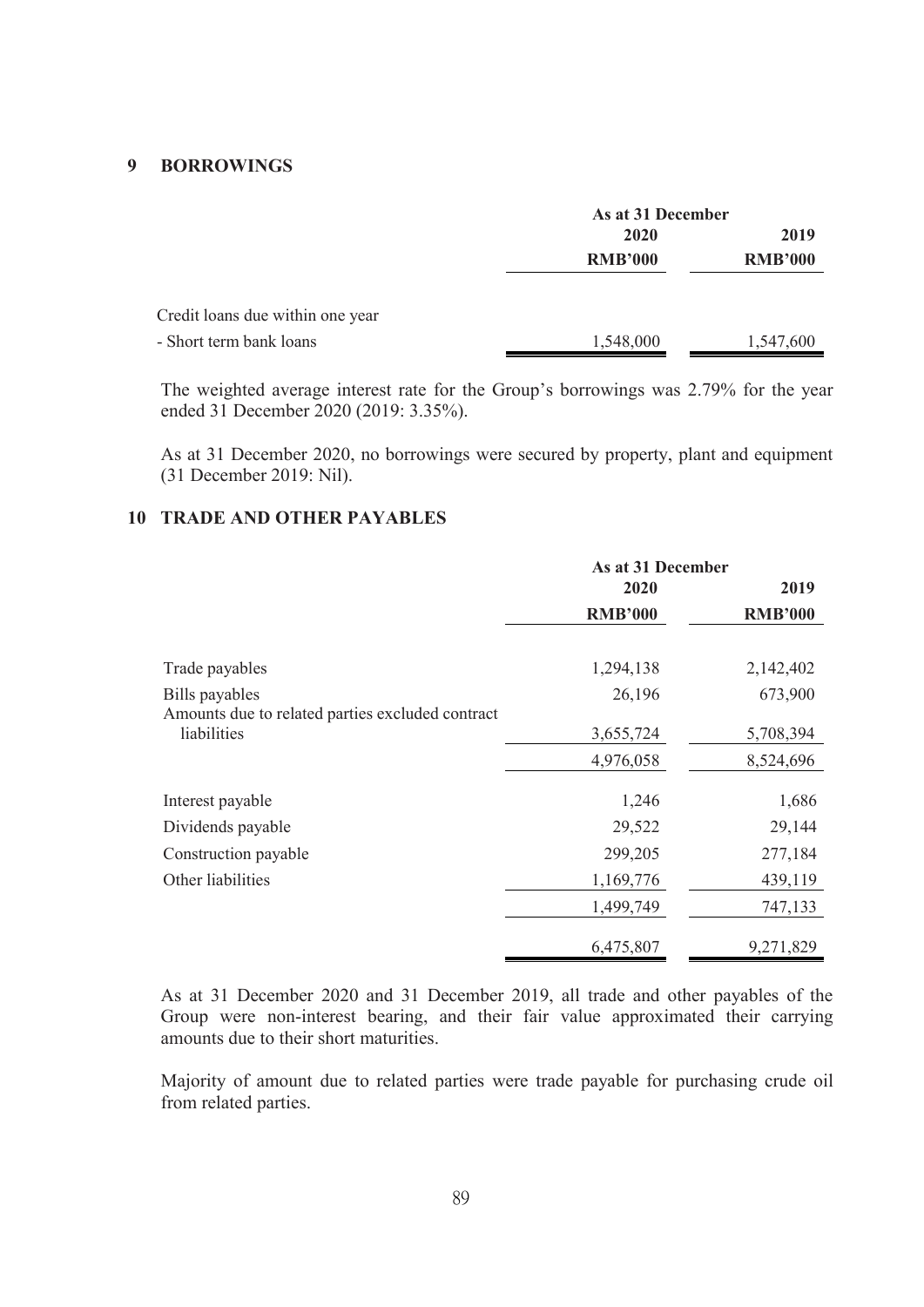## 9 BORROWINGS

| | As at 31 December | |
|---|---|---|
| | 2020 | 2019 |
| | RMB'000 | RMB'000 |
| Credit loans due within one year | | |
| - Short term bank loans | 1,548,000 | 1,547,600 |

The weighted average interest rate for the Group's borrowings was 2.79% for the year ended 31 December 2020 (2019: 3.35%).

As at 31 December 2020, no borrowings were secured by property, plant and equipment (31 December 2019: Nil).

## 10 TRADE AND OTHER PAYABLES

| | As at 31 December | |
|---|---|---|
| | 2020 | 2019 |
| | RMB'000 | RMB'000 |
| Trade payables | 1,294,138 | 2,142,402 |
| Bills payables | 26,196 | 673,900 |
| Amounts due to related parties excluded contract liabilities | 3,655,724 | 5,708,394 |
| | 4,976,058 | 8,524,696 |
| Interest payable | 1,246 | 1,686 |
| Dividends payable | 29,522 | 29,144 |
| Construction payable | 299,205 | 277,184 |
| Other liabilities | 1,169,776 | 439,119 |
| | 1,499,749 | 747,133 |
| | 6,475,807 | 9,271,829 |

As at 31 December 2020 and 31 December 2019, all trade and other payables of the Group were non-interest bearing, and their fair value approximated their carrying amounts due to their short maturities.

Majority of amount due to related parties were trade payable for purchasing crude oil from related parties.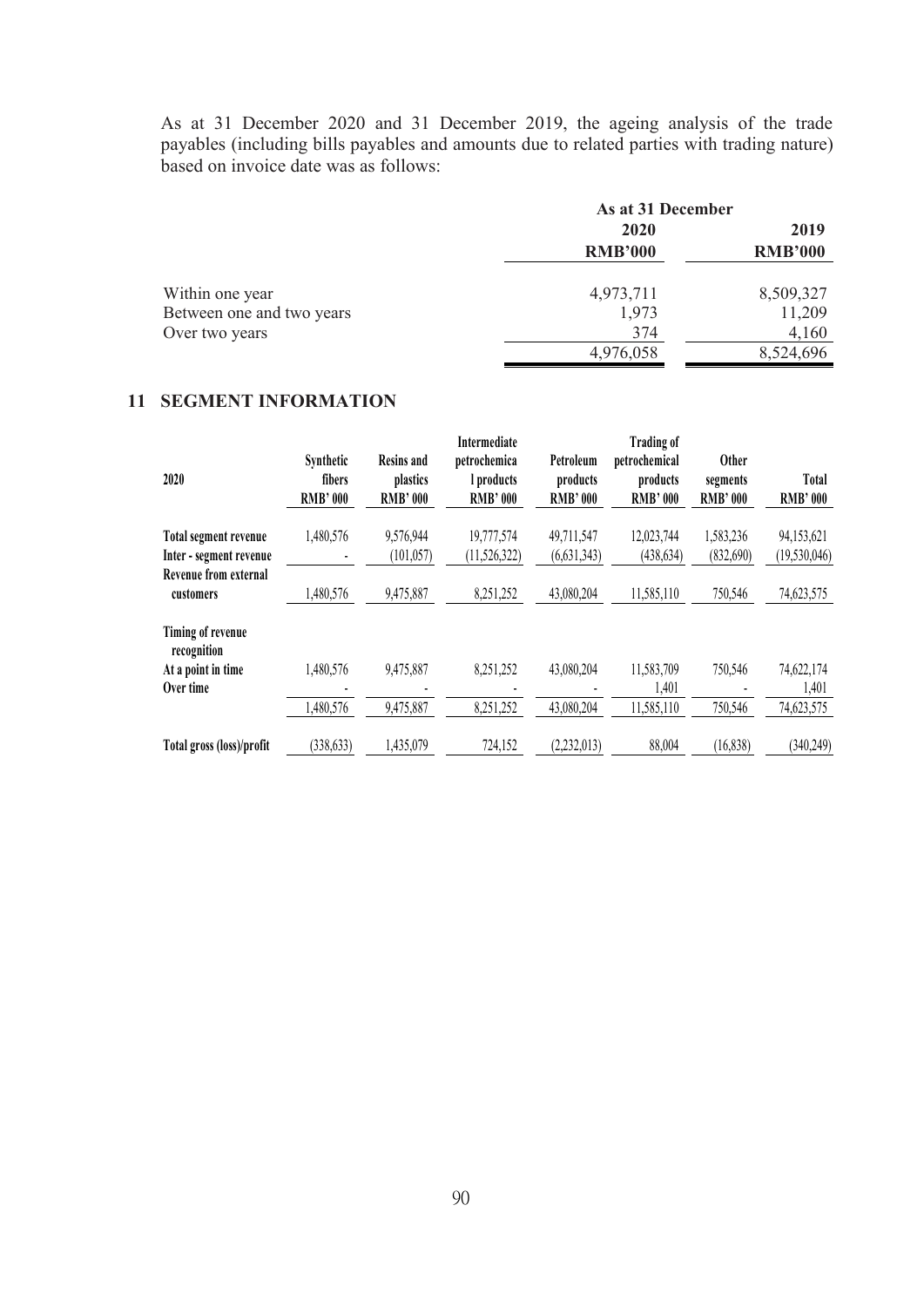As at 31 December 2020 and 31 December 2019, the ageing analysis of the trade payables (including bills payables and amounts due to related parties with trading nature) based on invoice date was as follows:

| | As at 31 December | |
|---|---|---|
| | 2020 | 2019 |
| | RMB'000 | RMB'000 |
| Within one year | 4,973,711 | 8,509,327 |
| Between one and two years | 1,973 | 11,209 |
| Over two years | 374 | 4,160 |
| | 4,976,058 | 8,524,696 |

## 11 SEGMENT INFORMATION

| 2020 | Synthetic fibers RMB' 000 | Resins and plastics RMB' 000 | Intermediate petrochemica l products RMB' 000 | Petroleum products RMB' 000 | Trading of petrochemical products RMB' 000 | Other segments RMB' 000 | Total RMB' 000 |
|---|---|---|---|---|---|---|---|
| Total segment revenue | 1,480,576 | 9,576,944 | 19,777,574 | 49,711,547 | 12,023,744 | 1,583,236 | 94,153,621 |
| Inter - segment revenue | - | (101,057) | (11,526,322) | (6,631,343) | (438,634) | (832,690) | (19,530,046) |
| Revenue from external customers | 1,480,576 | 9,475,887 | 8,251,252 | 43,080,204 | 11,585,110 | 750,546 | 74,623,575 |
| Timing of revenue recognition | | | | | | | |
| At a point in time | 1,480,576 | 9,475,887 | 8,251,252 | 43,080,204 | 11,583,709 | 750,546 | 74,622,174 |
| Over time | - | - | - | - | 1,401 | - | 1,401 |
| | 1,480,576 | 9,475,887 | 8,251,252 | 43,080,204 | 11,585,110 | 750,546 | 74,623,575 |
| Total gross (loss)/profit | (338,633) | 1,435,079 | 724,152 | (2,232,013) | 88,004 | (16,838) | (340,249) |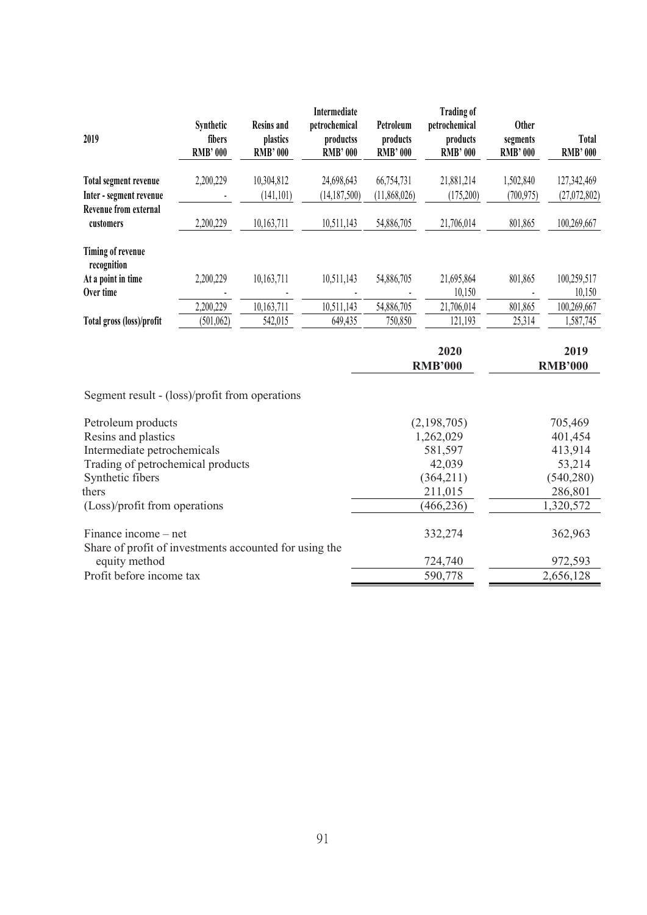| 2019 | Synthetic fibers RMB' 000 | Resins and plastics RMB' 000 | Intermediate petrochemical productss RMB' 000 | Petroleum products RMB' 000 | Trading of petrochemical products RMB' 000 | Other segments RMB' 000 | Total RMB' 000 |
|---|---|---|---|---|---|---|---|
| **Total segment revenue** | 2,200,229 | 10,304,812 | 24,698,643 | 66,754,731 | 21,881,214 | 1,502,840 | 127,342,469 |
| **Inter - segment revenue** | - | (141,101) | (14,187,500) | (11,868,026) | (175,200) | (700,975) | (27,072,802) |
| **Revenue from external customers** | 2,200,229 | 10,163,711 | 10,511,143 | 54,886,705 | 21,706,014 | 801,865 | 100,269,667 |
| **Timing of revenue recognition** | | | | | | | |
| **At a point in time** | 2,200,229 | 10,163,711 | 10,511,143 | 54,886,705 | 21,695,864 | 801,865 | 100,259,517 |
| **Over time** | - | - | - | - | 10,150 | - | 10,150 |
| | 2,200,229 | 10,163,711 | 10,511,143 | 54,886,705 | 21,706,014 | 801,865 | 100,269,667 |
| **Total gross (loss)/profit** | (501,062) | 542,015 | 649,435 | 750,850 | 121,193 | 25,314 | 1,587,745 |

| | 2020 RMB'000 | 2019 RMB'000 |
|---|---|---|
| Segment result - (loss)/profit from operations | | |
| Petroleum products | (2,198,705) | 705,469 |
| Resins and plastics | 1,262,029 | 401,454 |
| Intermediate petrochemicals | 581,597 | 413,914 |
| Trading of petrochemical products | 42,039 | 53,214 |
| Synthetic fibers | (364,211) | (540,280) |
| thers | 211,015 | 286,801 |
| (Loss)/profit from operations | (466,236) | 1,320,572 |
| Finance income – net | 332,274 | 362,963 |
| Share of profit of investments accounted for using the equity method | 724,740 | 972,593 |
| Profit before income tax | 590,778 | 2,656,128 |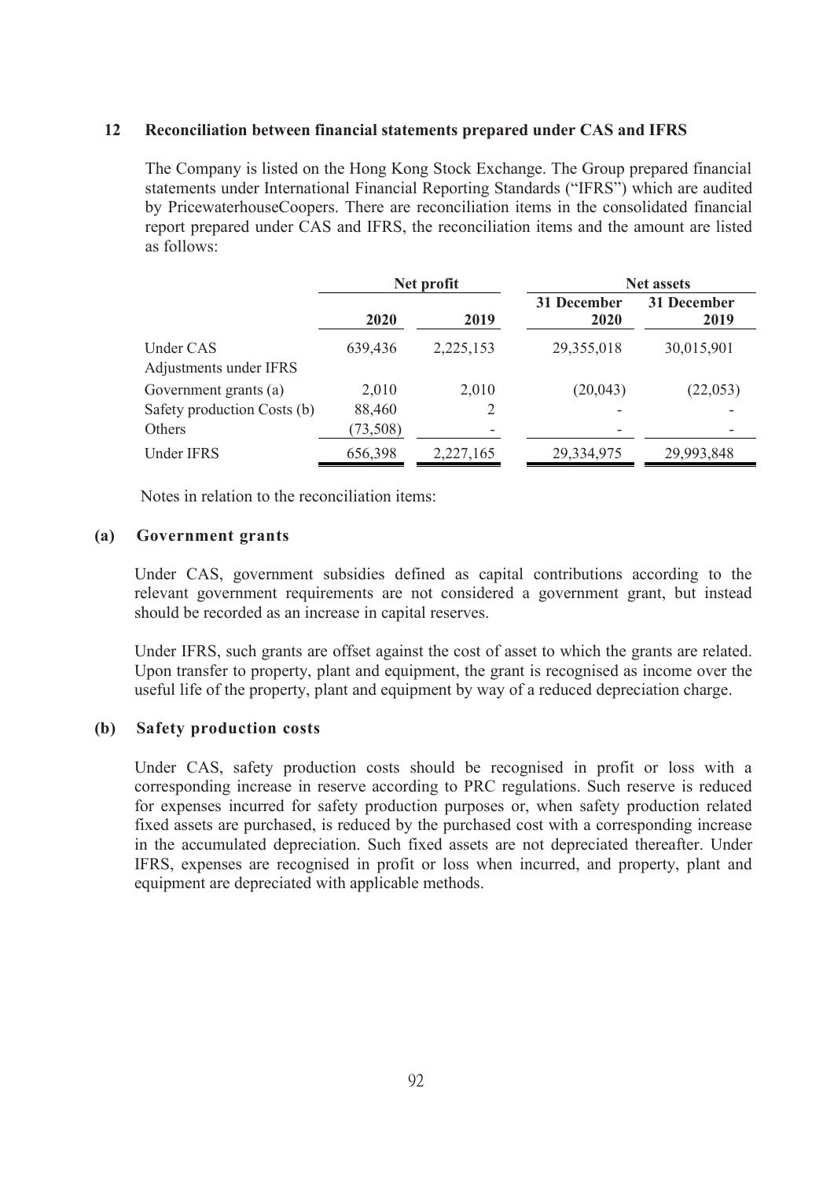## 12 Reconciliation between financial statements prepared under CAS and IFRS

The Company is listed on the Hong Kong Stock Exchange. The Group prepared financial statements under International Financial Reporting Standards ("IFRS") which are audited by PricewaterhouseCoopers. There are reconciliation items in the consolidated financial report prepared under CAS and IFRS, the reconciliation items and the amount are listed as follows:

| | Net profit | | Net assets | |
|---|---|---|---|---|
| | 2020 | 2019 | 31 December 2020 | 31 December 2019 |
| Under CAS | 639,436 | 2,225,153 | 29,355,018 | 30,015,901 |
| Adjustments under IFRS | | | | |
| Government grants (a) | 2,010 | 2,010 | (20,043) | (22,053) |
| Safety production Costs (b) | 88,460 | 2 | - | - |
| Others | (73,508) | - | - | - |
| Under IFRS | 656,398 | 2,227,165 | 29,334,975 | 29,993,848 |

Notes in relation to the reconciliation items:

### (a) Government grants

Under CAS, government subsidies defined as capital contributions according to the relevant government requirements are not considered a government grant, but instead should be recorded as an increase in capital reserves.

Under IFRS, such grants are offset against the cost of asset to which the grants are related. Upon transfer to property, plant and equipment, the grant is recognised as income over the useful life of the property, plant and equipment by way of a reduced depreciation charge.

### (b) Safety production costs

Under CAS, safety production costs should be recognised in profit or loss with a corresponding increase in reserve according to PRC regulations. Such reserve is reduced for expenses incurred for safety production purposes or, when safety production related fixed assets are purchased, is reduced by the purchased cost with a corresponding increase in the accumulated depreciation. Such fixed assets are not depreciated thereafter. Under IFRS, expenses are recognised in profit or loss when incurred, and property, plant and equipment are depreciated with applicable methods.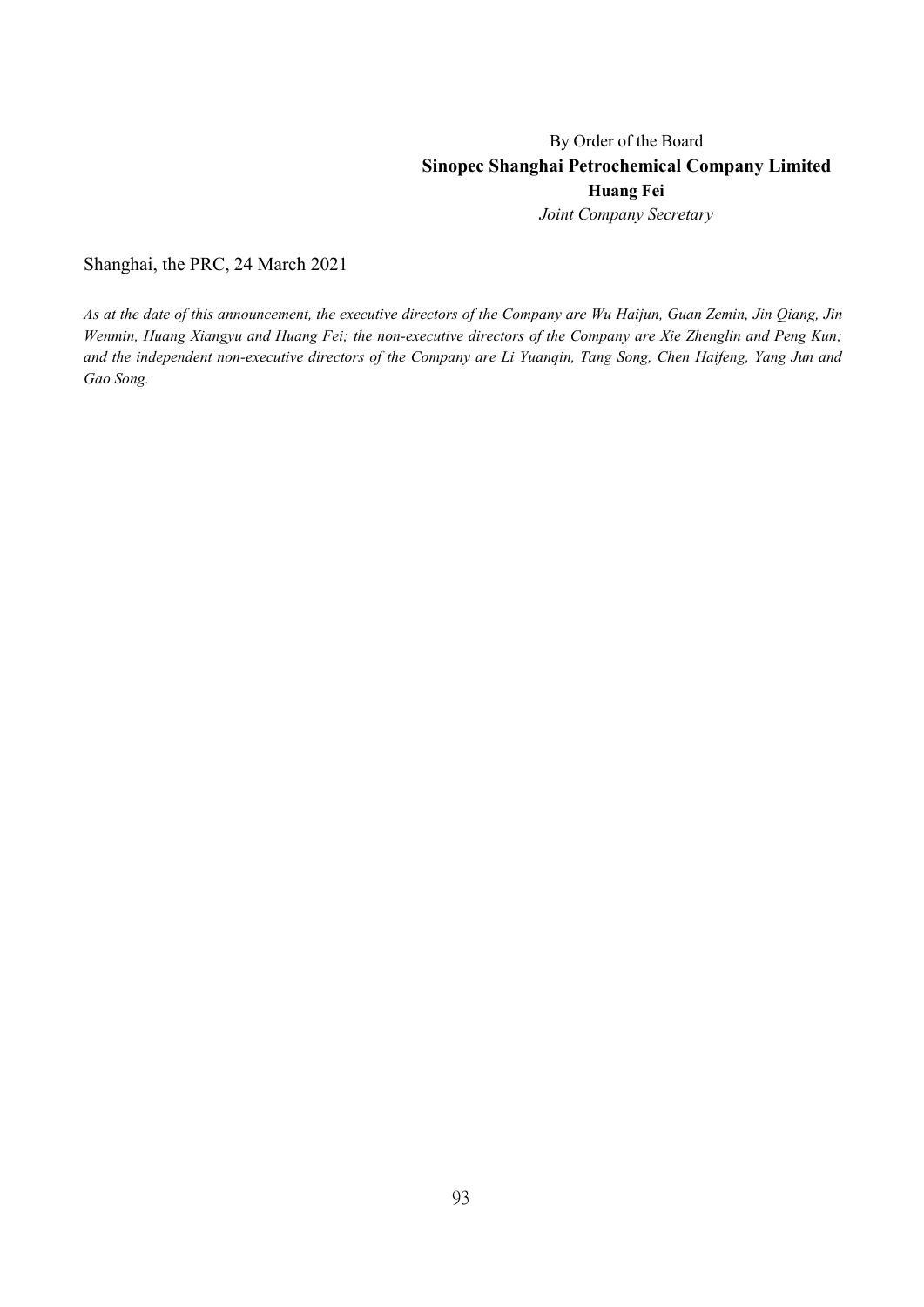By Order of the Board

**Sinopec Shanghai Petrochemical Company Limited**

**Huang Fei**

*Joint Company Secretary*

Shanghai, the PRC, 24 March 2021

*As at the date of this announcement, the executive directors of the Company are Wu Haijun, Guan Zemin, Jin Qiang, Jin Wenmin, Huang Xiangyu and Huang Fei; the non-executive directors of the Company are Xie Zhenglin and Peng Kun; and the independent non-executive directors of the Company are Li Yuanqin, Tang Song, Chen Haifeng, Yang Jun and Gao Song.*